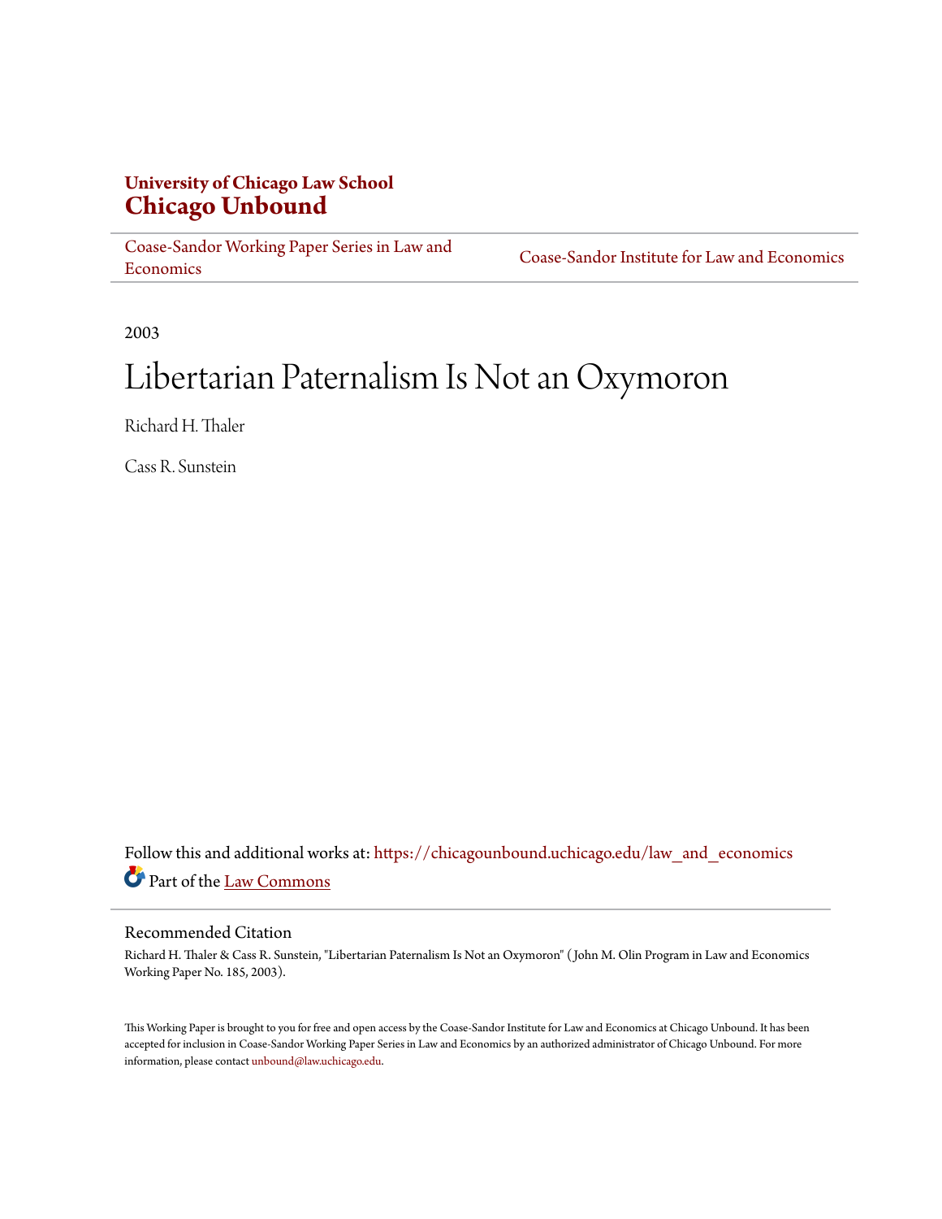**University of Chicago Law School**
**Chicago Unbound**

Coase-Sandor Working Paper Series in Law and Economics | Coase-Sandor Institute for Law and Economics

2003

# Libertarian Paternalism Is Not an Oxymoron

Richard H. Thaler

Cass R. Sunstein

Follow this and additional works at: https://chicagounbound.uchicago.edu/law_and_economics

Part of the Law Commons

## Recommended Citation

Richard H. Thaler & Cass R. Sunstein, "Libertarian Paternalism Is Not an Oxymoron" ( John M. Olin Program in Law and Economics Working Paper No. 185, 2003).

This Working Paper is brought to you for free and open access by the Coase-Sandor Institute for Law and Economics at Chicago Unbound. It has been accepted for inclusion in Coase-Sandor Working Paper Series in Law and Economics by an authorized administrator of Chicago Unbound. For more information, please contact unbound@law.uchicago.edu.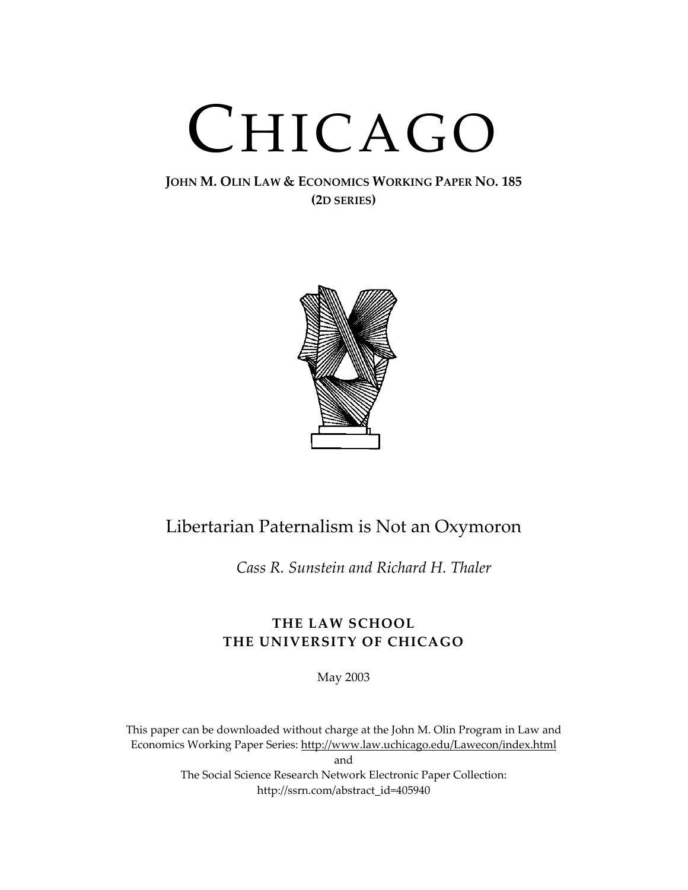# CHICAGO

**JOHN M. OLIN LAW & ECONOMICS WORKING PAPER NO. 185**
**(2D SERIES)**

Libertarian Paternalism is Not an Oxymoron

*Cass R. Sunstein and Richard H. Thaler*

**THE LAW SCHOOL**
**THE UNIVERSITY OF CHICAGO**

May 2003

This paper can be downloaded without charge at the John M. Olin Program in Law and Economics Working Paper Series: http://www.law.uchicago.edu/Lawecon/index.html
and
The Social Science Research Network Electronic Paper Collection:
http://ssrn.com/abstract_id=405940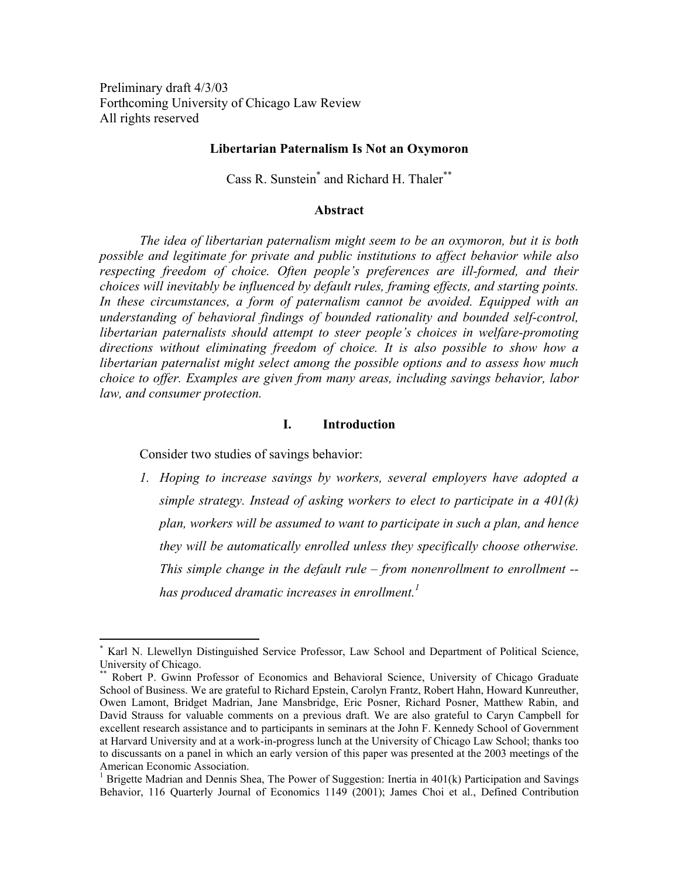Preliminary draft 4/3/03
Forthcoming University of Chicago Law Review
All rights reserved

## Libertarian Paternalism Is Not an Oxymoron

Cass R. Sunstein[*] and Richard H. Thaler[**]

### Abstract

*The idea of libertarian paternalism might seem to be an oxymoron, but it is both possible and legitimate for private and public institutions to affect behavior while also respecting freedom of choice. Often people's preferences are ill-formed, and their choices will inevitably be influenced by default rules, framing effects, and starting points. In these circumstances, a form of paternalism cannot be avoided. Equipped with an understanding of behavioral findings of bounded rationality and bounded self-control, libertarian paternalists should attempt to steer people's choices in welfare-promoting directions without eliminating freedom of choice. It is also possible to show how a libertarian paternalist might select among the possible options and to assess how much choice to offer. Examples are given from many areas, including savings behavior, labor law, and consumer protection.*

### I. Introduction

Consider two studies of savings behavior:

1. *Hoping to increase savings by workers, several employers have adopted a simple strategy. Instead of asking workers to elect to participate in a 401(k) plan, workers will be assumed to want to participate in such a plan, and hence they will be automatically enrolled unless they specifically choose otherwise. This simple change in the default rule – from nonenrollment to enrollment -- has produced dramatic increases in enrollment.*[1]

---

[*] Karl N. Llewellyn Distinguished Service Professor, Law School and Department of Political Science, University of Chicago.

[**] Robert P. Gwinn Professor of Economics and Behavioral Science, University of Chicago Graduate School of Business. We are grateful to Richard Epstein, Carolyn Frantz, Robert Hahn, Howard Kunreuther, Owen Lamont, Bridget Madrian, Jane Mansbridge, Eric Posner, Richard Posner, Matthew Rabin, and David Strauss for valuable comments on a previous draft. We are also grateful to Caryn Campbell for excellent research assistance and to participants in seminars at the John F. Kennedy School of Government at Harvard University and at a work-in-progress lunch at the University of Chicago Law School; thanks too to discussants on a panel in which an early version of this paper was presented at the 2003 meetings of the American Economic Association.

[1] Brigette Madrian and Dennis Shea, The Power of Suggestion: Inertia in 401(k) Participation and Savings Behavior, 116 Quarterly Journal of Economics 1149 (2001); James Choi et al., Defined Contribution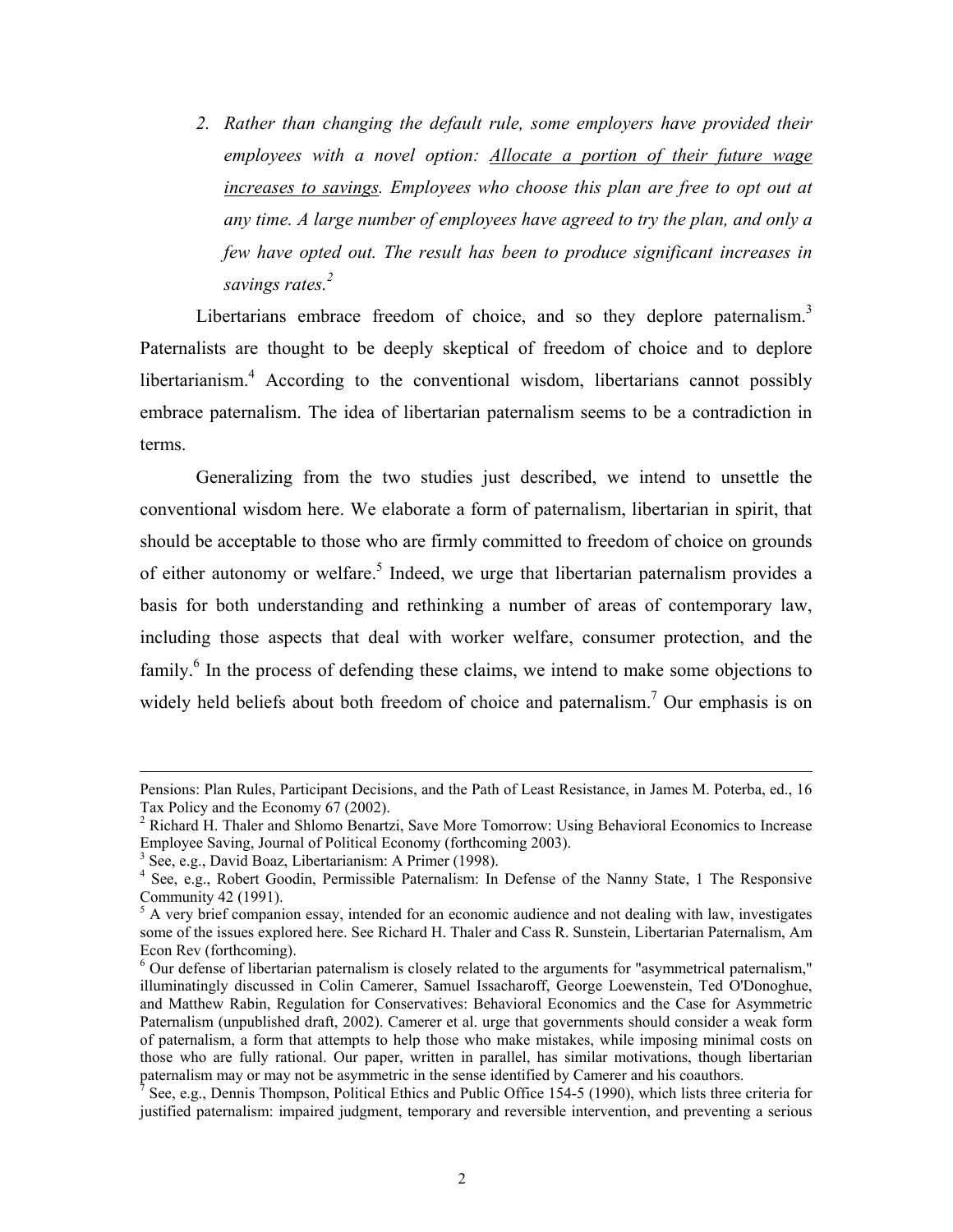2. *Rather than changing the default rule, some employers have provided their employees with a novel option: <u>Allocate a portion of their future wage increases to savings</u>. Employees who choose this plan are free to opt out at any time. A large number of employees have agreed to try the plan, and only a few have opted out. The result has been to produce significant increases in savings rates.*[2]

Libertarians embrace freedom of choice, and so they deplore paternalism.[3] Paternalists are thought to be deeply skeptical of freedom of choice and to deplore libertarianism.[4] According to the conventional wisdom, libertarians cannot possibly embrace paternalism. The idea of libertarian paternalism seems to be a contradiction in terms.

Generalizing from the two studies just described, we intend to unsettle the conventional wisdom here. We elaborate a form of paternalism, libertarian in spirit, that should be acceptable to those who are firmly committed to freedom of choice on grounds of either autonomy or welfare.[5] Indeed, we urge that libertarian paternalism provides a basis for both understanding and rethinking a number of areas of contemporary law, including those aspects that deal with worker welfare, consumer protection, and the family.[6] In the process of defending these claims, we intend to make some objections to widely held beliefs about both freedom of choice and paternalism.[7] Our emphasis is on

---

Pensions: Plan Rules, Participant Decisions, and the Path of Least Resistance, in James M. Poterba, ed., 16 Tax Policy and the Economy 67 (2002).

[2] Richard H. Thaler and Shlomo Benartzi, Save More Tomorrow: Using Behavioral Economics to Increase Employee Saving, Journal of Political Economy (forthcoming 2003).

[3] See, e.g., David Boaz, Libertarianism: A Primer (1998).

[4] See, e.g., Robert Goodin, Permissible Paternalism: In Defense of the Nanny State, 1 The Responsive Community 42 (1991).

[5] A very brief companion essay, intended for an economic audience and not dealing with law, investigates some of the issues explored here. See Richard H. Thaler and Cass R. Sunstein, Libertarian Paternalism, Am Econ Rev (forthcoming).

[6] Our defense of libertarian paternalism is closely related to the arguments for "asymmetrical paternalism," illuminatingly discussed in Colin Camerer, Samuel Issacharoff, George Loewenstein, Ted O'Donoghue, and Matthew Rabin, Regulation for Conservatives: Behavioral Economics and the Case for Asymmetric Paternalism (unpublished draft, 2002). Camerer et al. urge that governments should consider a weak form of paternalism, a form that attempts to help those who make mistakes, while imposing minimal costs on those who are fully rational. Our paper, written in parallel, has similar motivations, though libertarian paternalism may or may not be asymmetric in the sense identified by Camerer and his coauthors.

[7] See, e.g., Dennis Thompson, Political Ethics and Public Office 154-5 (1990), which lists three criteria for justified paternalism: impaired judgment, temporary and reversible intervention, and preventing a serious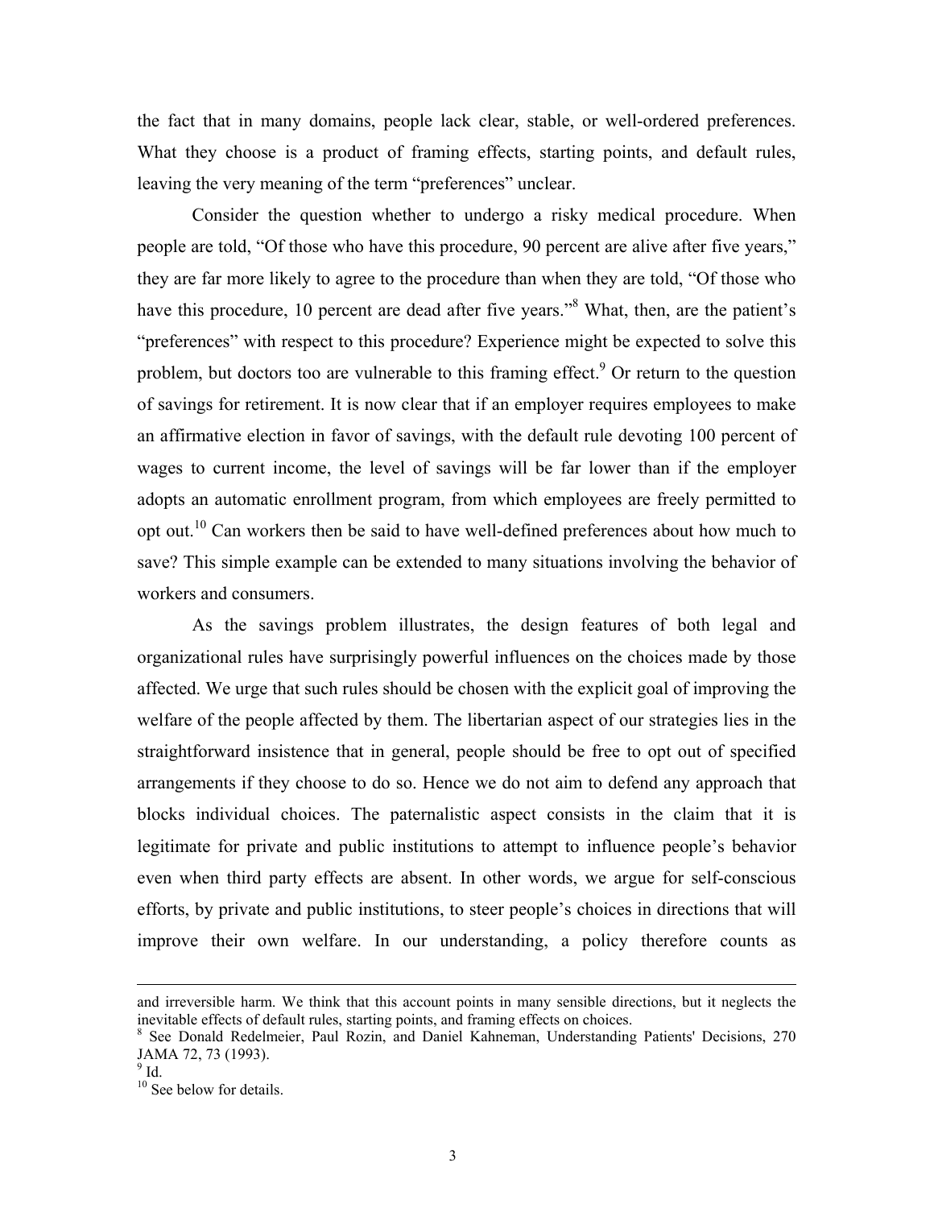the fact that in many domains, people lack clear, stable, or well-ordered preferences. What they choose is a product of framing effects, starting points, and default rules, leaving the very meaning of the term "preferences" unclear.

Consider the question whether to undergo a risky medical procedure. When people are told, "Of those who have this procedure, 90 percent are alive after five years," they are far more likely to agree to the procedure than when they are told, "Of those who have this procedure, 10 percent are dead after five years."[8] What, then, are the patient's "preferences" with respect to this procedure? Experience might be expected to solve this problem, but doctors too are vulnerable to this framing effect.[9] Or return to the question of savings for retirement. It is now clear that if an employer requires employees to make an affirmative election in favor of savings, with the default rule devoting 100 percent of wages to current income, the level of savings will be far lower than if the employer adopts an automatic enrollment program, from which employees are freely permitted to opt out.[10] Can workers then be said to have well-defined preferences about how much to save? This simple example can be extended to many situations involving the behavior of workers and consumers.

As the savings problem illustrates, the design features of both legal and organizational rules have surprisingly powerful influences on the choices made by those affected. We urge that such rules should be chosen with the explicit goal of improving the welfare of the people affected by them. The libertarian aspect of our strategies lies in the straightforward insistence that in general, people should be free to opt out of specified arrangements if they choose to do so. Hence we do not aim to defend any approach that blocks individual choices. The paternalistic aspect consists in the claim that it is legitimate for private and public institutions to attempt to influence people's behavior even when third party effects are absent. In other words, we argue for self-conscious efforts, by private and public institutions, to steer people's choices in directions that will improve their own welfare. In our understanding, a policy therefore counts as

---

and irreversible harm. We think that this account points in many sensible directions, but it neglects the inevitable effects of default rules, starting points, and framing effects on choices.

[8] See Donald Redelmeier, Paul Rozin, and Daniel Kahneman, Understanding Patients' Decisions, 270 JAMA 72, 73 (1993).

[9] Id.

[10] See below for details.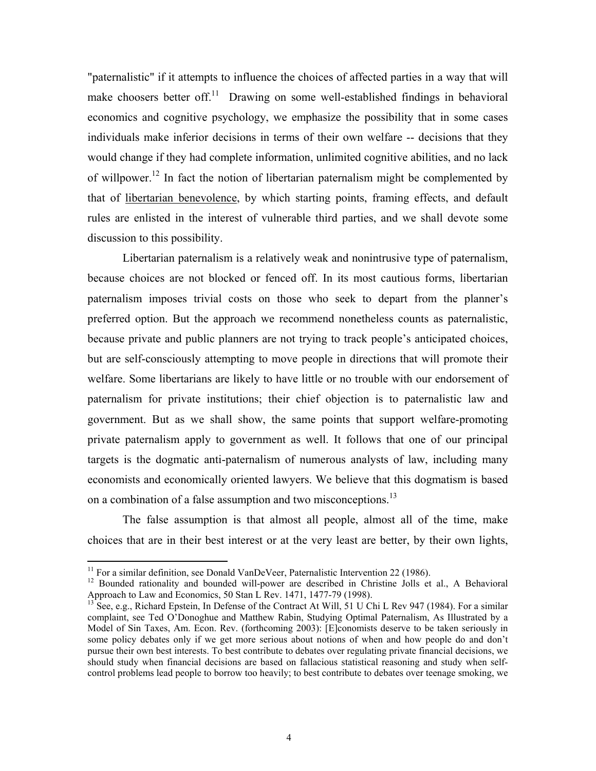"paternalistic" if it attempts to influence the choices of affected parties in a way that will make choosers better off.[11] Drawing on some well-established findings in behavioral economics and cognitive psychology, we emphasize the possibility that in some cases individuals make inferior decisions in terms of their own welfare -- decisions that they would change if they had complete information, unlimited cognitive abilities, and no lack of willpower.[12] In fact the notion of libertarian paternalism might be complemented by that of libertarian benevolence, by which starting points, framing effects, and default rules are enlisted in the interest of vulnerable third parties, and we shall devote some discussion to this possibility.

Libertarian paternalism is a relatively weak and nonintrusive type of paternalism, because choices are not blocked or fenced off. In its most cautious forms, libertarian paternalism imposes trivial costs on those who seek to depart from the planner's preferred option. But the approach we recommend nonetheless counts as paternalistic, because private and public planners are not trying to track people's anticipated choices, but are self-consciously attempting to move people in directions that will promote their welfare. Some libertarians are likely to have little or no trouble with our endorsement of paternalism for private institutions; their chief objection is to paternalistic law and government. But as we shall show, the same points that support welfare-promoting private paternalism apply to government as well. It follows that one of our principal targets is the dogmatic anti-paternalism of numerous analysts of law, including many economists and economically oriented lawyers. We believe that this dogmatism is based on a combination of a false assumption and two misconceptions.[13]

The false assumption is that almost all people, almost all of the time, make choices that are in their best interest or at the very least are better, by their own lights,

---

[11] For a similar definition, see Donald VanDeVeer, Paternalistic Intervention 22 (1986).

[12] Bounded rationality and bounded will-power are described in Christine Jolls et al., A Behavioral Approach to Law and Economics, 50 Stan L Rev. 1471, 1477-79 (1998).

[13] See, e.g., Richard Epstein, In Defense of the Contract At Will, 51 U Chi L Rev 947 (1984). For a similar complaint, see Ted O'Donoghue and Matthew Rabin, Studying Optimal Paternalism, As Illustrated by a Model of Sin Taxes, Am. Econ. Rev. (forthcoming 2003): [E]conomists deserve to be taken seriously in some policy debates only if we get more serious about notions of when and how people do and don't pursue their own best interests. To best contribute to debates over regulating private financial decisions, we should study when financial decisions are based on fallacious statistical reasoning and study when self-control problems lead people to borrow too heavily; to best contribute to debates over teenage smoking, we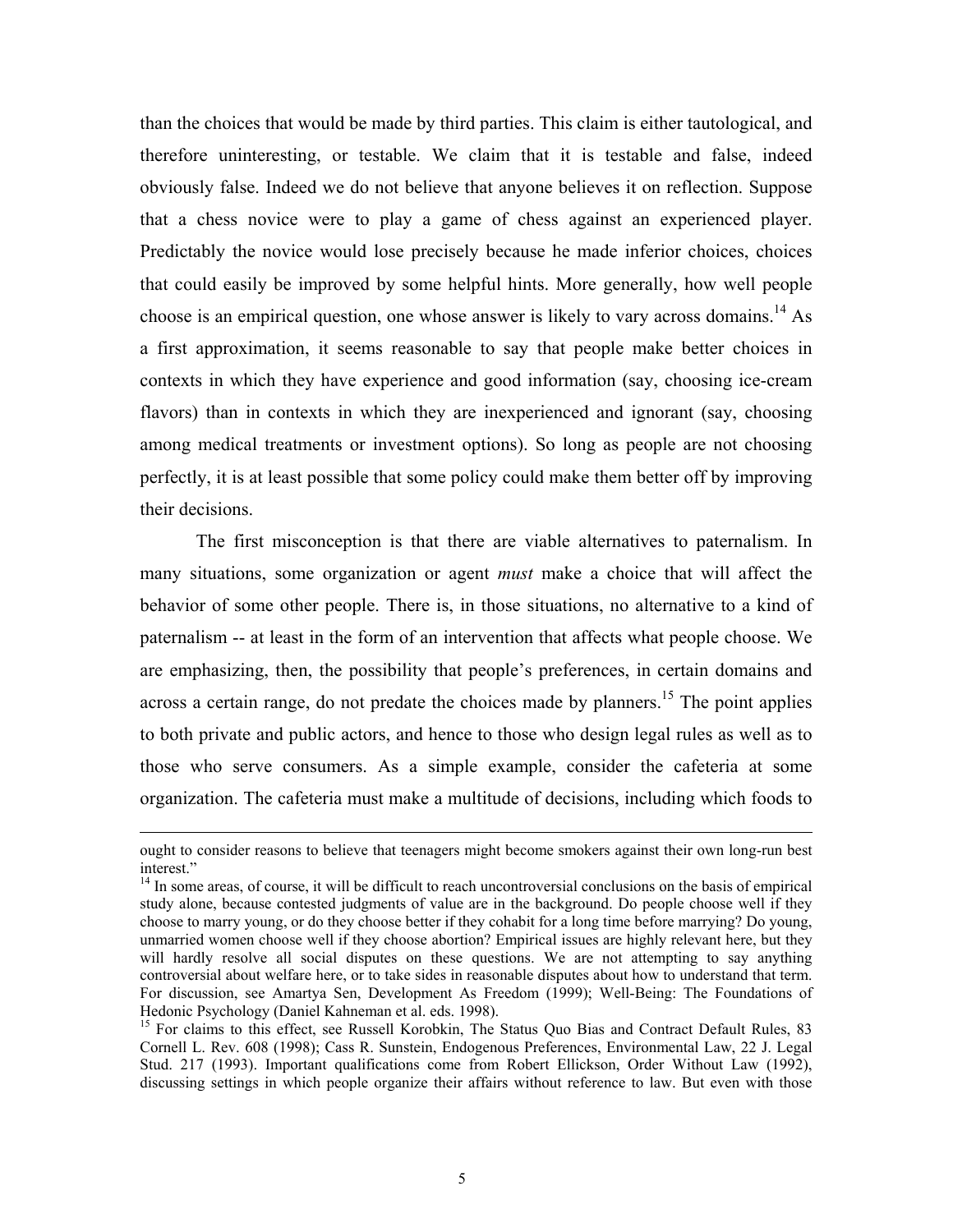than the choices that would be made by third parties. This claim is either tautological, and therefore uninteresting, or testable. We claim that it is testable and false, indeed obviously false. Indeed we do not believe that anyone believes it on reflection. Suppose that a chess novice were to play a game of chess against an experienced player. Predictably the novice would lose precisely because he made inferior choices, choices that could easily be improved by some helpful hints. More generally, how well people choose is an empirical question, one whose answer is likely to vary across domains.[14] As a first approximation, it seems reasonable to say that people make better choices in contexts in which they have experience and good information (say, choosing ice-cream flavors) than in contexts in which they are inexperienced and ignorant (say, choosing among medical treatments or investment options). So long as people are not choosing perfectly, it is at least possible that some policy could make them better off by improving their decisions.

The first misconception is that there are viable alternatives to paternalism. In many situations, some organization or agent *must* make a choice that will affect the behavior of some other people. There is, in those situations, no alternative to a kind of paternalism -- at least in the form of an intervention that affects what people choose. We are emphasizing, then, the possibility that people's preferences, in certain domains and across a certain range, do not predate the choices made by planners.[15] The point applies to both private and public actors, and hence to those who design legal rules as well as to those who serve consumers. As a simple example, consider the cafeteria at some organization. The cafeteria must make a multitude of decisions, including which foods to

---

ought to consider reasons to believe that teenagers might become smokers against their own long-run best interest."

[14] In some areas, of course, it will be difficult to reach uncontroversial conclusions on the basis of empirical study alone, because contested judgments of value are in the background. Do people choose well if they choose to marry young, or do they choose better if they cohabit for a long time before marrying? Do young, unmarried women choose well if they choose abortion? Empirical issues are highly relevant here, but they will hardly resolve all social disputes on these questions. We are not attempting to say anything controversial about welfare here, or to take sides in reasonable disputes about how to understand that term. For discussion, see Amartya Sen, Development As Freedom (1999); Well-Being: The Foundations of Hedonic Psychology (Daniel Kahneman et al. eds. 1998).

[15] For claims to this effect, see Russell Korobkin, The Status Quo Bias and Contract Default Rules, 83 Cornell L. Rev. 608 (1998); Cass R. Sunstein, Endogenous Preferences, Environmental Law, 22 J. Legal Stud. 217 (1993). Important qualifications come from Robert Ellickson, Order Without Law (1992), discussing settings in which people organize their affairs without reference to law. But even with those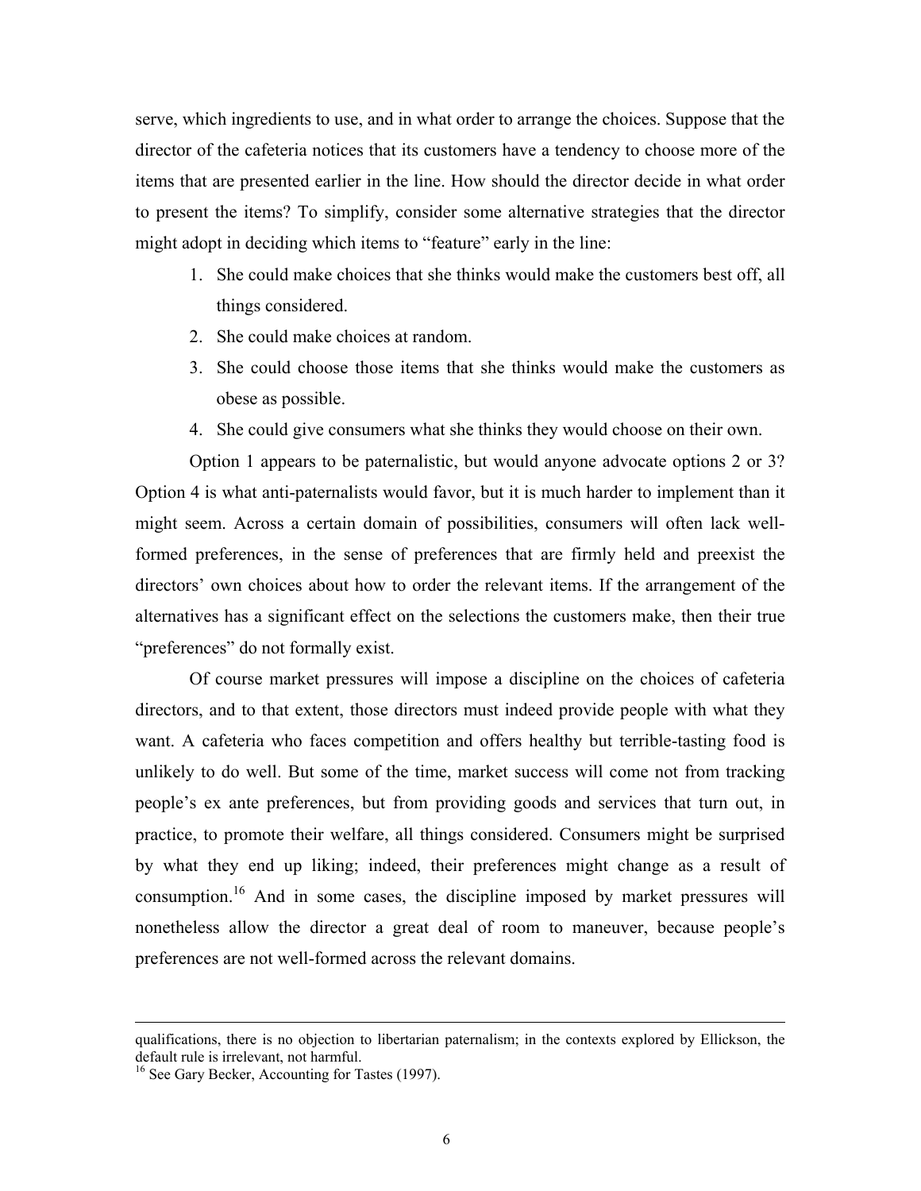serve, which ingredients to use, and in what order to arrange the choices. Suppose that the director of the cafeteria notices that its customers have a tendency to choose more of the items that are presented earlier in the line. How should the director decide in what order to present the items? To simplify, consider some alternative strategies that the director might adopt in deciding which items to "feature" early in the line:

1. She could make choices that she thinks would make the customers best off, all things considered.
2. She could make choices at random.
3. She could choose those items that she thinks would make the customers as obese as possible.
4. She could give consumers what she thinks they would choose on their own.

Option 1 appears to be paternalistic, but would anyone advocate options 2 or 3? Option 4 is what anti-paternalists would favor, but it is much harder to implement than it might seem. Across a certain domain of possibilities, consumers will often lack well-formed preferences, in the sense of preferences that are firmly held and preexist the directors' own choices about how to order the relevant items. If the arrangement of the alternatives has a significant effect on the selections the customers make, then their true "preferences" do not formally exist.

Of course market pressures will impose a discipline on the choices of cafeteria directors, and to that extent, those directors must indeed provide people with what they want. A cafeteria who faces competition and offers healthy but terrible-tasting food is unlikely to do well. But some of the time, market success will come not from tracking people's ex ante preferences, but from providing goods and services that turn out, in practice, to promote their welfare, all things considered. Consumers might be surprised by what they end up liking; indeed, their preferences might change as a result of consumption.[16] And in some cases, the discipline imposed by market pressures will nonetheless allow the director a great deal of room to maneuver, because people's preferences are not well-formed across the relevant domains.

---

qualifications, there is no objection to libertarian paternalism; in the contexts explored by Ellickson, the default rule is irrelevant, not harmful.

[16] See Gary Becker, Accounting for Tastes (1997).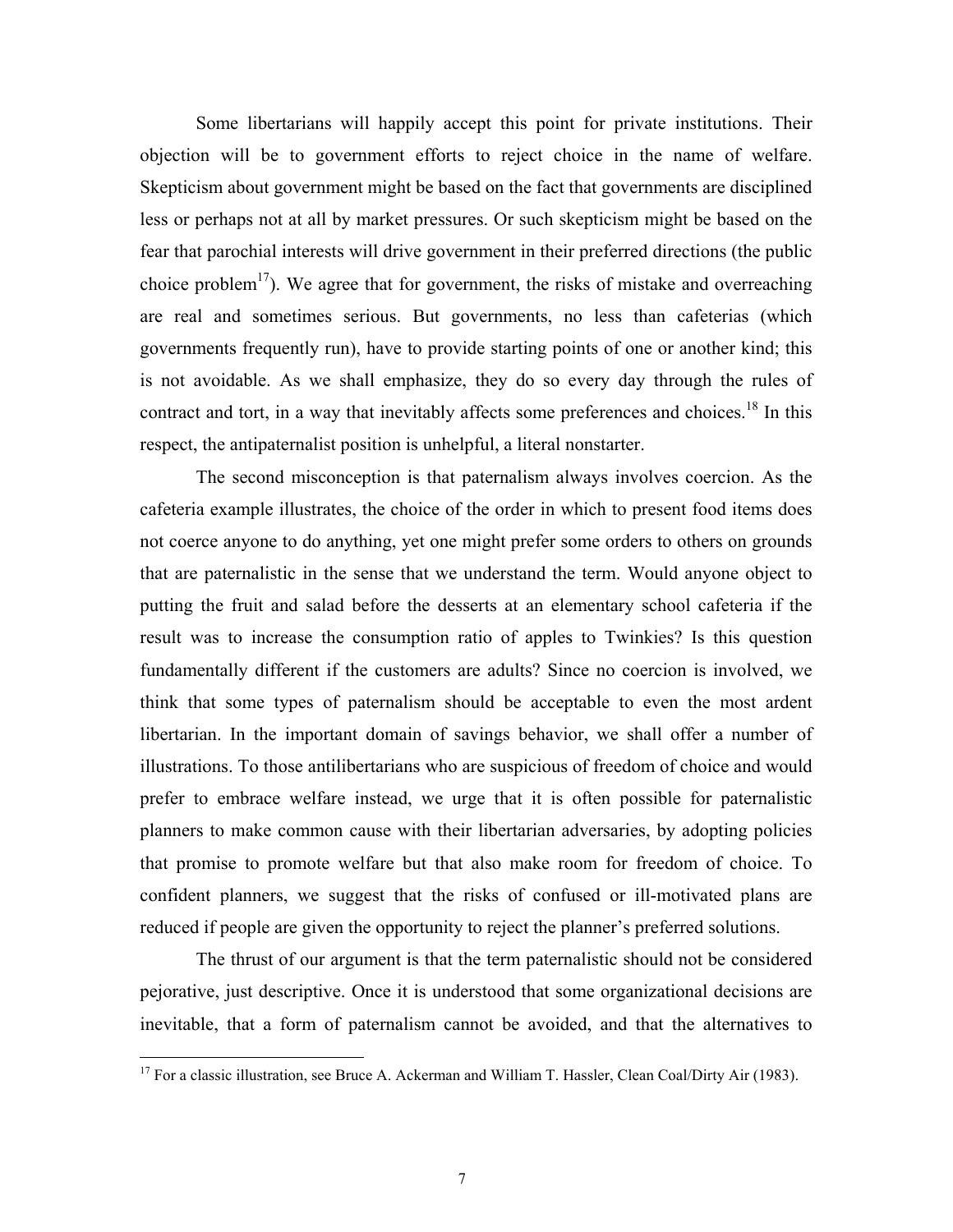Some libertarians will happily accept this point for private institutions. Their objection will be to government efforts to reject choice in the name of welfare. Skepticism about government might be based on the fact that governments are disciplined less or perhaps not at all by market pressures. Or such skepticism might be based on the fear that parochial interests will drive government in their preferred directions (the public choice problem[17]). We agree that for government, the risks of mistake and overreaching are real and sometimes serious. But governments, no less than cafeterias (which governments frequently run), have to provide starting points of one or another kind; this is not avoidable. As we shall emphasize, they do so every day through the rules of contract and tort, in a way that inevitably affects some preferences and choices.[18] In this respect, the antipaternalist position is unhelpful, a literal nonstarter.

The second misconception is that paternalism always involves coercion. As the cafeteria example illustrates, the choice of the order in which to present food items does not coerce anyone to do anything, yet one might prefer some orders to others on grounds that are paternalistic in the sense that we understand the term. Would anyone object to putting the fruit and salad before the desserts at an elementary school cafeteria if the result was to increase the consumption ratio of apples to Twinkies? Is this question fundamentally different if the customers are adults? Since no coercion is involved, we think that some types of paternalism should be acceptable to even the most ardent libertarian. In the important domain of savings behavior, we shall offer a number of illustrations. To those antilibertarians who are suspicious of freedom of choice and would prefer to embrace welfare instead, we urge that it is often possible for paternalistic planners to make common cause with their libertarian adversaries, by adopting policies that promise to promote welfare but that also make room for freedom of choice. To confident planners, we suggest that the risks of confused or ill-motivated plans are reduced if people are given the opportunity to reject the planner's preferred solutions.

The thrust of our argument is that the term paternalistic should not be considered pejorative, just descriptive. Once it is understood that some organizational decisions are inevitable, that a form of paternalism cannot be avoided, and that the alternatives to

[17] For a classic illustration, see Bruce A. Ackerman and William T. Hassler, Clean Coal/Dirty Air (1983).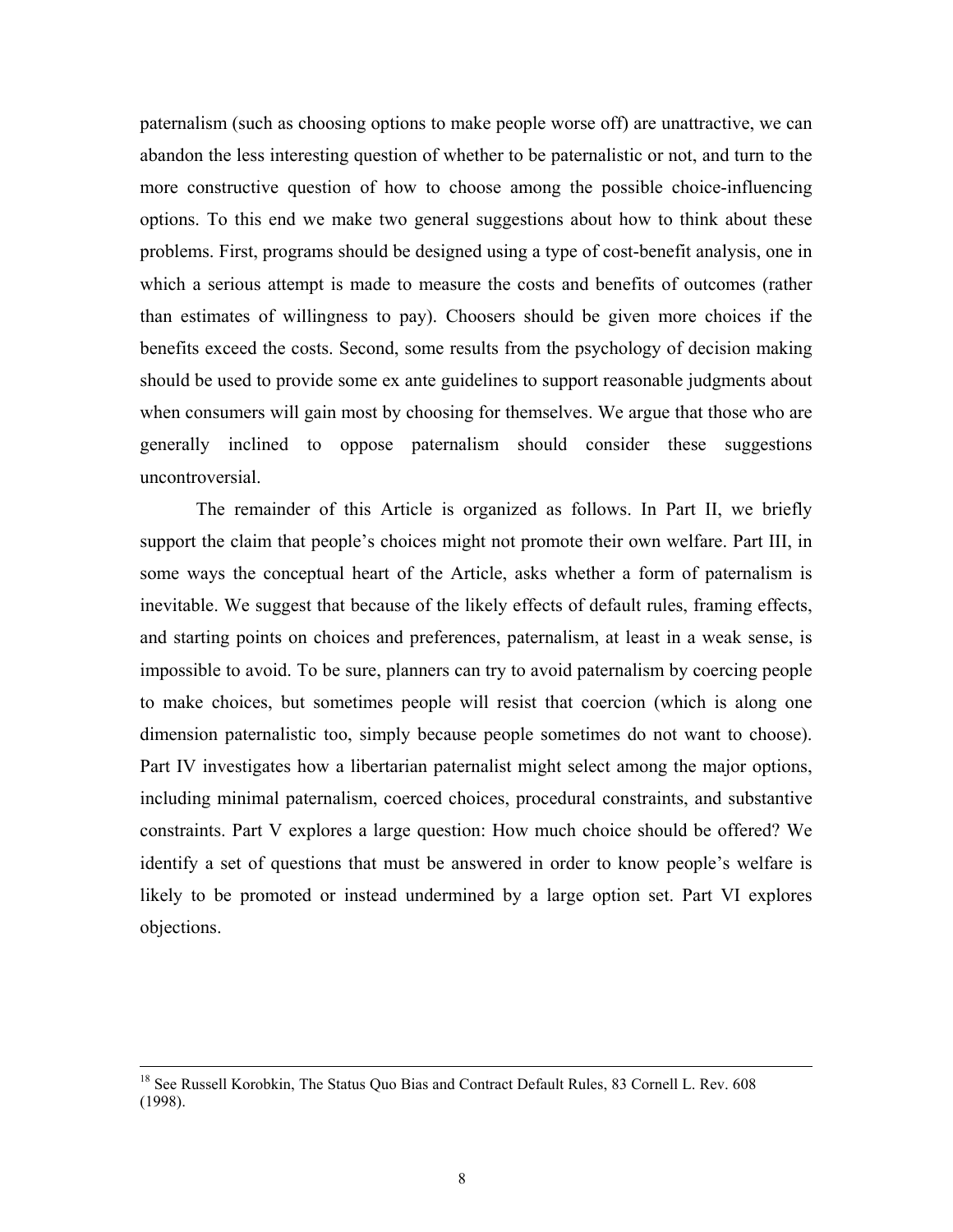paternalism (such as choosing options to make people worse off) are unattractive, we can abandon the less interesting question of whether to be paternalistic or not, and turn to the more constructive question of how to choose among the possible choice-influencing options. To this end we make two general suggestions about how to think about these problems. First, programs should be designed using a type of cost-benefit analysis, one in which a serious attempt is made to measure the costs and benefits of outcomes (rather than estimates of willingness to pay). Choosers should be given more choices if the benefits exceed the costs. Second, some results from the psychology of decision making should be used to provide some ex ante guidelines to support reasonable judgments about when consumers will gain most by choosing for themselves. We argue that those who are generally inclined to oppose paternalism should consider these suggestions uncontroversial.

The remainder of this Article is organized as follows. In Part II, we briefly support the claim that people's choices might not promote their own welfare. Part III, in some ways the conceptual heart of the Article, asks whether a form of paternalism is inevitable. We suggest that because of the likely effects of default rules, framing effects, and starting points on choices and preferences, paternalism, at least in a weak sense, is impossible to avoid. To be sure, planners can try to avoid paternalism by coercing people to make choices, but sometimes people will resist that coercion (which is along one dimension paternalistic too, simply because people sometimes do not want to choose). Part IV investigates how a libertarian paternalist might select among the major options, including minimal paternalism, coerced choices, procedural constraints, and substantive constraints. Part V explores a large question: How much choice should be offered? We identify a set of questions that must be answered in order to know people's welfare is likely to be promoted or instead undermined by a large option set. Part VI explores objections.

---

[18] See Russell Korobkin, The Status Quo Bias and Contract Default Rules, 83 Cornell L. Rev. 608 (1998).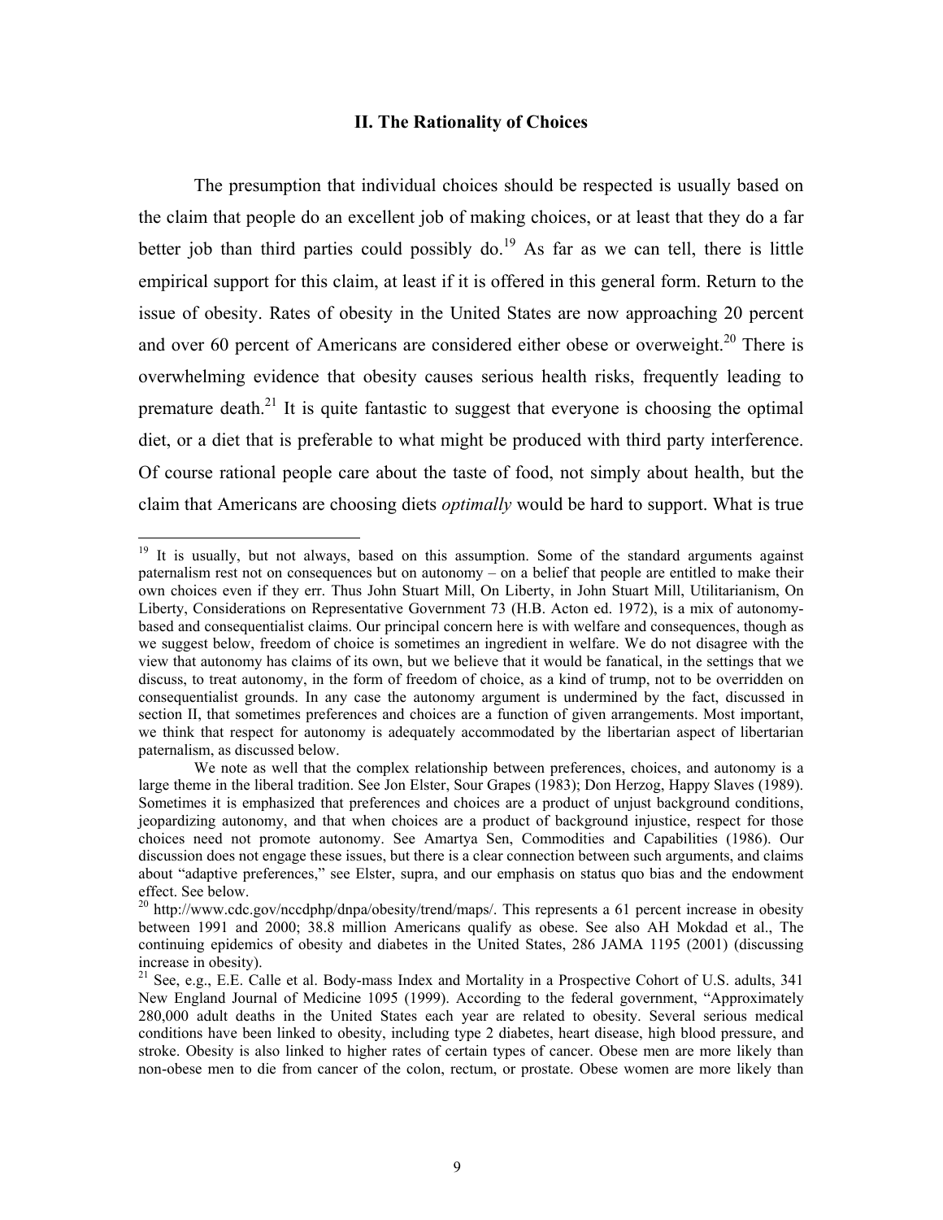## II. The Rationality of Choices

The presumption that individual choices should be respected is usually based on the claim that people do an excellent job of making choices, or at least that they do a far better job than third parties could possibly do.[19] As far as we can tell, there is little empirical support for this claim, at least if it is offered in this general form. Return to the issue of obesity. Rates of obesity in the United States are now approaching 20 percent and over 60 percent of Americans are considered either obese or overweight.[20] There is overwhelming evidence that obesity causes serious health risks, frequently leading to premature death.[21] It is quite fantastic to suggest that everyone is choosing the optimal diet, or a diet that is preferable to what might be produced with third party interference. Of course rational people care about the taste of food, not simply about health, but the claim that Americans are choosing diets *optimally* would be hard to support. What is true

[19] It is usually, but not always, based on this assumption. Some of the standard arguments against paternalism rest not on consequences but on autonomy – on a belief that people are entitled to make their own choices even if they err. Thus John Stuart Mill, On Liberty, in John Stuart Mill, Utilitarianism, On Liberty, Considerations on Representative Government 73 (H.B. Acton ed. 1972), is a mix of autonomy-based and consequentialist claims. Our principal concern here is with welfare and consequences, though as we suggest below, freedom of choice is sometimes an ingredient in welfare. We do not disagree with the view that autonomy has claims of its own, but we believe that it would be fanatical, in the settings that we discuss, to treat autonomy, in the form of freedom of choice, as a kind of trump, not to be overridden on consequentialist grounds. In any case the autonomy argument is undermined by the fact, discussed in section II, that sometimes preferences and choices are a function of given arrangements. Most important, we think that respect for autonomy is adequately accommodated by the libertarian aspect of libertarian paternalism, as discussed below.

We note as well that the complex relationship between preferences, choices, and autonomy is a large theme in the liberal tradition. See Jon Elster, Sour Grapes (1983); Don Herzog, Happy Slaves (1989). Sometimes it is emphasized that preferences and choices are a product of unjust background conditions, jeopardizing autonomy, and that when choices are a product of background injustice, respect for those choices need not promote autonomy. See Amartya Sen, Commodities and Capabilities (1986). Our discussion does not engage these issues, but there is a clear connection between such arguments, and claims about "adaptive preferences," see Elster, supra, and our emphasis on status quo bias and the endowment effect. See below.

[20] http://www.cdc.gov/nccdphp/dnpa/obesity/trend/maps/. This represents a 61 percent increase in obesity between 1991 and 2000; 38.8 million Americans qualify as obese. See also AH Mokdad et al., The continuing epidemics of obesity and diabetes in the United States, 286 JAMA 1195 (2001) (discussing increase in obesity).

[21] See, e.g., E.E. Calle et al. Body-mass Index and Mortality in a Prospective Cohort of U.S. adults, 341 New England Journal of Medicine 1095 (1999). According to the federal government, "Approximately 280,000 adult deaths in the United States each year are related to obesity. Several serious medical conditions have been linked to obesity, including type 2 diabetes, heart disease, high blood pressure, and stroke. Obesity is also linked to higher rates of certain types of cancer. Obese men are more likely than non-obese men to die from cancer of the colon, rectum, or prostate. Obese women are more likely than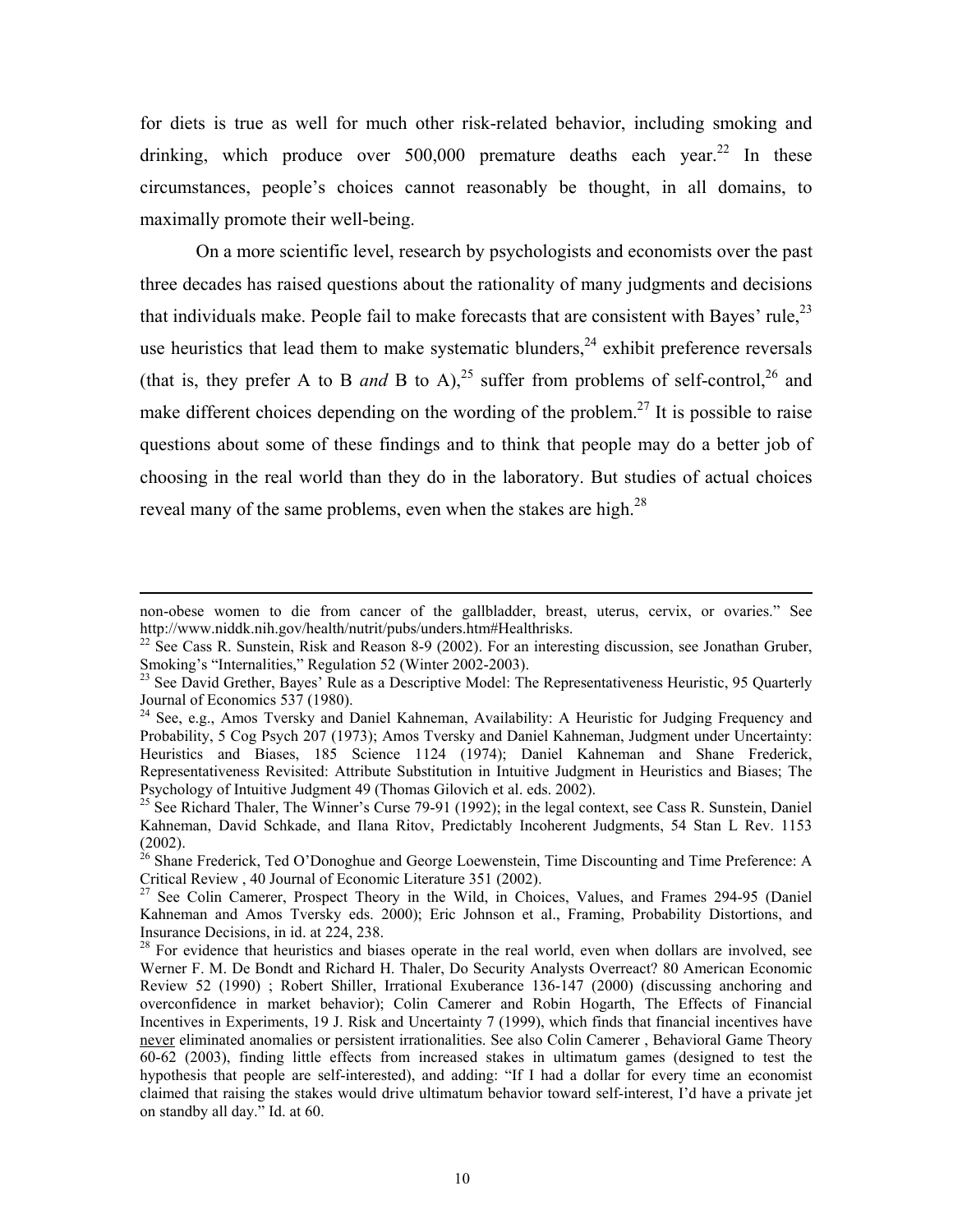for diets is true as well for much other risk-related behavior, including smoking and drinking, which produce over 500,000 premature deaths each year.[22] In these circumstances, people's choices cannot reasonably be thought, in all domains, to maximally promote their well-being.

On a more scientific level, research by psychologists and economists over the past three decades has raised questions about the rationality of many judgments and decisions that individuals make. People fail to make forecasts that are consistent with Bayes' rule,[23] use heuristics that lead them to make systematic blunders,[24] exhibit preference reversals (that is, they prefer A to B *and* B to A),[25] suffer from problems of self-control,[26] and make different choices depending on the wording of the problem.[27] It is possible to raise questions about some of these findings and to think that people may do a better job of choosing in the real world than they do in the laboratory. But studies of actual choices reveal many of the same problems, even when the stakes are high.[28]

---

non-obese women to die from cancer of the gallbladder, breast, uterus, cervix, or ovaries." See http://www.niddk.nih.gov/health/nutrit/pubs/unders.htm#Healthrisks.

[22] See Cass R. Sunstein, Risk and Reason 8-9 (2002). For an interesting discussion, see Jonathan Gruber, Smoking's "Internalities," Regulation 52 (Winter 2002-2003).

[23] See David Grether, Bayes' Rule as a Descriptive Model: The Representativeness Heuristic, 95 Quarterly Journal of Economics 537 (1980).

[24] See, e.g., Amos Tversky and Daniel Kahneman, Availability: A Heuristic for Judging Frequency and Probability, 5 Cog Psych 207 (1973); Amos Tversky and Daniel Kahneman, Judgment under Uncertainty: Heuristics and Biases, 185 Science 1124 (1974); Daniel Kahneman and Shane Frederick, Representativeness Revisited: Attribute Substitution in Intuitive Judgment in Heuristics and Biases; The Psychology of Intuitive Judgment 49 (Thomas Gilovich et al. eds. 2002).

[25] See Richard Thaler, The Winner's Curse 79-91 (1992); in the legal context, see Cass R. Sunstein, Daniel Kahneman, David Schkade, and Ilana Ritov, Predictably Incoherent Judgments, 54 Stan L Rev. 1153 (2002).

[26] Shane Frederick, Ted O'Donoghue and George Loewenstein, Time Discounting and Time Preference: A Critical Review , 40 Journal of Economic Literature 351 (2002).

[27] See Colin Camerer, Prospect Theory in the Wild, in Choices, Values, and Frames 294-95 (Daniel Kahneman and Amos Tversky eds. 2000); Eric Johnson et al., Framing, Probability Distortions, and Insurance Decisions, in id. at 224, 238.

[28] For evidence that heuristics and biases operate in the real world, even when dollars are involved, see Werner F. M. De Bondt and Richard H. Thaler, Do Security Analysts Overreact? 80 American Economic Review 52 (1990) ; Robert Shiller, Irrational Exuberance 136-147 (2000) (discussing anchoring and overconfidence in market behavior); Colin Camerer and Robin Hogarth, The Effects of Financial Incentives in Experiments, 19 J. Risk and Uncertainty 7 (1999), which finds that financial incentives have never eliminated anomalies or persistent irrationalities. See also Colin Camerer , Behavioral Game Theory 60-62 (2003), finding little effects from increased stakes in ultimatum games (designed to test the hypothesis that people are self-interested), and adding: "If I had a dollar for every time an economist claimed that raising the stakes would drive ultimatum behavior toward self-interest, I'd have a private jet on standby all day." Id. at 60.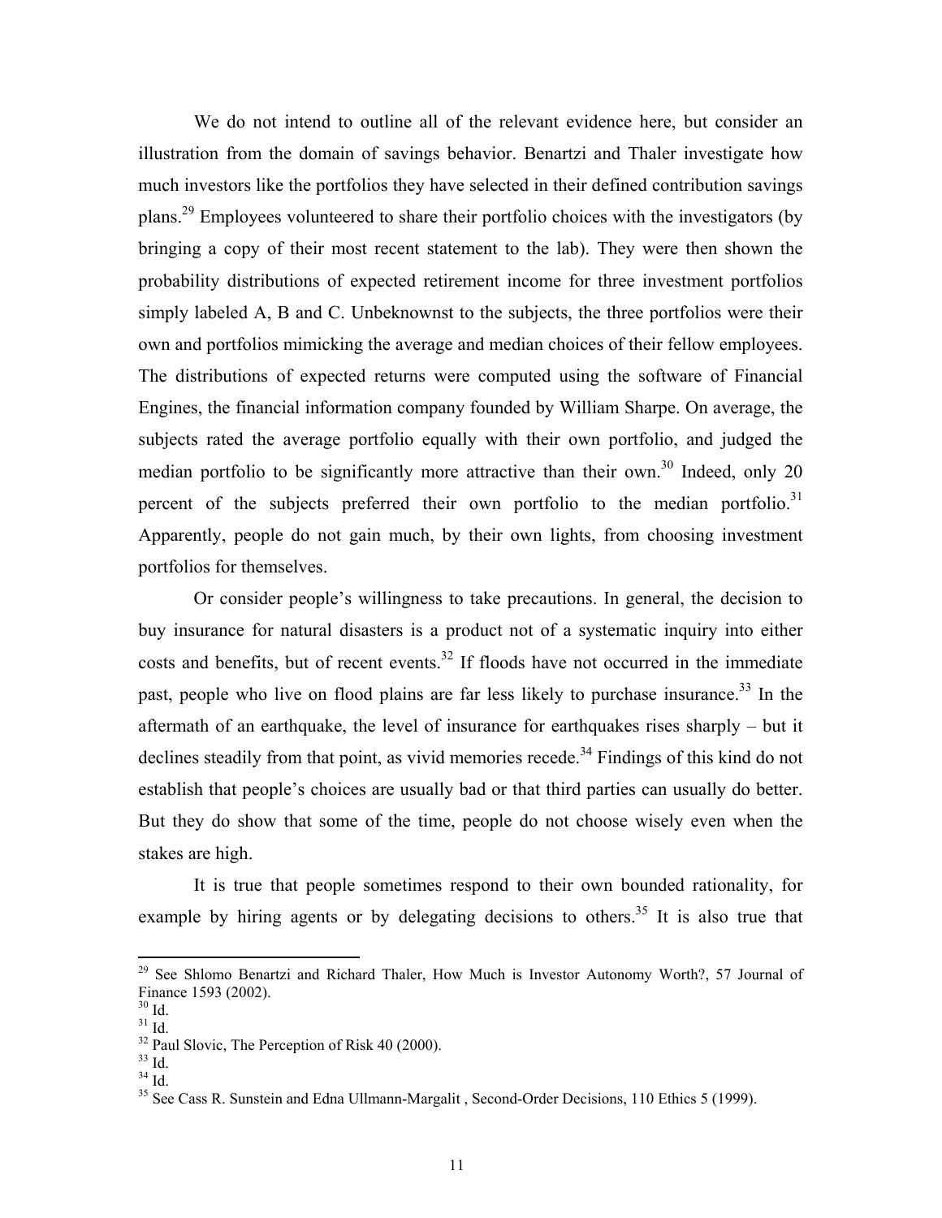We do not intend to outline all of the relevant evidence here, but consider an illustration from the domain of savings behavior. Benartzi and Thaler investigate how much investors like the portfolios they have selected in their defined contribution savings plans.[29] Employees volunteered to share their portfolio choices with the investigators (by bringing a copy of their most recent statement to the lab). They were then shown the probability distributions of expected retirement income for three investment portfolios simply labeled A, B and C. Unbeknownst to the subjects, the three portfolios were their own and portfolios mimicking the average and median choices of their fellow employees. The distributions of expected returns were computed using the software of Financial Engines, the financial information company founded by William Sharpe. On average, the subjects rated the average portfolio equally with their own portfolio, and judged the median portfolio to be significantly more attractive than their own.[30] Indeed, only 20 percent of the subjects preferred their own portfolio to the median portfolio.[31] Apparently, people do not gain much, by their own lights, from choosing investment portfolios for themselves.

Or consider people's willingness to take precautions. In general, the decision to buy insurance for natural disasters is a product not of a systematic inquiry into either costs and benefits, but of recent events.[32] If floods have not occurred in the immediate past, people who live on flood plains are far less likely to purchase insurance.[33] In the aftermath of an earthquake, the level of insurance for earthquakes rises sharply – but it declines steadily from that point, as vivid memories recede.[34] Findings of this kind do not establish that people's choices are usually bad or that third parties can usually do better. But they do show that some of the time, people do not choose wisely even when the stakes are high.

It is true that people sometimes respond to their own bounded rationality, for example by hiring agents or by delegating decisions to others.[35] It is also true that

---

[29] See Shlomo Benartzi and Richard Thaler, How Much is Investor Autonomy Worth?, 57 Journal of Finance 1593 (2002).

[30] Id.

[31] Id.

[32] Paul Slovic, The Perception of Risk 40 (2000).

[33] Id.

[34] Id.

[35] See Cass R. Sunstein and Edna Ullmann-Margalit , Second-Order Decisions, 110 Ethics 5 (1999).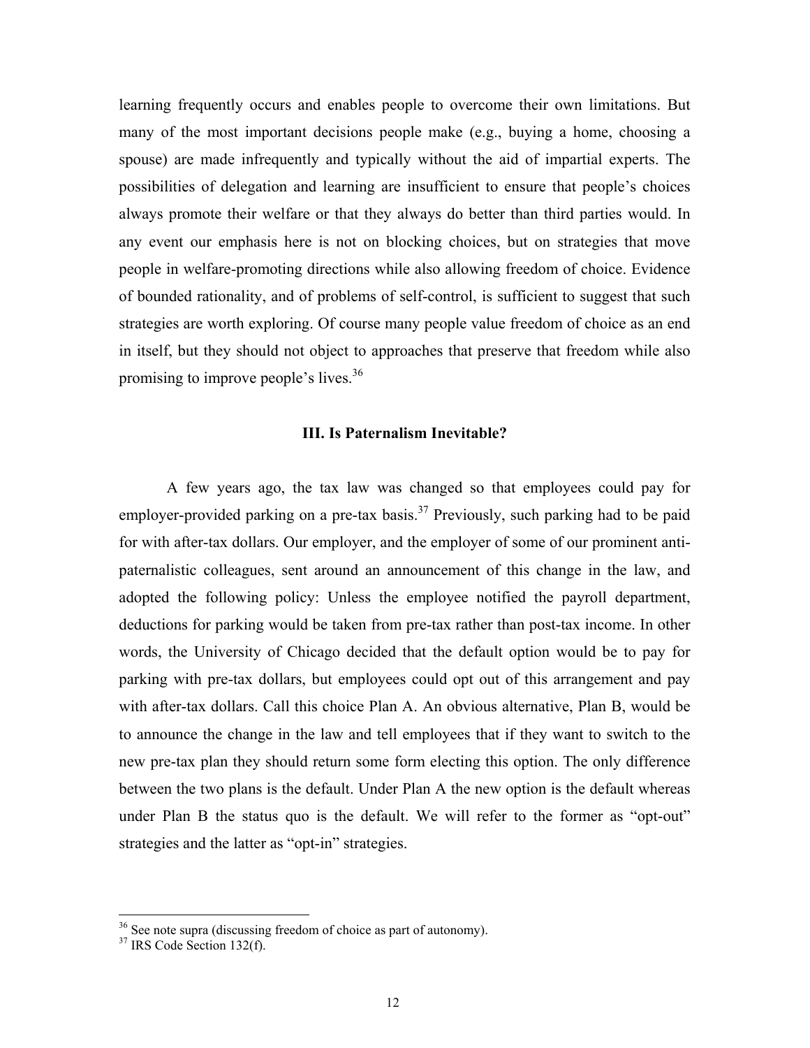learning frequently occurs and enables people to overcome their own limitations. But many of the most important decisions people make (e.g., buying a home, choosing a spouse) are made infrequently and typically without the aid of impartial experts. The possibilities of delegation and learning are insufficient to ensure that people's choices always promote their welfare or that they always do better than third parties would. In any event our emphasis here is not on blocking choices, but on strategies that move people in welfare-promoting directions while also allowing freedom of choice. Evidence of bounded rationality, and of problems of self-control, is sufficient to suggest that such strategies are worth exploring. Of course many people value freedom of choice as an end in itself, but they should not object to approaches that preserve that freedom while also promising to improve people's lives.[36]

### III. Is Paternalism Inevitable?

A few years ago, the tax law was changed so that employees could pay for employer-provided parking on a pre-tax basis.[37] Previously, such parking had to be paid for with after-tax dollars. Our employer, and the employer of some of our prominent anti-paternalistic colleagues, sent around an announcement of this change in the law, and adopted the following policy: Unless the employee notified the payroll department, deductions for parking would be taken from pre-tax rather than post-tax income. In other words, the University of Chicago decided that the default option would be to pay for parking with pre-tax dollars, but employees could opt out of this arrangement and pay with after-tax dollars. Call this choice Plan A. An obvious alternative, Plan B, would be to announce the change in the law and tell employees that if they want to switch to the new pre-tax plan they should return some form electing this option. The only difference between the two plans is the default. Under Plan A the new option is the default whereas under Plan B the status quo is the default. We will refer to the former as "opt-out" strategies and the latter as "opt-in" strategies.

---

[36] See note supra (discussing freedom of choice as part of autonomy).

[37] IRS Code Section 132(f).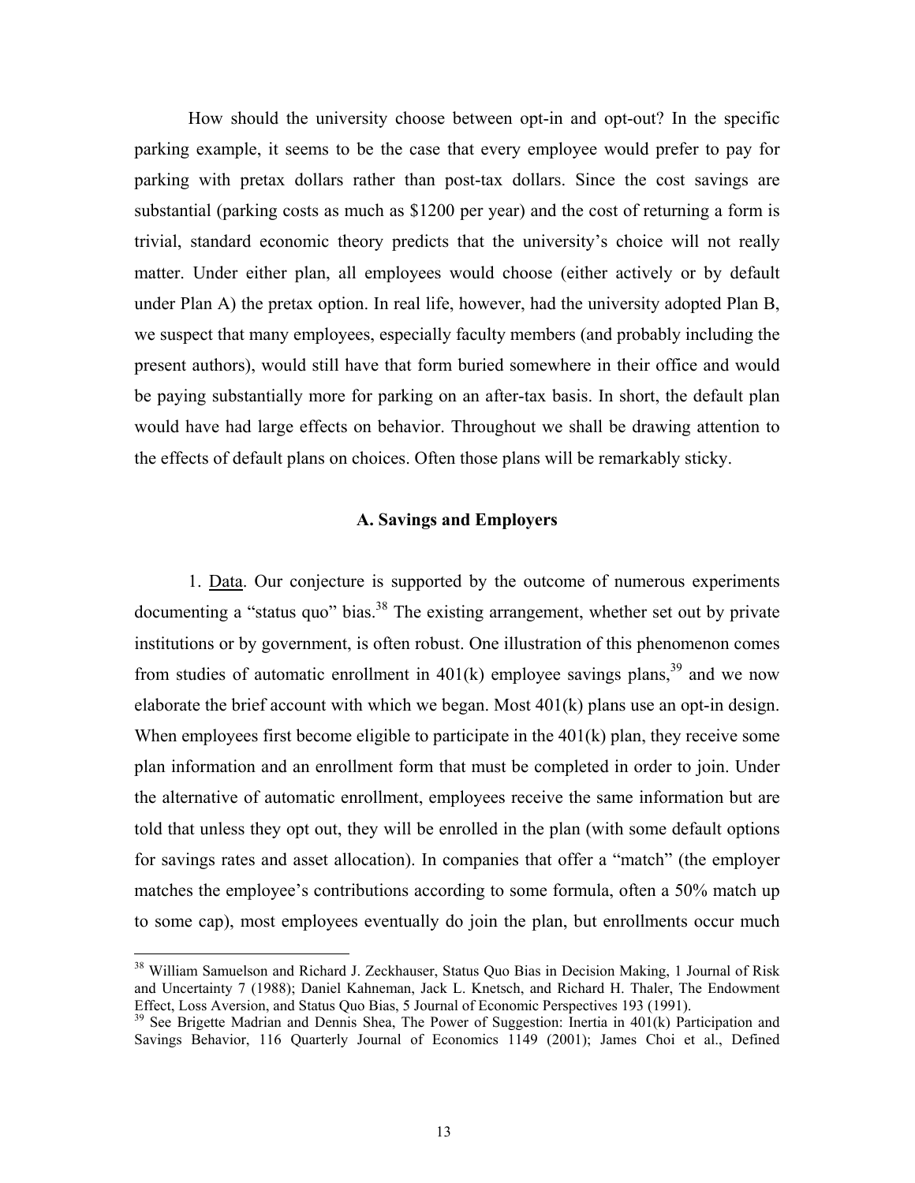How should the university choose between opt-in and opt-out? In the specific parking example, it seems to be the case that every employee would prefer to pay for parking with pretax dollars rather than post-tax dollars. Since the cost savings are substantial (parking costs as much as $1200 per year) and the cost of returning a form is trivial, standard economic theory predicts that the university's choice will not really matter. Under either plan, all employees would choose (either actively or by default under Plan A) the pretax option. In real life, however, had the university adopted Plan B, we suspect that many employees, especially faculty members (and probably including the present authors), would still have that form buried somewhere in their office and would be paying substantially more for parking on an after-tax basis. In short, the default plan would have had large effects on behavior. Throughout we shall be drawing attention to the effects of default plans on choices. Often those plans will be remarkably sticky.

### A. Savings and Employers

1. <u>Data</u>. Our conjecture is supported by the outcome of numerous experiments documenting a "status quo" bias.[38] The existing arrangement, whether set out by private institutions or by government, is often robust. One illustration of this phenomenon comes from studies of automatic enrollment in 401(k) employee savings plans,[39] and we now elaborate the brief account with which we began. Most 401(k) plans use an opt-in design. When employees first become eligible to participate in the 401(k) plan, they receive some plan information and an enrollment form that must be completed in order to join. Under the alternative of automatic enrollment, employees receive the same information but are told that unless they opt out, they will be enrolled in the plan (with some default options for savings rates and asset allocation). In companies that offer a "match" (the employer matches the employee's contributions according to some formula, often a 50% match up to some cap), most employees eventually do join the plan, but enrollments occur much

---

[38] William Samuelson and Richard J. Zeckhauser, Status Quo Bias in Decision Making, 1 Journal of Risk and Uncertainty 7 (1988); Daniel Kahneman, Jack L. Knetsch, and Richard H. Thaler, The Endowment Effect, Loss Aversion, and Status Quo Bias, 5 Journal of Economic Perspectives 193 (1991).

[39] See Brigette Madrian and Dennis Shea, The Power of Suggestion: Inertia in 401(k) Participation and Savings Behavior, 116 Quarterly Journal of Economics 1149 (2001); James Choi et al., Defined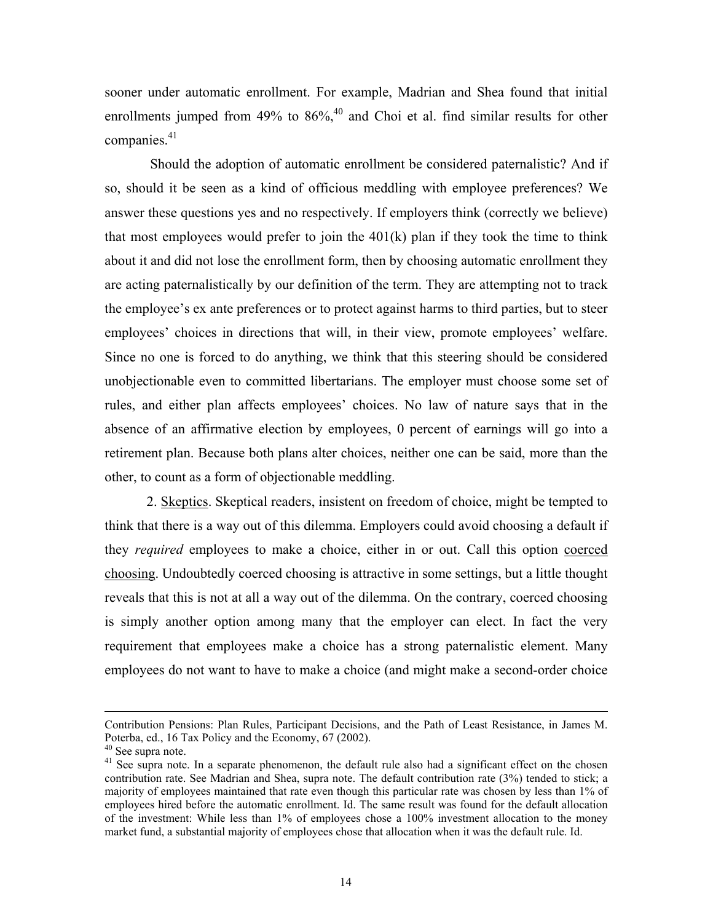sooner under automatic enrollment. For example, Madrian and Shea found that initial enrollments jumped from 49% to 86%,[40] and Choi et al. find similar results for other companies.[41]

Should the adoption of automatic enrollment be considered paternalistic? And if so, should it be seen as a kind of officious meddling with employee preferences? We answer these questions yes and no respectively. If employers think (correctly we believe) that most employees would prefer to join the 401(k) plan if they took the time to think about it and did not lose the enrollment form, then by choosing automatic enrollment they are acting paternalistically by our definition of the term. They are attempting not to track the employee's ex ante preferences or to protect against harms to third parties, but to steer employees' choices in directions that will, in their view, promote employees' welfare. Since no one is forced to do anything, we think that this steering should be considered unobjectionable even to committed libertarians. The employer must choose some set of rules, and either plan affects employees' choices. No law of nature says that in the absence of an affirmative election by employees, 0 percent of earnings will go into a retirement plan. Because both plans alter choices, neither one can be said, more than the other, to count as a form of objectionable meddling.

2. Skeptics. Skeptical readers, insistent on freedom of choice, might be tempted to think that there is a way out of this dilemma. Employers could avoid choosing a default if they *required* employees to make a choice, either in or out. Call this option coerced choosing. Undoubtedly coerced choosing is attractive in some settings, but a little thought reveals that this is not at all a way out of the dilemma. On the contrary, coerced choosing is simply another option among many that the employer can elect. In fact the very requirement that employees make a choice has a strong paternalistic element. Many employees do not want to have to make a choice (and might make a second-order choice

---

Contribution Pensions: Plan Rules, Participant Decisions, and the Path of Least Resistance, in James M. Poterba, ed., 16 Tax Policy and the Economy, 67 (2002).

[40] See supra note.

[41] See supra note. In a separate phenomenon, the default rule also had a significant effect on the chosen contribution rate. See Madrian and Shea, supra note. The default contribution rate (3%) tended to stick; a majority of employees maintained that rate even though this particular rate was chosen by less than 1% of employees hired before the automatic enrollment. Id. The same result was found for the default allocation of the investment: While less than 1% of employees chose a 100% investment allocation to the money market fund, a substantial majority of employees chose that allocation when it was the default rule. Id.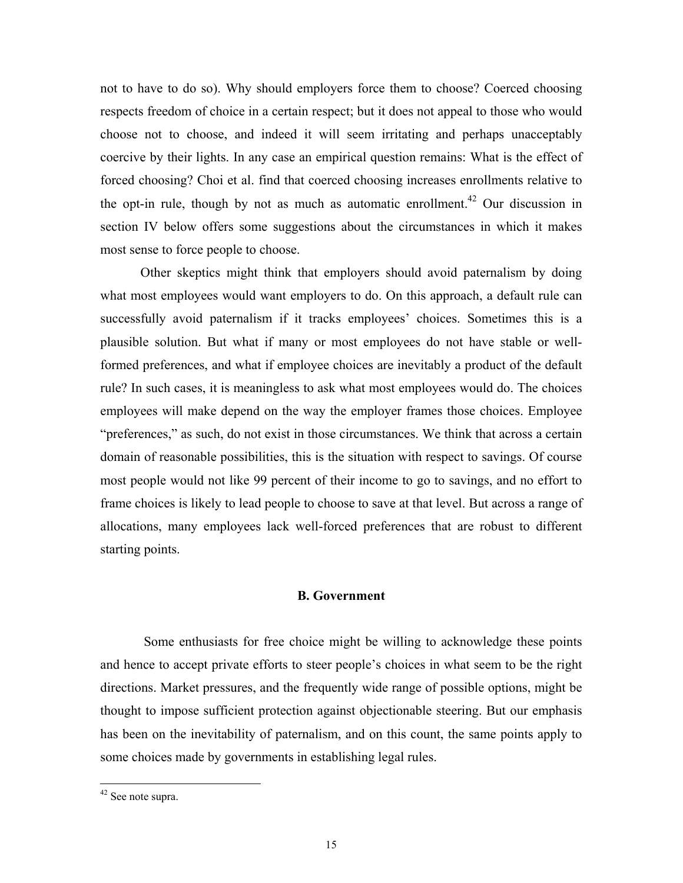not to have to do so). Why should employers force them to choose? Coerced choosing respects freedom of choice in a certain respect; but it does not appeal to those who would choose not to choose, and indeed it will seem irritating and perhaps unacceptably coercive by their lights. In any case an empirical question remains: What is the effect of forced choosing? Choi et al. find that coerced choosing increases enrollments relative to the opt-in rule, though by not as much as automatic enrollment.[42] Our discussion in section IV below offers some suggestions about the circumstances in which it makes most sense to force people to choose.

Other skeptics might think that employers should avoid paternalism by doing what most employees would want employers to do. On this approach, a default rule can successfully avoid paternalism if it tracks employees' choices. Sometimes this is a plausible solution. But what if many or most employees do not have stable or well-formed preferences, and what if employee choices are inevitably a product of the default rule? In such cases, it is meaningless to ask what most employees would do. The choices employees will make depend on the way the employer frames those choices. Employee "preferences," as such, do not exist in those circumstances. We think that across a certain domain of reasonable possibilities, this is the situation with respect to savings. Of course most people would not like 99 percent of their income to go to savings, and no effort to frame choices is likely to lead people to choose to save at that level. But across a range of allocations, many employees lack well-forced preferences that are robust to different starting points.

### B. Government

Some enthusiasts for free choice might be willing to acknowledge these points and hence to accept private efforts to steer people's choices in what seem to be the right directions. Market pressures, and the frequently wide range of possible options, might be thought to impose sufficient protection against objectionable steering. But our emphasis has been on the inevitability of paternalism, and on this count, the same points apply to some choices made by governments in establishing legal rules.

---

[42] See note supra.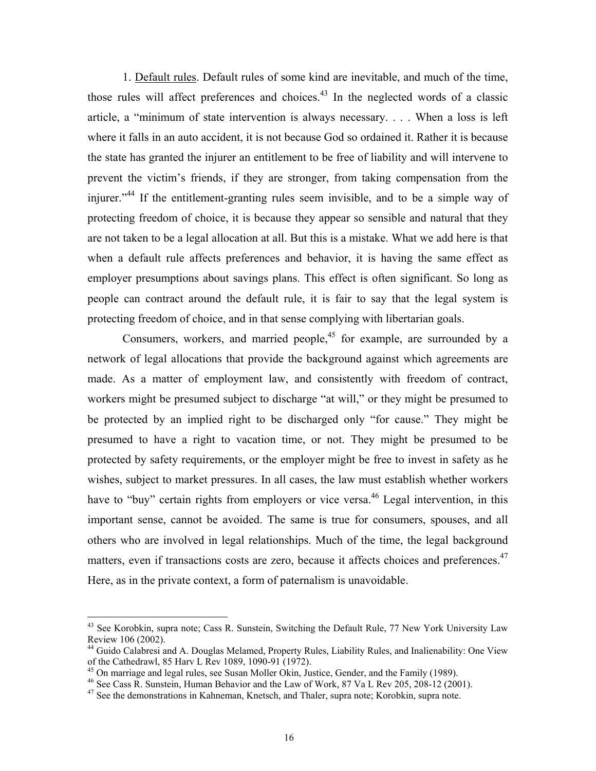1. Default rules. Default rules of some kind are inevitable, and much of the time, those rules will affect preferences and choices.[43] In the neglected words of a classic article, a "minimum of state intervention is always necessary. . . . When a loss is left where it falls in an auto accident, it is not because God so ordained it. Rather it is because the state has granted the injurer an entitlement to be free of liability and will intervene to prevent the victim's friends, if they are stronger, from taking compensation from the injurer."[44] If the entitlement-granting rules seem invisible, and to be a simple way of protecting freedom of choice, it is because they appear so sensible and natural that they are not taken to be a legal allocation at all. But this is a mistake. What we add here is that when a default rule affects preferences and behavior, it is having the same effect as employer presumptions about savings plans. This effect is often significant. So long as people can contract around the default rule, it is fair to say that the legal system is protecting freedom of choice, and in that sense complying with libertarian goals.

Consumers, workers, and married people,[45] for example, are surrounded by a network of legal allocations that provide the background against which agreements are made. As a matter of employment law, and consistently with freedom of contract, workers might be presumed subject to discharge "at will," or they might be presumed to be protected by an implied right to be discharged only "for cause." They might be presumed to have a right to vacation time, or not. They might be presumed to be protected by safety requirements, or the employer might be free to invest in safety as he wishes, subject to market pressures. In all cases, the law must establish whether workers have to "buy" certain rights from employers or vice versa.[46] Legal intervention, in this important sense, cannot be avoided. The same is true for consumers, spouses, and all others who are involved in legal relationships. Much of the time, the legal background matters, even if transactions costs are zero, because it affects choices and preferences.[47] Here, as in the private context, a form of paternalism is unavoidable.

---

[43] See Korobkin, supra note; Cass R. Sunstein, Switching the Default Rule, 77 New York University Law Review 106 (2002).

[44] Guido Calabresi and A. Douglas Melamed, Property Rules, Liability Rules, and Inalienability: One View of the Cathedrawl, 85 Harv L Rev 1089, 1090-91 (1972).

[45] On marriage and legal rules, see Susan Moller Okin, Justice, Gender, and the Family (1989).

[46] See Cass R. Sunstein, Human Behavior and the Law of Work, 87 Va L Rev 205, 208-12 (2001).

[47] See the demonstrations in Kahneman, Knetsch, and Thaler, supra note; Korobkin, supra note.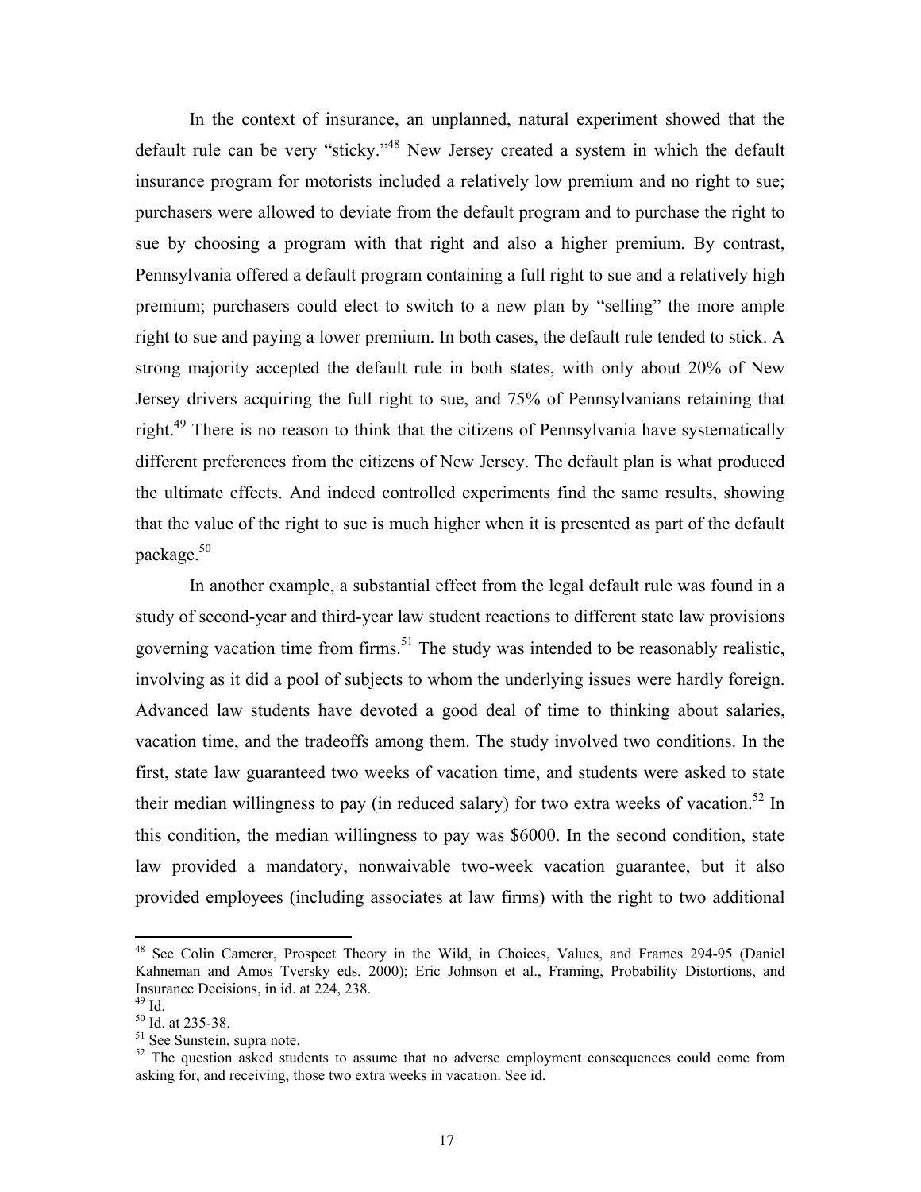In the context of insurance, an unplanned, natural experiment showed that the default rule can be very "sticky."[48] New Jersey created a system in which the default insurance program for motorists included a relatively low premium and no right to sue; purchasers were allowed to deviate from the default program and to purchase the right to sue by choosing a program with that right and also a higher premium. By contrast, Pennsylvania offered a default program containing a full right to sue and a relatively high premium; purchasers could elect to switch to a new plan by "selling" the more ample right to sue and paying a lower premium. In both cases, the default rule tended to stick. A strong majority accepted the default rule in both states, with only about 20% of New Jersey drivers acquiring the full right to sue, and 75% of Pennsylvanians retaining that right.[49] There is no reason to think that the citizens of Pennsylvania have systematically different preferences from the citizens of New Jersey. The default plan is what produced the ultimate effects. And indeed controlled experiments find the same results, showing that the value of the right to sue is much higher when it is presented as part of the default package.[50]

In another example, a substantial effect from the legal default rule was found in a study of second-year and third-year law student reactions to different state law provisions governing vacation time from firms.[51] The study was intended to be reasonably realistic, involving as it did a pool of subjects to whom the underlying issues were hardly foreign. Advanced law students have devoted a good deal of time to thinking about salaries, vacation time, and the tradeoffs among them. The study involved two conditions. In the first, state law guaranteed two weeks of vacation time, and students were asked to state their median willingness to pay (in reduced salary) for two extra weeks of vacation.[52] In this condition, the median willingness to pay was $6000. In the second condition, state law provided a mandatory, nonwaivable two-week vacation guarantee, but it also provided employees (including associates at law firms) with the right to two additional

---

[48] See Colin Camerer, Prospect Theory in the Wild, in Choices, Values, and Frames 294-95 (Daniel Kahneman and Amos Tversky eds. 2000); Eric Johnson et al., Framing, Probability Distortions, and Insurance Decisions, in id. at 224, 238.

[49] Id.

[50] Id. at 235-38.

[51] See Sunstein, supra note.

[52] The question asked students to assume that no adverse employment consequences could come from asking for, and receiving, those two extra weeks in vacation. See id.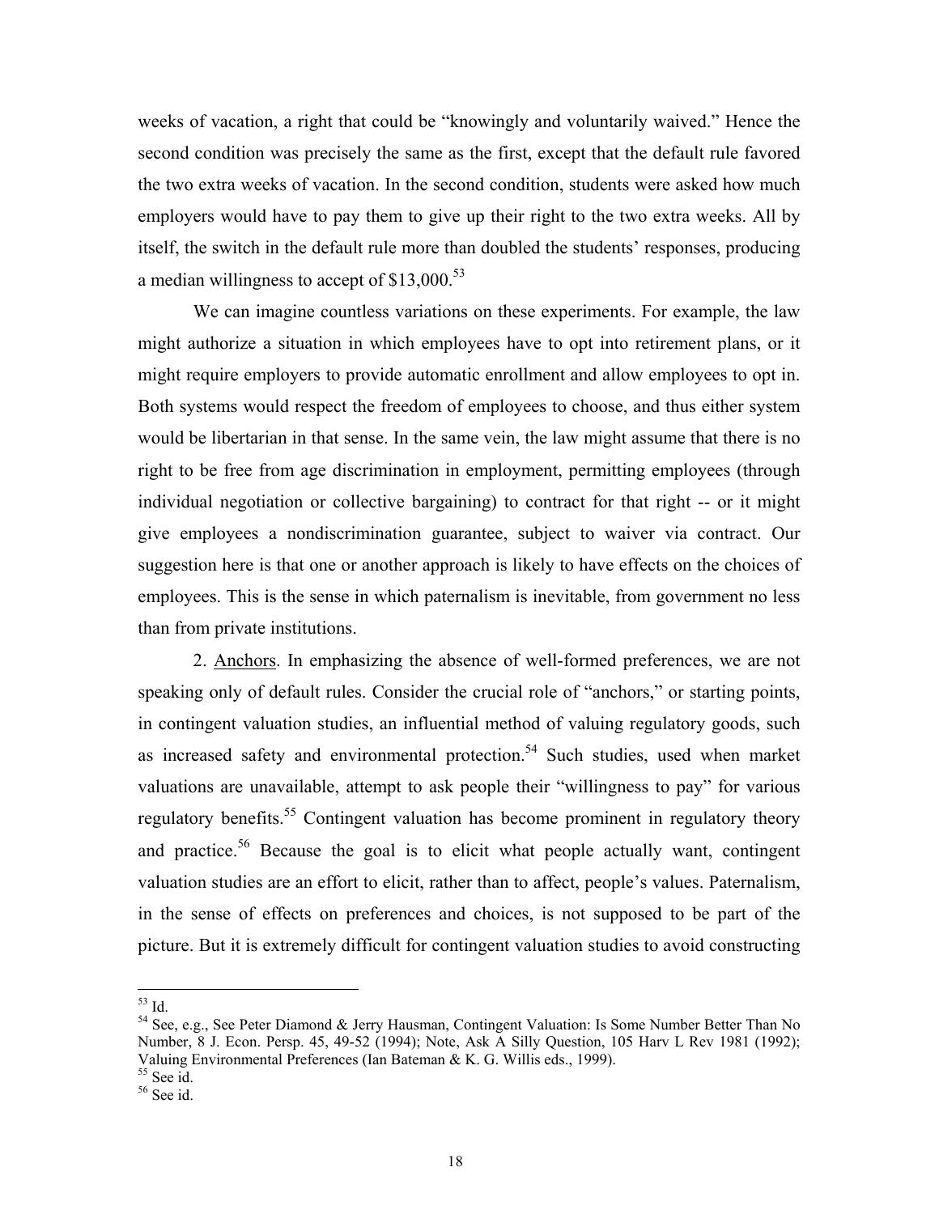weeks of vacation, a right that could be "knowingly and voluntarily waived." Hence the second condition was precisely the same as the first, except that the default rule favored the two extra weeks of vacation. In the second condition, students were asked how much employers would have to pay them to give up their right to the two extra weeks. All by itself, the switch in the default rule more than doubled the students' responses, producing a median willingness to accept of $13,000.[53]

We can imagine countless variations on these experiments. For example, the law might authorize a situation in which employees have to opt into retirement plans, or it might require employers to provide automatic enrollment and allow employees to opt in. Both systems would respect the freedom of employees to choose, and thus either system would be libertarian in that sense. In the same vein, the law might assume that there is no right to be free from age discrimination in employment, permitting employees (through individual negotiation or collective bargaining) to contract for that right -- or it might give employees a nondiscrimination guarantee, subject to waiver via contract. Our suggestion here is that one or another approach is likely to have effects on the choices of employees. This is the sense in which paternalism is inevitable, from government no less than from private institutions.

2. <u>Anchors</u>. In emphasizing the absence of well-formed preferences, we are not speaking only of default rules. Consider the crucial role of "anchors," or starting points, in contingent valuation studies, an influential method of valuing regulatory goods, such as increased safety and environmental protection.[54] Such studies, used when market valuations are unavailable, attempt to ask people their "willingness to pay" for various regulatory benefits.[55] Contingent valuation has become prominent in regulatory theory and practice.[56] Because the goal is to elicit what people actually want, contingent valuation studies are an effort to elicit, rather than to affect, people's values. Paternalism, in the sense of effects on preferences and choices, is not supposed to be part of the picture. But it is extremely difficult for contingent valuation studies to avoid constructing

---

[53] Id.

[54] See, e.g., See Peter Diamond & Jerry Hausman, Contingent Valuation: Is Some Number Better Than No Number, 8 J. Econ. Persp. 45, 49-52 (1994); Note, Ask A Silly Question, 105 Harv L Rev 1981 (1992); Valuing Environmental Preferences (Ian Bateman & K. G. Willis eds., 1999).

[55] See id.

[56] See id.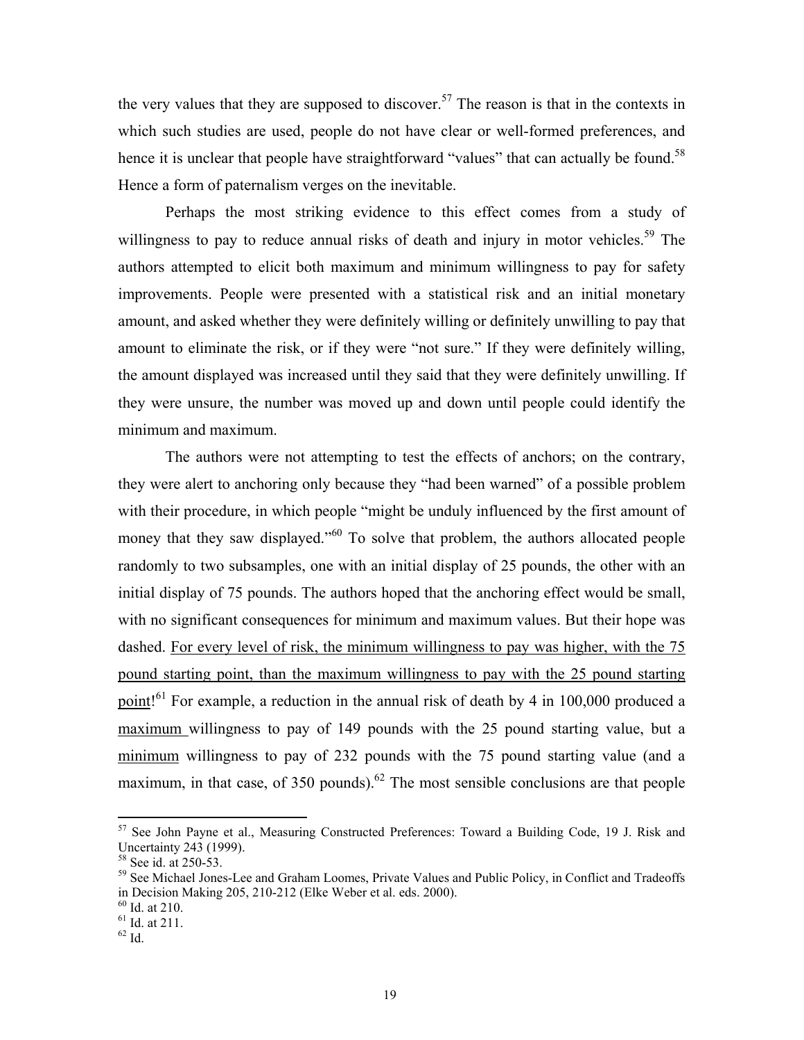the very values that they are supposed to discover.[57] The reason is that in the contexts in which such studies are used, people do not have clear or well-formed preferences, and hence it is unclear that people have straightforward "values" that can actually be found.[58] Hence a form of paternalism verges on the inevitable.

Perhaps the most striking evidence to this effect comes from a study of willingness to pay to reduce annual risks of death and injury in motor vehicles.[59] The authors attempted to elicit both maximum and minimum willingness to pay for safety improvements. People were presented with a statistical risk and an initial monetary amount, and asked whether they were definitely willing or definitely unwilling to pay that amount to eliminate the risk, or if they were "not sure." If they were definitely willing, the amount displayed was increased until they said that they were definitely unwilling. If they were unsure, the number was moved up and down until people could identify the minimum and maximum.

The authors were not attempting to test the effects of anchors; on the contrary, they were alert to anchoring only because they "had been warned" of a possible problem with their procedure, in which people "might be unduly influenced by the first amount of money that they saw displayed."[60] To solve that problem, the authors allocated people randomly to two subsamples, one with an initial display of 25 pounds, the other with an initial display of 75 pounds. The authors hoped that the anchoring effect would be small, with no significant consequences for minimum and maximum values. But their hope was dashed. <u>For every level of risk, the minimum willingness to pay was higher, with the 75 pound starting point, than the maximum willingness to pay with the 25 pound starting point</u>![61] For example, a reduction in the annual risk of death by 4 in 100,000 produced a <u>maximum</u> willingness to pay of 149 pounds with the 25 pound starting value, but a <u>minimum</u> willingness to pay of 232 pounds with the 75 pound starting value (and a maximum, in that case, of 350 pounds).[62] The most sensible conclusions are that people

---

[57] See John Payne et al., Measuring Constructed Preferences: Toward a Building Code, 19 J. Risk and Uncertainty 243 (1999).

[58] See id. at 250-53.

[59] See Michael Jones-Lee and Graham Loomes, Private Values and Public Policy, in Conflict and Tradeoffs in Decision Making 205, 210-212 (Elke Weber et al. eds. 2000).

[60] Id. at 210.

[61] Id. at 211.

[62] Id.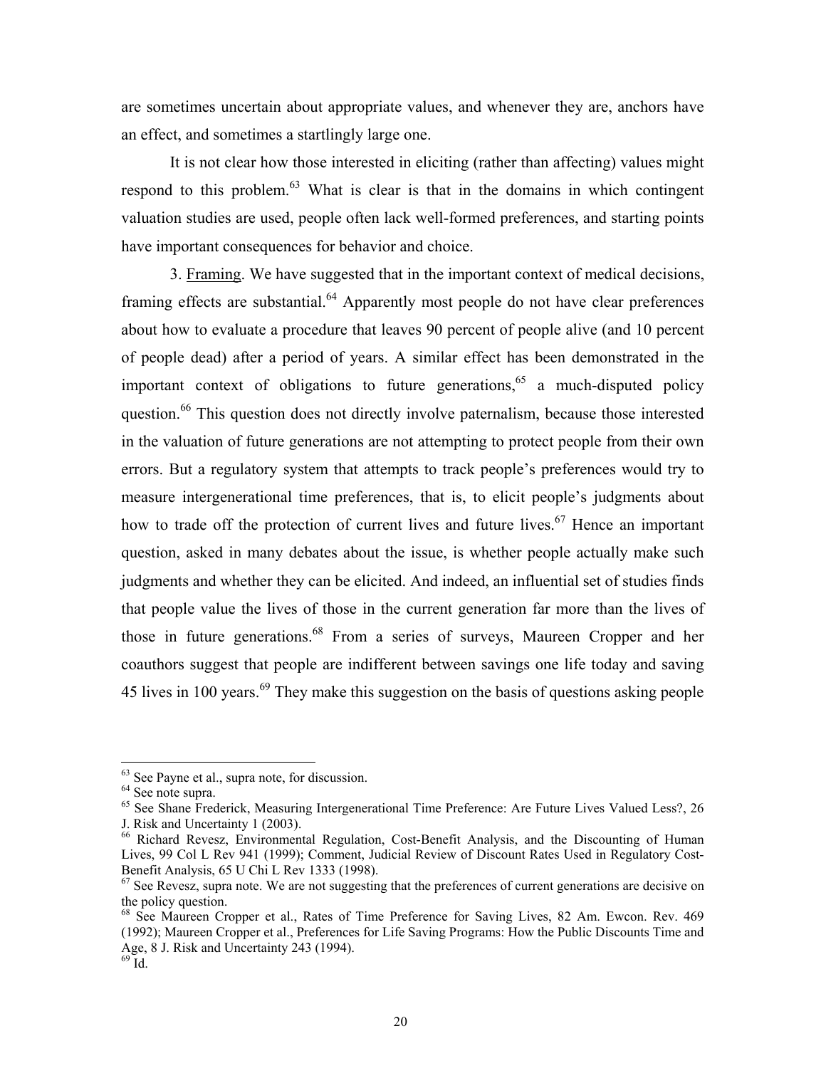are sometimes uncertain about appropriate values, and whenever they are, anchors have an effect, and sometimes a startlingly large one.

It is not clear how those interested in eliciting (rather than affecting) values might respond to this problem.[63] What is clear is that in the domains in which contingent valuation studies are used, people often lack well-formed preferences, and starting points have important consequences for behavior and choice.

3. Framing. We have suggested that in the important context of medical decisions, framing effects are substantial.[64] Apparently most people do not have clear preferences about how to evaluate a procedure that leaves 90 percent of people alive (and 10 percent of people dead) after a period of years. A similar effect has been demonstrated in the important context of obligations to future generations,[65] a much-disputed policy question.[66] This question does not directly involve paternalism, because those interested in the valuation of future generations are not attempting to protect people from their own errors. But a regulatory system that attempts to track people's preferences would try to measure intergenerational time preferences, that is, to elicit people's judgments about how to trade off the protection of current lives and future lives.[67] Hence an important question, asked in many debates about the issue, is whether people actually make such judgments and whether they can be elicited. And indeed, an influential set of studies finds that people value the lives of those in the current generation far more than the lives of those in future generations.[68] From a series of surveys, Maureen Cropper and her coauthors suggest that people are indifferent between savings one life today and saving 45 lives in 100 years.[69] They make this suggestion on the basis of questions asking people

---

[63] See Payne et al., supra note, for discussion.

[64] See note supra.

[65] See Shane Frederick, Measuring Intergenerational Time Preference: Are Future Lives Valued Less?, 26 J. Risk and Uncertainty 1 (2003).

[66] Richard Revesz, Environmental Regulation, Cost-Benefit Analysis, and the Discounting of Human Lives, 99 Col L Rev 941 (1999); Comment, Judicial Review of Discount Rates Used in Regulatory Cost-Benefit Analysis, 65 U Chi L Rev 1333 (1998).

[67] See Revesz, supra note. We are not suggesting that the preferences of current generations are decisive on the policy question.

[68] See Maureen Cropper et al., Rates of Time Preference for Saving Lives, 82 Am. Ewcon. Rev. 469 (1992); Maureen Cropper et al., Preferences for Life Saving Programs: How the Public Discounts Time and Age, 8 J. Risk and Uncertainty 243 (1994).

[69] Id.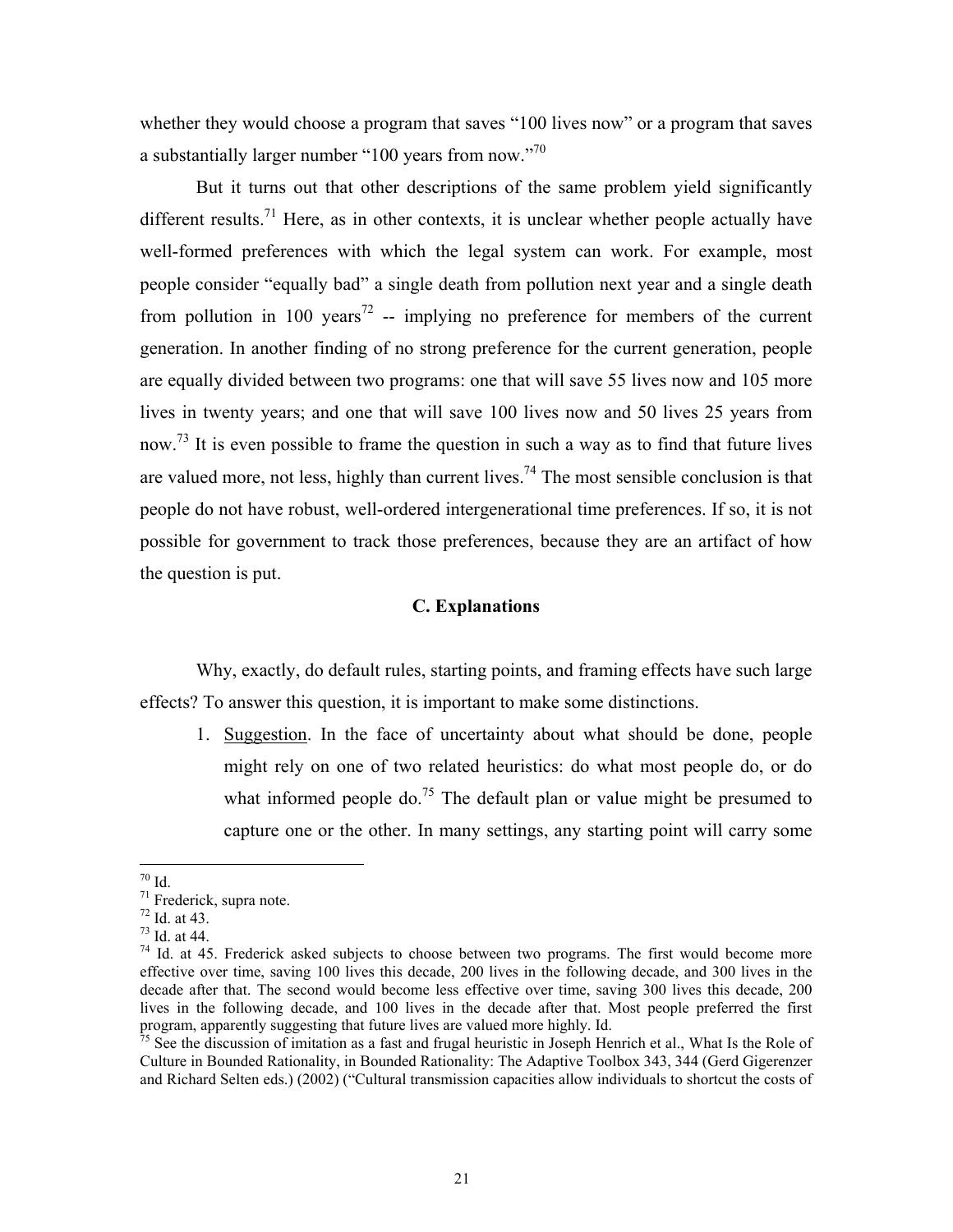whether they would choose a program that saves "100 lives now" or a program that saves a substantially larger number "100 years from now."[70]

But it turns out that other descriptions of the same problem yield significantly different results.[71] Here, as in other contexts, it is unclear whether people actually have well-formed preferences with which the legal system can work. For example, most people consider "equally bad" a single death from pollution next year and a single death from pollution in 100 years[72] -- implying no preference for members of the current generation. In another finding of no strong preference for the current generation, people are equally divided between two programs: one that will save 55 lives now and 105 more lives in twenty years; and one that will save 100 lives now and 50 lives 25 years from now.[73] It is even possible to frame the question in such a way as to find that future lives are valued more, not less, highly than current lives.[74] The most sensible conclusion is that people do not have robust, well-ordered intergenerational time preferences. If so, it is not possible for government to track those preferences, because they are an artifact of how the question is put.

### C. Explanations

Why, exactly, do default rules, starting points, and framing effects have such large effects? To answer this question, it is important to make some distinctions.

1. Suggestion. In the face of uncertainty about what should be done, people might rely on one of two related heuristics: do what most people do, or do what informed people do.[75] The default plan or value might be presumed to capture one or the other. In many settings, any starting point will carry some

---

[70] Id.

[71] Frederick, supra note.

[72] Id. at 43.

[73] Id. at 44.

[74] Id. at 45. Frederick asked subjects to choose between two programs. The first would become more effective over time, saving 100 lives this decade, 200 lives in the following decade, and 300 lives in the decade after that. The second would become less effective over time, saving 300 lives this decade, 200 lives in the following decade, and 100 lives in the decade after that. Most people preferred the first program, apparently suggesting that future lives are valued more highly. Id.

[75] See the discussion of imitation as a fast and frugal heuristic in Joseph Henrich et al., What Is the Role of Culture in Bounded Rationality, in Bounded Rationality: The Adaptive Toolbox 343, 344 (Gerd Gigerenzer and Richard Selten eds.) (2002) ("Cultural transmission capacities allow individuals to shortcut the costs of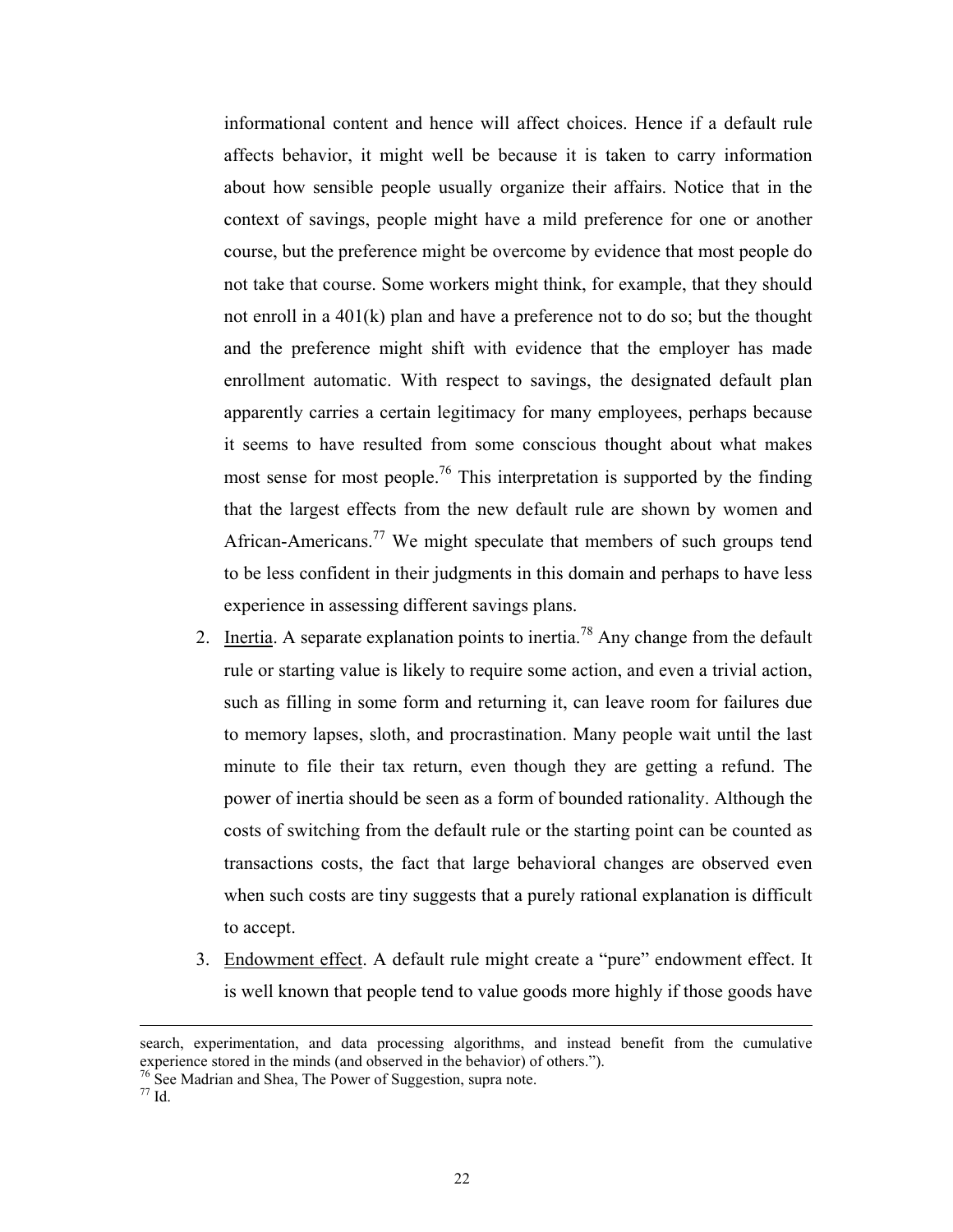informational content and hence will affect choices. Hence if a default rule affects behavior, it might well be because it is taken to carry information about how sensible people usually organize their affairs. Notice that in the context of savings, people might have a mild preference for one or another course, but the preference might be overcome by evidence that most people do not take that course. Some workers might think, for example, that they should not enroll in a 401(k) plan and have a preference not to do so; but the thought and the preference might shift with evidence that the employer has made enrollment automatic. With respect to savings, the designated default plan apparently carries a certain legitimacy for many employees, perhaps because it seems to have resulted from some conscious thought about what makes most sense for most people.[76] This interpretation is supported by the finding that the largest effects from the new default rule are shown by women and African-Americans.[77] We might speculate that members of such groups tend to be less confident in their judgments in this domain and perhaps to have less experience in assessing different savings plans.

2. <u>Inertia</u>. A separate explanation points to inertia.[78] Any change from the default rule or starting value is likely to require some action, and even a trivial action, such as filling in some form and returning it, can leave room for failures due to memory lapses, sloth, and procrastination. Many people wait until the last minute to file their tax return, even though they are getting a refund. The power of inertia should be seen as a form of bounded rationality. Although the costs of switching from the default rule or the starting point can be counted as transactions costs, the fact that large behavioral changes are observed even when such costs are tiny suggests that a purely rational explanation is difficult to accept.

3. <u>Endowment effect</u>. A default rule might create a "pure" endowment effect. It is well known that people tend to value goods more highly if those goods have

---

search, experimentation, and data processing algorithms, and instead benefit from the cumulative experience stored in the minds (and observed in the behavior) of others.").

[76] See Madrian and Shea, The Power of Suggestion, supra note.

[77] Id.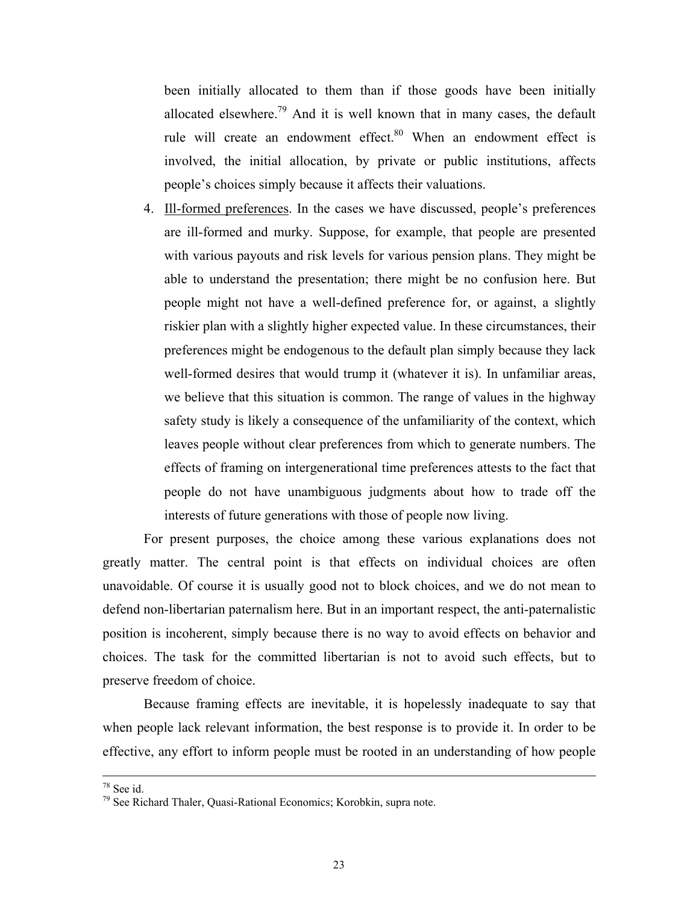been initially allocated to them than if those goods have been initially allocated elsewhere.[79] And it is well known that in many cases, the default rule will create an endowment effect.[80] When an endowment effect is involved, the initial allocation, by private or public institutions, affects people's choices simply because it affects their valuations.

4. Ill-formed preferences. In the cases we have discussed, people's preferences are ill-formed and murky. Suppose, for example, that people are presented with various payouts and risk levels for various pension plans. They might be able to understand the presentation; there might be no confusion here. But people might not have a well-defined preference for, or against, a slightly riskier plan with a slightly higher expected value. In these circumstances, their preferences might be endogenous to the default plan simply because they lack well-formed desires that would trump it (whatever it is). In unfamiliar areas, we believe that this situation is common. The range of values in the highway safety study is likely a consequence of the unfamiliarity of the context, which leaves people without clear preferences from which to generate numbers. The effects of framing on intergenerational time preferences attests to the fact that people do not have unambiguous judgments about how to trade off the interests of future generations with those of people now living.

For present purposes, the choice among these various explanations does not greatly matter. The central point is that effects on individual choices are often unavoidable. Of course it is usually good not to block choices, and we do not mean to defend non-libertarian paternalism here. But in an important respect, the anti-paternalistic position is incoherent, simply because there is no way to avoid effects on behavior and choices. The task for the committed libertarian is not to avoid such effects, but to preserve freedom of choice.

Because framing effects are inevitable, it is hopelessly inadequate to say that when people lack relevant information, the best response is to provide it. In order to be effective, any effort to inform people must be rooted in an understanding of how people

---

[78] See id.

[79] See Richard Thaler, Quasi-Rational Economics; Korobkin, supra note.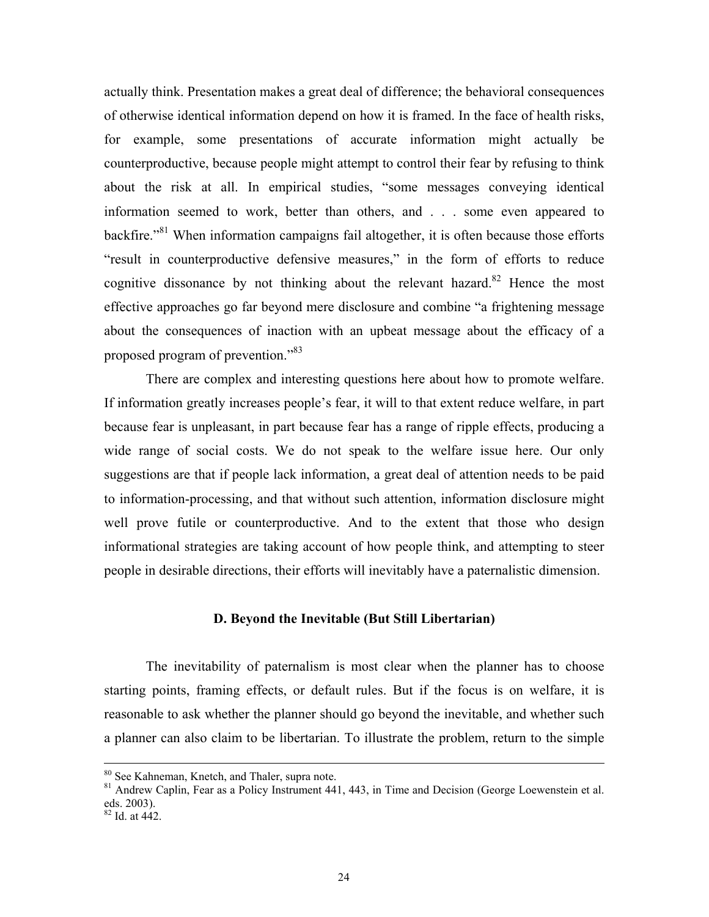actually think. Presentation makes a great deal of difference; the behavioral consequences of otherwise identical information depend on how it is framed. In the face of health risks, for example, some presentations of accurate information might actually be counterproductive, because people might attempt to control their fear by refusing to think about the risk at all. In empirical studies, "some messages conveying identical information seemed to work, better than others, and . . . some even appeared to backfire."[81] When information campaigns fail altogether, it is often because those efforts "result in counterproductive defensive measures," in the form of efforts to reduce cognitive dissonance by not thinking about the relevant hazard.[82] Hence the most effective approaches go far beyond mere disclosure and combine "a frightening message about the consequences of inaction with an upbeat message about the efficacy of a proposed program of prevention."[83]

There are complex and interesting questions here about how to promote welfare. If information greatly increases people's fear, it will to that extent reduce welfare, in part because fear is unpleasant, in part because fear has a range of ripple effects, producing a wide range of social costs. We do not speak to the welfare issue here. Our only suggestions are that if people lack information, a great deal of attention needs to be paid to information-processing, and that without such attention, information disclosure might well prove futile or counterproductive. And to the extent that those who design informational strategies are taking account of how people think, and attempting to steer people in desirable directions, their efforts will inevitably have a paternalistic dimension.

### D. Beyond the Inevitable (But Still Libertarian)

The inevitability of paternalism is most clear when the planner has to choose starting points, framing effects, or default rules. But if the focus is on welfare, it is reasonable to ask whether the planner should go beyond the inevitable, and whether such a planner can also claim to be libertarian. To illustrate the problem, return to the simple

---

[80] See Kahneman, Knetch, and Thaler, supra note.

[81] Andrew Caplin, Fear as a Policy Instrument 441, 443, in Time and Decision (George Loewenstein et al. eds. 2003).

[82] Id. at 442.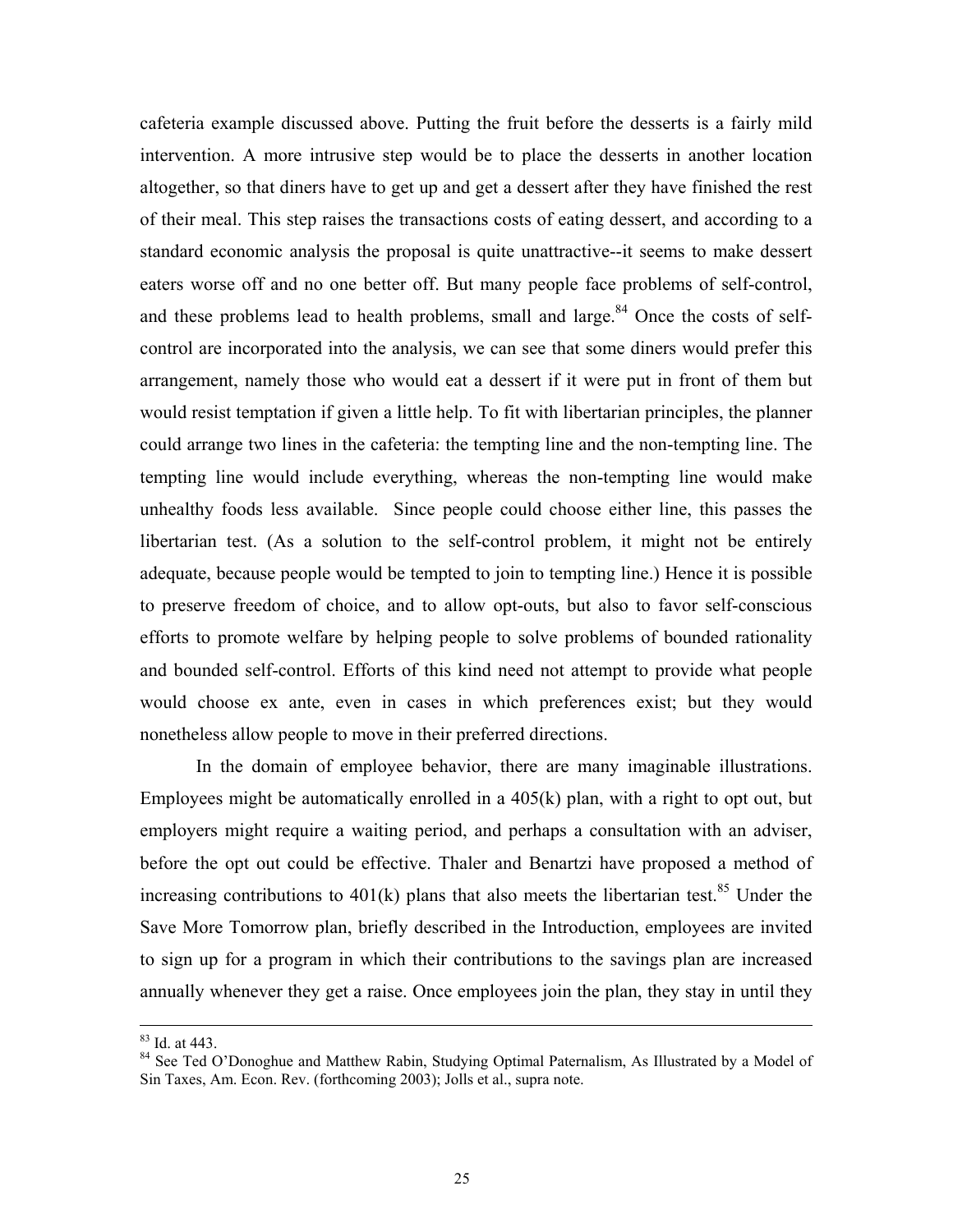cafeteria example discussed above. Putting the fruit before the desserts is a fairly mild intervention. A more intrusive step would be to place the desserts in another location altogether, so that diners have to get up and get a dessert after they have finished the rest of their meal. This step raises the transactions costs of eating dessert, and according to a standard economic analysis the proposal is quite unattractive--it seems to make dessert eaters worse off and no one better off. But many people face problems of self-control, and these problems lead to health problems, small and large.[84] Once the costs of self-control are incorporated into the analysis, we can see that some diners would prefer this arrangement, namely those who would eat a dessert if it were put in front of them but would resist temptation if given a little help. To fit with libertarian principles, the planner could arrange two lines in the cafeteria: the tempting line and the non-tempting line. The tempting line would include everything, whereas the non-tempting line would make unhealthy foods less available. Since people could choose either line, this passes the libertarian test. (As a solution to the self-control problem, it might not be entirely adequate, because people would be tempted to join to tempting line.) Hence it is possible to preserve freedom of choice, and to allow opt-outs, but also to favor self-conscious efforts to promote welfare by helping people to solve problems of bounded rationality and bounded self-control. Efforts of this kind need not attempt to provide what people would choose ex ante, even in cases in which preferences exist; but they would nonetheless allow people to move in their preferred directions.

In the domain of employee behavior, there are many imaginable illustrations. Employees might be automatically enrolled in a 405(k) plan, with a right to opt out, but employers might require a waiting period, and perhaps a consultation with an adviser, before the opt out could be effective. Thaler and Benartzi have proposed a method of increasing contributions to 401(k) plans that also meets the libertarian test.[85] Under the Save More Tomorrow plan, briefly described in the Introduction, employees are invited to sign up for a program in which their contributions to the savings plan are increased annually whenever they get a raise. Once employees join the plan, they stay in until they

---

[83] Id. at 443.

[84] See Ted O'Donoghue and Matthew Rabin, Studying Optimal Paternalism, As Illustrated by a Model of Sin Taxes, Am. Econ. Rev. (forthcoming 2003); Jolls et al., supra note.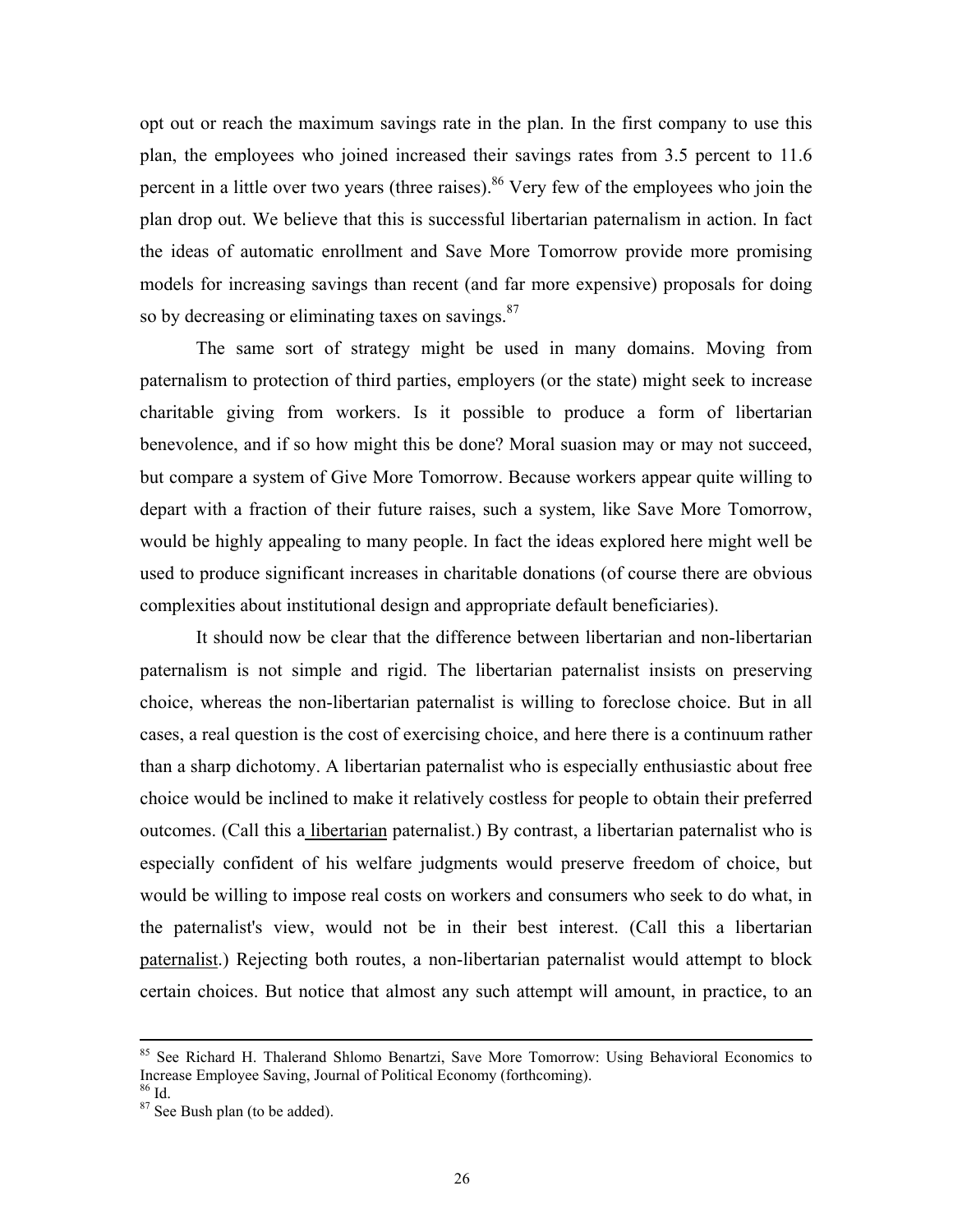opt out or reach the maximum savings rate in the plan. In the first company to use this plan, the employees who joined increased their savings rates from 3.5 percent to 11.6 percent in a little over two years (three raises).[86] Very few of the employees who join the plan drop out. We believe that this is successful libertarian paternalism in action. In fact the ideas of automatic enrollment and Save More Tomorrow provide more promising models for increasing savings than recent (and far more expensive) proposals for doing so by decreasing or eliminating taxes on savings.[87]

The same sort of strategy might be used in many domains. Moving from paternalism to protection of third parties, employers (or the state) might seek to increase charitable giving from workers. Is it possible to produce a form of libertarian benevolence, and if so how might this be done? Moral suasion may or may not succeed, but compare a system of Give More Tomorrow. Because workers appear quite willing to depart with a fraction of their future raises, such a system, like Save More Tomorrow, would be highly appealing to many people. In fact the ideas explored here might well be used to produce significant increases in charitable donations (of course there are obvious complexities about institutional design and appropriate default beneficiaries).

It should now be clear that the difference between libertarian and non-libertarian paternalism is not simple and rigid. The libertarian paternalist insists on preserving choice, whereas the non-libertarian paternalist is willing to foreclose choice. But in all cases, a real question is the cost of exercising choice, and here there is a continuum rather than a sharp dichotomy. A libertarian paternalist who is especially enthusiastic about free choice would be inclined to make it relatively costless for people to obtain their preferred outcomes. (Call this a <u>libertarian</u> paternalist.) By contrast, a libertarian paternalist who is especially confident of his welfare judgments would preserve freedom of choice, but would be willing to impose real costs on workers and consumers who seek to do what, in the paternalist's view, would not be in their best interest. (Call this a libertarian <u>paternalist</u>.) Rejecting both routes, a non-libertarian paternalist would attempt to block certain choices. But notice that almost any such attempt will amount, in practice, to an

---

[85] See Richard H. Thalerand Shlomo Benartzi, Save More Tomorrow: Using Behavioral Economics to Increase Employee Saving, Journal of Political Economy (forthcoming).

[86] Id.

[87] See Bush plan (to be added).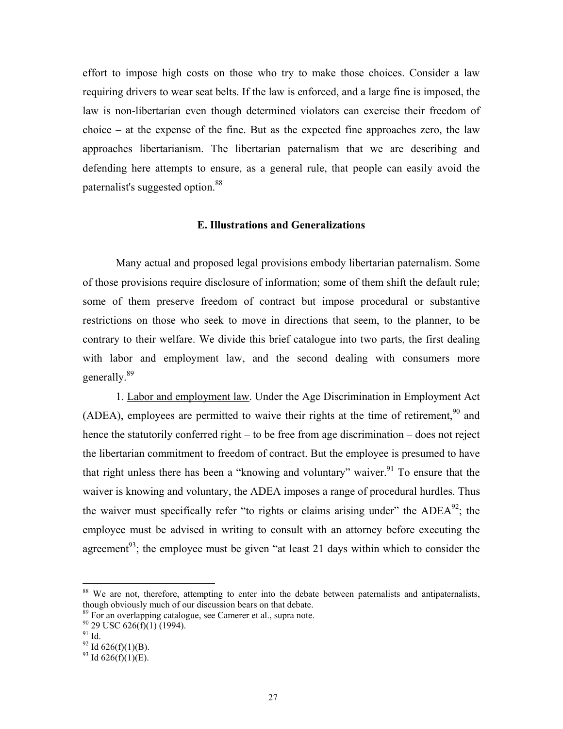effort to impose high costs on those who try to make those choices. Consider a law requiring drivers to wear seat belts. If the law is enforced, and a large fine is imposed, the law is non-libertarian even though determined violators can exercise their freedom of choice – at the expense of the fine. But as the expected fine approaches zero, the law approaches libertarianism. The libertarian paternalism that we are describing and defending here attempts to ensure, as a general rule, that people can easily avoid the paternalist's suggested option.[88]

### E. Illustrations and Generalizations

Many actual and proposed legal provisions embody libertarian paternalism. Some of those provisions require disclosure of information; some of them shift the default rule; some of them preserve freedom of contract but impose procedural or substantive restrictions on those who seek to move in directions that seem, to the planner, to be contrary to their welfare. We divide this brief catalogue into two parts, the first dealing with labor and employment law, and the second dealing with consumers more generally.[89]

1. Labor and employment law. Under the Age Discrimination in Employment Act (ADEA), employees are permitted to waive their rights at the time of retirement,[90] and hence the statutorily conferred right – to be free from age discrimination – does not reject the libertarian commitment to freedom of contract. But the employee is presumed to have that right unless there has been a "knowing and voluntary" waiver.[91] To ensure that the waiver is knowing and voluntary, the ADEA imposes a range of procedural hurdles. Thus the waiver must specifically refer "to rights or claims arising under" the ADEA[92]; the employee must be advised in writing to consult with an attorney before executing the agreement[93]; the employee must be given "at least 21 days within which to consider the

---

[88] We are not, therefore, attempting to enter into the debate between paternalists and antipaternalists, though obviously much of our discussion bears on that debate.

[89] For an overlapping catalogue, see Camerer et al., supra note.

[90] 29 USC 626(f)(1) (1994).

[91] Id.

[92] Id 626(f)(1)(B).

[93] Id 626(f)(1)(E).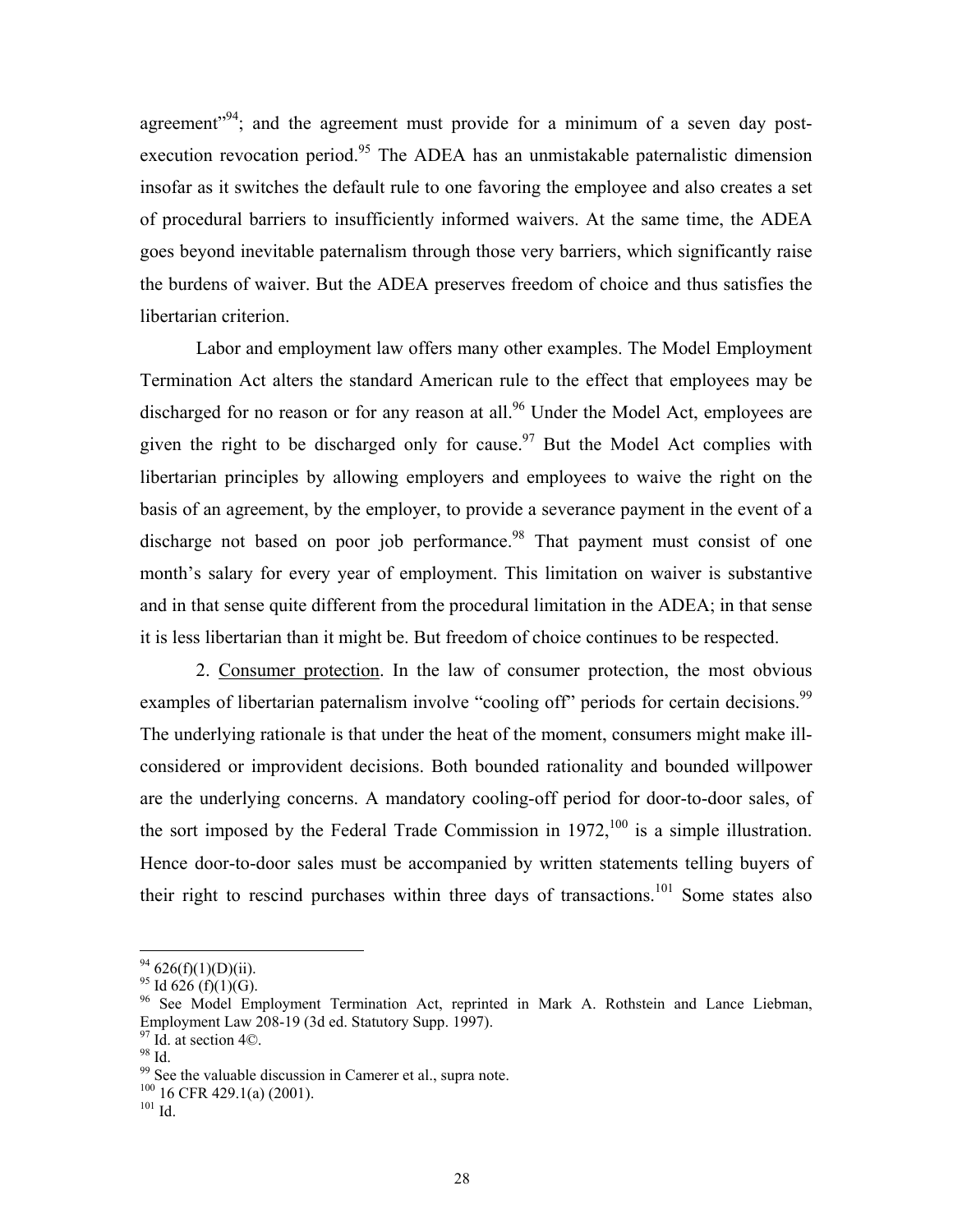agreement"[94]; and the agreement must provide for a minimum of a seven day post-execution revocation period.[95] The ADEA has an unmistakable paternalistic dimension insofar as it switches the default rule to one favoring the employee and also creates a set of procedural barriers to insufficiently informed waivers. At the same time, the ADEA goes beyond inevitable paternalism through those very barriers, which significantly raise the burdens of waiver. But the ADEA preserves freedom of choice and thus satisfies the libertarian criterion.

Labor and employment law offers many other examples. The Model Employment Termination Act alters the standard American rule to the effect that employees may be discharged for no reason or for any reason at all.[96] Under the Model Act, employees are given the right to be discharged only for cause.[97] But the Model Act complies with libertarian principles by allowing employers and employees to waive the right on the basis of an agreement, by the employer, to provide a severance payment in the event of a discharge not based on poor job performance.[98] That payment must consist of one month's salary for every year of employment. This limitation on waiver is substantive and in that sense quite different from the procedural limitation in the ADEA; in that sense it is less libertarian than it might be. But freedom of choice continues to be respected.

2. Consumer protection. In the law of consumer protection, the most obvious examples of libertarian paternalism involve "cooling off" periods for certain decisions.[99] The underlying rationale is that under the heat of the moment, consumers might make ill-considered or improvident decisions. Both bounded rationality and bounded willpower are the underlying concerns. A mandatory cooling-off period for door-to-door sales, of the sort imposed by the Federal Trade Commission in 1972,[100] is a simple illustration. Hence door-to-door sales must be accompanied by written statements telling buyers of their right to rescind purchases within three days of transactions.[101] Some states also

---

[94] 626(f)(1)(D)(ii).

[95] Id 626 (f)(1)(G).

[96] See Model Employment Termination Act, reprinted in Mark A. Rothstein and Lance Liebman, Employment Law 208-19 (3d ed. Statutory Supp. 1997).

[97] Id. at section 4©.

[98] Id.

[99] See the valuable discussion in Camerer et al., supra note.

[100] 16 CFR 429.1(a) (2001).

[101] Id.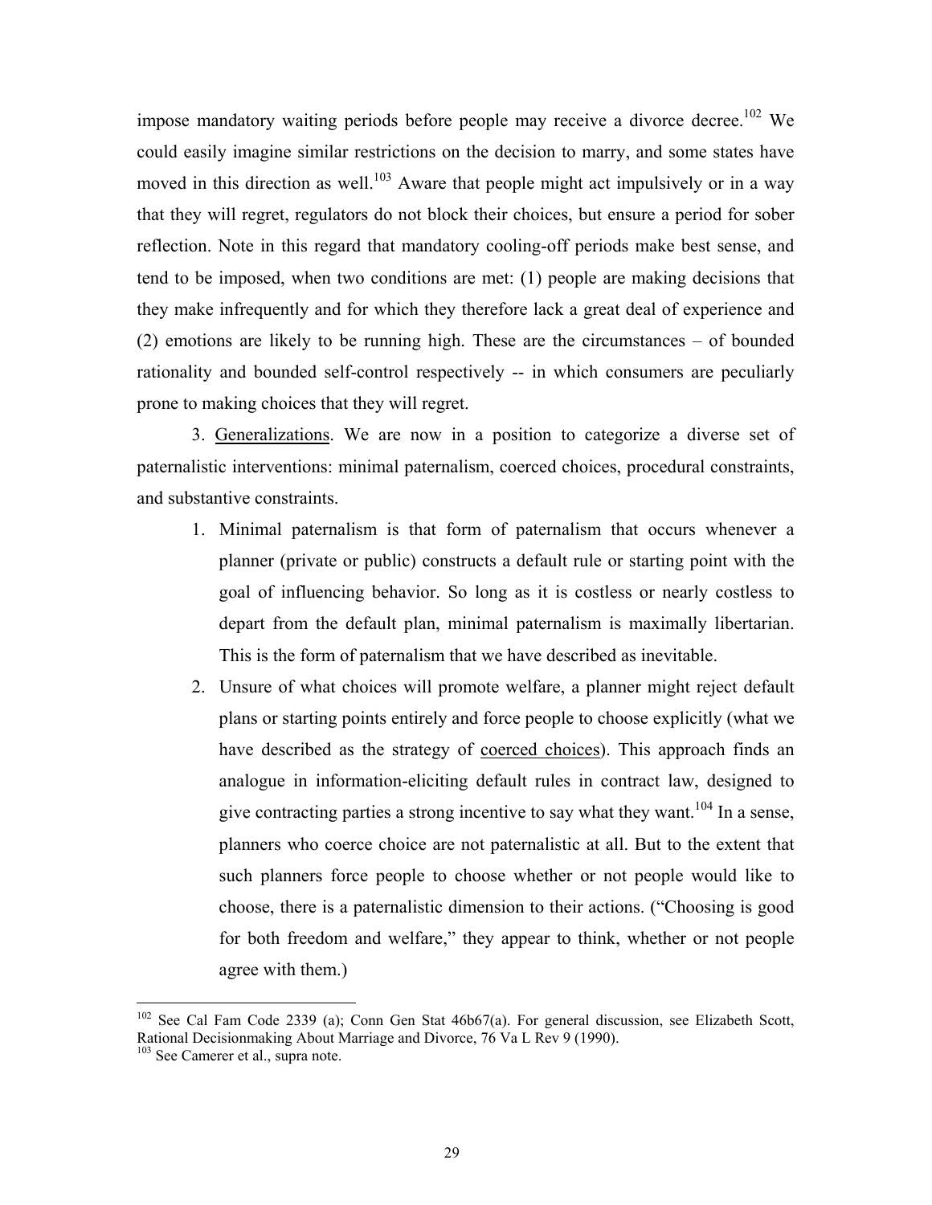impose mandatory waiting periods before people may receive a divorce decree.[102] We could easily imagine similar restrictions on the decision to marry, and some states have moved in this direction as well.[103] Aware that people might act impulsively or in a way that they will regret, regulators do not block their choices, but ensure a period for sober reflection. Note in this regard that mandatory cooling-off periods make best sense, and tend to be imposed, when two conditions are met: (1) people are making decisions that they make infrequently and for which they therefore lack a great deal of experience and (2) emotions are likely to be running high. These are the circumstances – of bounded rationality and bounded self-control respectively -- in which consumers are peculiarly prone to making choices that they will regret.

3. Generalizations. We are now in a position to categorize a diverse set of paternalistic interventions: minimal paternalism, coerced choices, procedural constraints, and substantive constraints.

1. Minimal paternalism is that form of paternalism that occurs whenever a planner (private or public) constructs a default rule or starting point with the goal of influencing behavior. So long as it is costless or nearly costless to depart from the default plan, minimal paternalism is maximally libertarian. This is the form of paternalism that we have described as inevitable.
2. Unsure of what choices will promote welfare, a planner might reject default plans or starting points entirely and force people to choose explicitly (what we have described as the strategy of coerced choices). This approach finds an analogue in information-eliciting default rules in contract law, designed to give contracting parties a strong incentive to say what they want.[104] In a sense, planners who coerce choice are not paternalistic at all. But to the extent that such planners force people to choose whether or not people would like to choose, there is a paternalistic dimension to their actions. ("Choosing is good for both freedom and welfare," they appear to think, whether or not people agree with them.)

---

[102] See Cal Fam Code 2339 (a); Conn Gen Stat 46b67(a). For general discussion, see Elizabeth Scott, Rational Decisionmaking About Marriage and Divorce, 76 Va L Rev 9 (1990).

[103] See Camerer et al., supra note.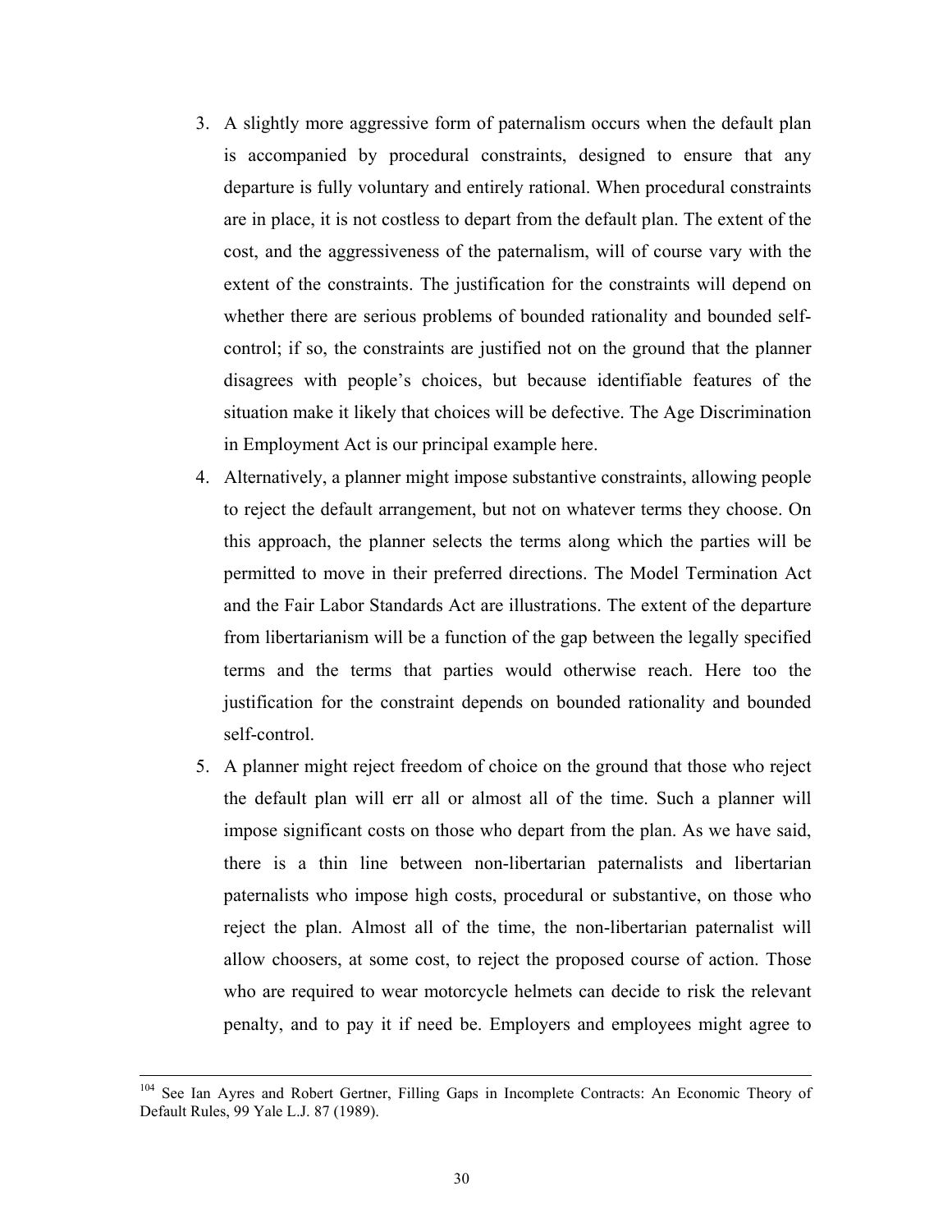3. A slightly more aggressive form of paternalism occurs when the default plan is accompanied by procedural constraints, designed to ensure that any departure is fully voluntary and entirely rational. When procedural constraints are in place, it is not costless to depart from the default plan. The extent of the cost, and the aggressiveness of the paternalism, will of course vary with the extent of the constraints. The justification for the constraints will depend on whether there are serious problems of bounded rationality and bounded self-control; if so, the constraints are justified not on the ground that the planner disagrees with people's choices, but because identifiable features of the situation make it likely that choices will be defective. The Age Discrimination in Employment Act is our principal example here.
4. Alternatively, a planner might impose substantive constraints, allowing people to reject the default arrangement, but not on whatever terms they choose. On this approach, the planner selects the terms along which the parties will be permitted to move in their preferred directions. The Model Termination Act and the Fair Labor Standards Act are illustrations. The extent of the departure from libertarianism will be a function of the gap between the legally specified terms and the terms that parties would otherwise reach. Here too the justification for the constraint depends on bounded rationality and bounded self-control.
5. A planner might reject freedom of choice on the ground that those who reject the default plan will err all or almost all of the time. Such a planner will impose significant costs on those who depart from the plan. As we have said, there is a thin line between non-libertarian paternalists and libertarian paternalists who impose high costs, procedural or substantive, on those who reject the plan. Almost all of the time, the non-libertarian paternalist will allow choosers, at some cost, to reject the proposed course of action. Those who are required to wear motorcycle helmets can decide to risk the relevant penalty, and to pay it if need be. Employers and employees might agree to

---

[104] See Ian Ayres and Robert Gertner, Filling Gaps in Incomplete Contracts: An Economic Theory of Default Rules, 99 Yale L.J. 87 (1989).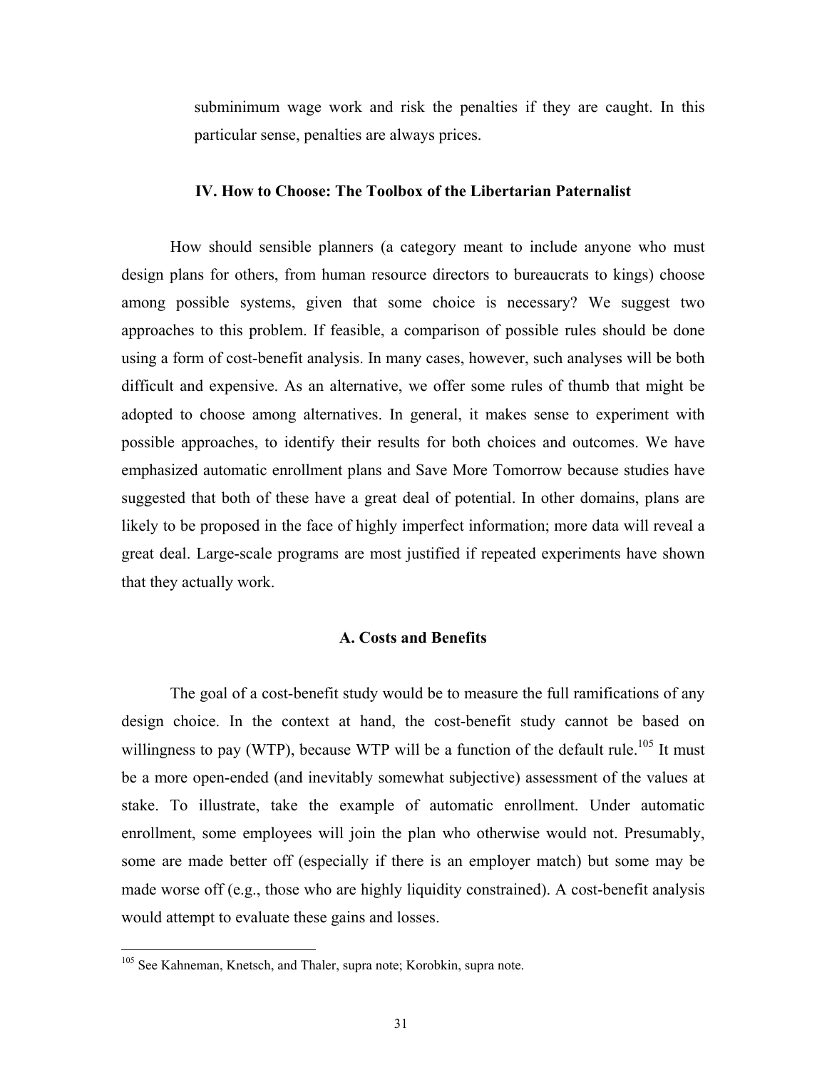subminimum wage work and risk the penalties if they are caught. In this particular sense, penalties are always prices.

## IV. How to Choose: The Toolbox of the Libertarian Paternalist

How should sensible planners (a category meant to include anyone who must design plans for others, from human resource directors to bureaucrats to kings) choose among possible systems, given that some choice is necessary? We suggest two approaches to this problem. If feasible, a comparison of possible rules should be done using a form of cost-benefit analysis. In many cases, however, such analyses will be both difficult and expensive. As an alternative, we offer some rules of thumb that might be adopted to choose among alternatives. In general, it makes sense to experiment with possible approaches, to identify their results for both choices and outcomes. We have emphasized automatic enrollment plans and Save More Tomorrow because studies have suggested that both of these have a great deal of potential. In other domains, plans are likely to be proposed in the face of highly imperfect information; more data will reveal a great deal. Large-scale programs are most justified if repeated experiments have shown that they actually work.

### A. Costs and Benefits

The goal of a cost-benefit study would be to measure the full ramifications of any design choice. In the context at hand, the cost-benefit study cannot be based on willingness to pay (WTP), because WTP will be a function of the default rule.[105] It must be a more open-ended (and inevitably somewhat subjective) assessment of the values at stake. To illustrate, take the example of automatic enrollment. Under automatic enrollment, some employees will join the plan who otherwise would not. Presumably, some are made better off (especially if there is an employer match) but some may be made worse off (e.g., those who are highly liquidity constrained). A cost-benefit analysis would attempt to evaluate these gains and losses.

---

[105] See Kahneman, Knetsch, and Thaler, supra note; Korobkin, supra note.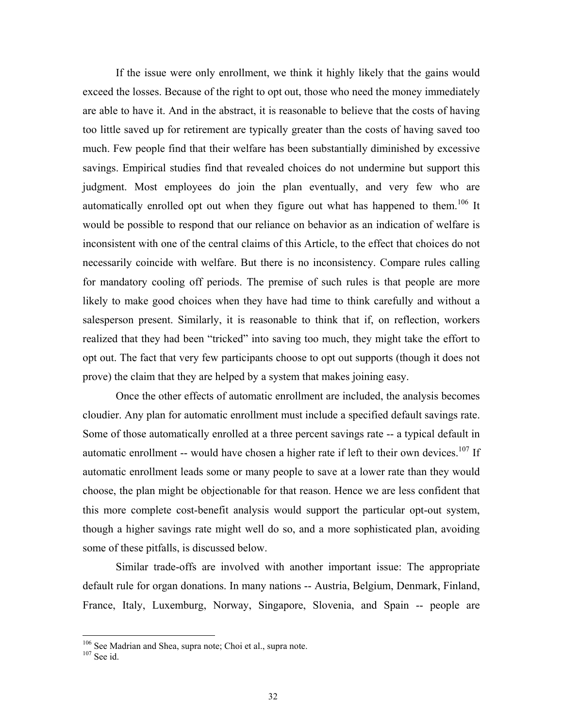If the issue were only enrollment, we think it highly likely that the gains would exceed the losses. Because of the right to opt out, those who need the money immediately are able to have it. And in the abstract, it is reasonable to believe that the costs of having too little saved up for retirement are typically greater than the costs of having saved too much. Few people find that their welfare has been substantially diminished by excessive savings. Empirical studies find that revealed choices do not undermine but support this judgment. Most employees do join the plan eventually, and very few who are automatically enrolled opt out when they figure out what has happened to them.[106] It would be possible to respond that our reliance on behavior as an indication of welfare is inconsistent with one of the central claims of this Article, to the effect that choices do not necessarily coincide with welfare. But there is no inconsistency. Compare rules calling for mandatory cooling off periods. The premise of such rules is that people are more likely to make good choices when they have had time to think carefully and without a salesperson present. Similarly, it is reasonable to think that if, on reflection, workers realized that they had been "tricked" into saving too much, they might take the effort to opt out. The fact that very few participants choose to opt out supports (though it does not prove) the claim that they are helped by a system that makes joining easy.

Once the other effects of automatic enrollment are included, the analysis becomes cloudier. Any plan for automatic enrollment must include a specified default savings rate. Some of those automatically enrolled at a three percent savings rate -- a typical default in automatic enrollment -- would have chosen a higher rate if left to their own devices.[107] If automatic enrollment leads some or many people to save at a lower rate than they would choose, the plan might be objectionable for that reason. Hence we are less confident that this more complete cost-benefit analysis would support the particular opt-out system, though a higher savings rate might well do so, and a more sophisticated plan, avoiding some of these pitfalls, is discussed below.

Similar trade-offs are involved with another important issue: The appropriate default rule for organ donations. In many nations -- Austria, Belgium, Denmark, Finland, France, Italy, Luxemburg, Norway, Singapore, Slovenia, and Spain -- people are

---

[106] See Madrian and Shea, supra note; Choi et al., supra note.

[107] See id.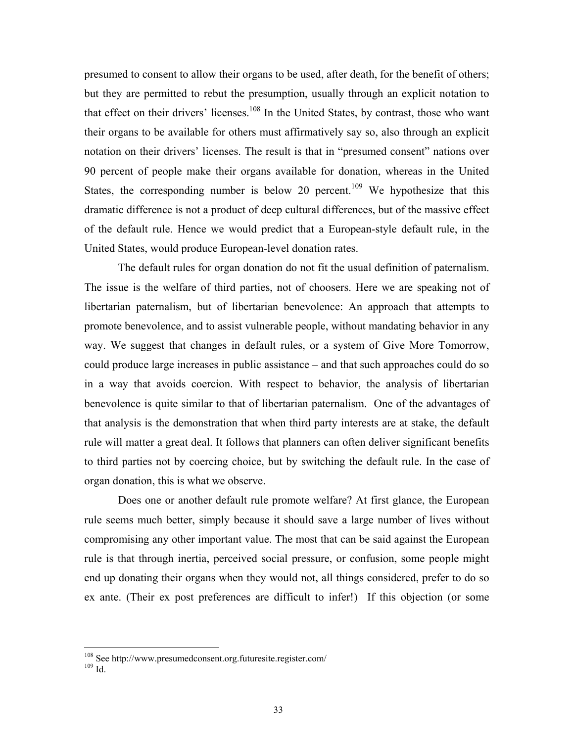presumed to consent to allow their organs to be used, after death, for the benefit of others; but they are permitted to rebut the presumption, usually through an explicit notation to that effect on their drivers' licenses.[108] In the United States, by contrast, those who want their organs to be available for others must affirmatively say so, also through an explicit notation on their drivers' licenses. The result is that in "presumed consent" nations over 90 percent of people make their organs available for donation, whereas in the United States, the corresponding number is below 20 percent.[109] We hypothesize that this dramatic difference is not a product of deep cultural differences, but of the massive effect of the default rule. Hence we would predict that a European-style default rule, in the United States, would produce European-level donation rates.

The default rules for organ donation do not fit the usual definition of paternalism. The issue is the welfare of third parties, not of choosers. Here we are speaking not of libertarian paternalism, but of libertarian benevolence: An approach that attempts to promote benevolence, and to assist vulnerable people, without mandating behavior in any way. We suggest that changes in default rules, or a system of Give More Tomorrow, could produce large increases in public assistance – and that such approaches could do so in a way that avoids coercion. With respect to behavior, the analysis of libertarian benevolence is quite similar to that of libertarian paternalism. One of the advantages of that analysis is the demonstration that when third party interests are at stake, the default rule will matter a great deal. It follows that planners can often deliver significant benefits to third parties not by coercing choice, but by switching the default rule. In the case of organ donation, this is what we observe.

Does one or another default rule promote welfare? At first glance, the European rule seems much better, simply because it should save a large number of lives without compromising any other important value. The most that can be said against the European rule is that through inertia, perceived social pressure, or confusion, some people might end up donating their organs when they would not, all things considered, prefer to do so ex ante. (Their ex post preferences are difficult to infer!) If this objection (or some

[108] See http://www.presumedconsent.org.futuresite.register.com/

[109] Id.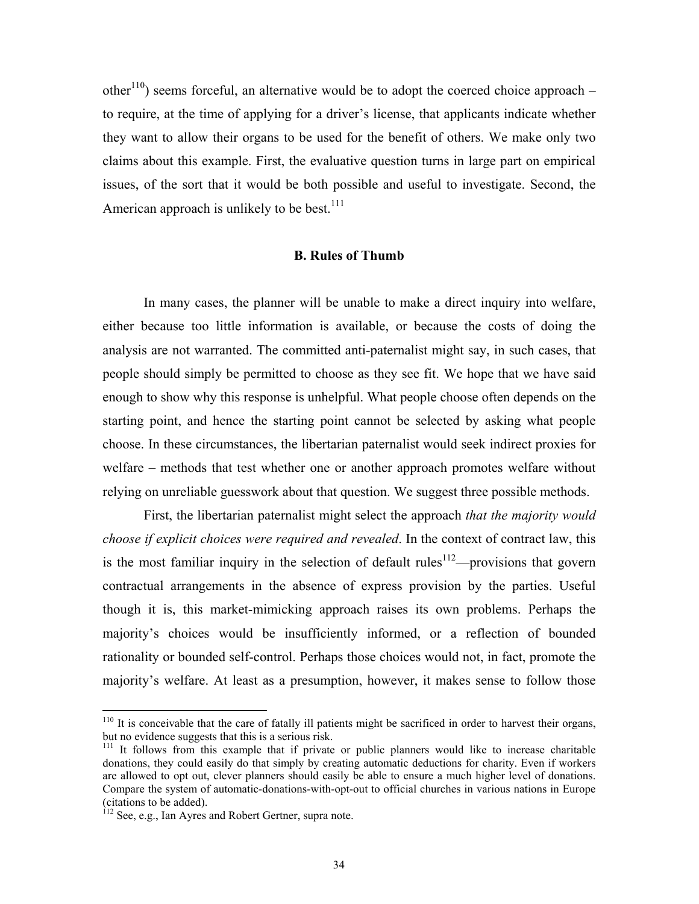other[110]) seems forceful, an alternative would be to adopt the coerced choice approach – to require, at the time of applying for a driver's license, that applicants indicate whether they want to allow their organs to be used for the benefit of others. We make only two claims about this example. First, the evaluative question turns in large part on empirical issues, of the sort that it would be both possible and useful to investigate. Second, the American approach is unlikely to be best.[111]

### B. Rules of Thumb

In many cases, the planner will be unable to make a direct inquiry into welfare, either because too little information is available, or because the costs of doing the analysis are not warranted. The committed anti-paternalist might say, in such cases, that people should simply be permitted to choose as they see fit. We hope that we have said enough to show why this response is unhelpful. What people choose often depends on the starting point, and hence the starting point cannot be selected by asking what people choose. In these circumstances, the libertarian paternalist would seek indirect proxies for welfare – methods that test whether one or another approach promotes welfare without relying on unreliable guesswork about that question. We suggest three possible methods.

First, the libertarian paternalist might select the approach *that the majority would choose if explicit choices were required and revealed*. In the context of contract law, this is the most familiar inquiry in the selection of default rules[112]—provisions that govern contractual arrangements in the absence of express provision by the parties. Useful though it is, this market-mimicking approach raises its own problems. Perhaps the majority's choices would be insufficiently informed, or a reflection of bounded rationality or bounded self-control. Perhaps those choices would not, in fact, promote the majority's welfare. At least as a presumption, however, it makes sense to follow those

---

[110] It is conceivable that the care of fatally ill patients might be sacrificed in order to harvest their organs, but no evidence suggests that this is a serious risk.

[111] It follows from this example that if private or public planners would like to increase charitable donations, they could easily do that simply by creating automatic deductions for charity. Even if workers are allowed to opt out, clever planners should easily be able to ensure a much higher level of donations. Compare the system of automatic-donations-with-opt-out to official churches in various nations in Europe (citations to be added).

[112] See, e.g., Ian Ayres and Robert Gertner, supra note.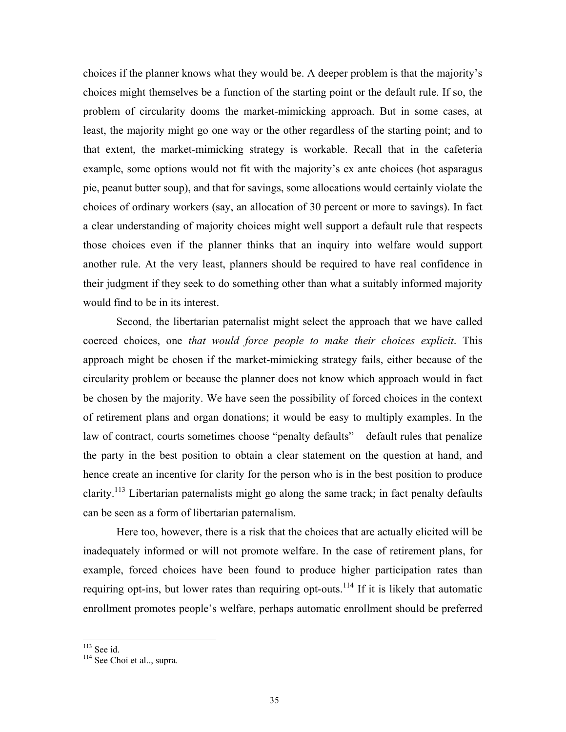choices if the planner knows what they would be. A deeper problem is that the majority's choices might themselves be a function of the starting point or the default rule. If so, the problem of circularity dooms the market-mimicking approach. But in some cases, at least, the majority might go one way or the other regardless of the starting point; and to that extent, the market-mimicking strategy is workable. Recall that in the cafeteria example, some options would not fit with the majority's ex ante choices (hot asparagus pie, peanut butter soup), and that for savings, some allocations would certainly violate the choices of ordinary workers (say, an allocation of 30 percent or more to savings). In fact a clear understanding of majority choices might well support a default rule that respects those choices even if the planner thinks that an inquiry into welfare would support another rule. At the very least, planners should be required to have real confidence in their judgment if they seek to do something other than what a suitably informed majority would find to be in its interest.

Second, the libertarian paternalist might select the approach that we have called coerced choices, one *that would force people to make their choices explicit*. This approach might be chosen if the market-mimicking strategy fails, either because of the circularity problem or because the planner does not know which approach would in fact be chosen by the majority. We have seen the possibility of forced choices in the context of retirement plans and organ donations; it would be easy to multiply examples. In the law of contract, courts sometimes choose "penalty defaults" – default rules that penalize the party in the best position to obtain a clear statement on the question at hand, and hence create an incentive for clarity for the person who is in the best position to produce clarity.[113] Libertarian paternalists might go along the same track; in fact penalty defaults can be seen as a form of libertarian paternalism.

Here too, however, there is a risk that the choices that are actually elicited will be inadequately informed or will not promote welfare. In the case of retirement plans, for example, forced choices have been found to produce higher participation rates than requiring opt-ins, but lower rates than requiring opt-outs.[114] If it is likely that automatic enrollment promotes people's welfare, perhaps automatic enrollment should be preferred

[113] See id.

[114] See Choi et al.., supra.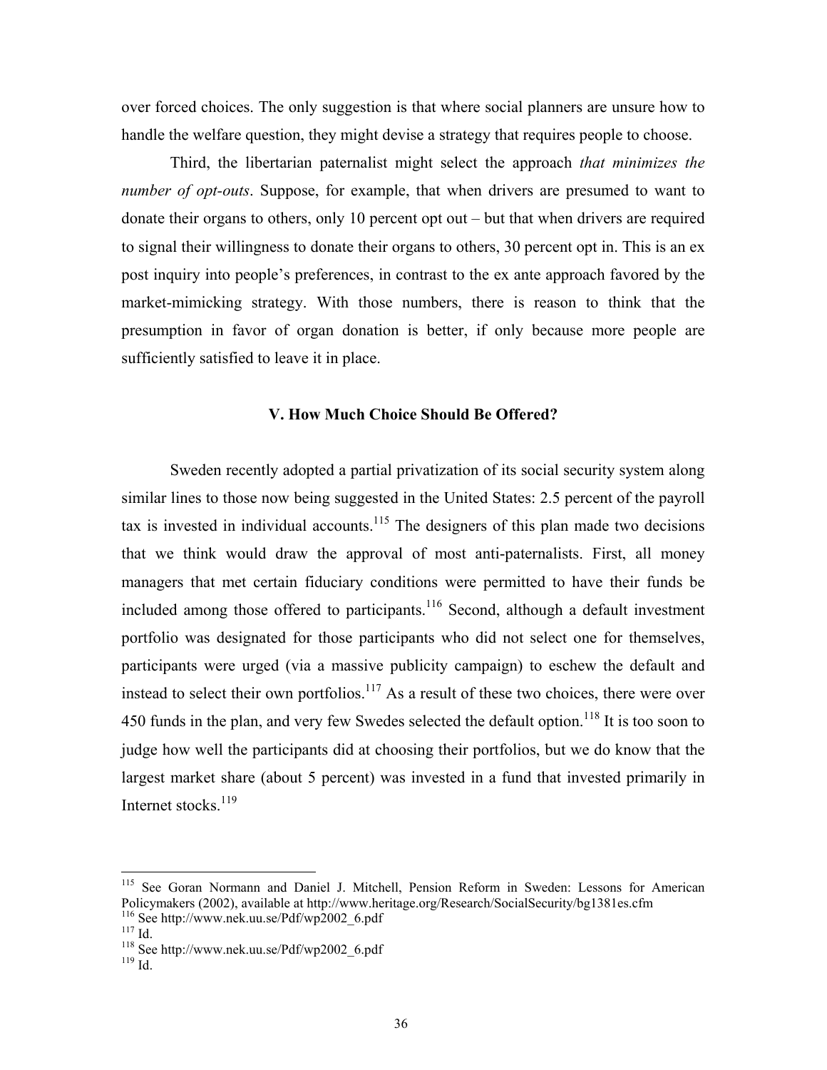over forced choices. The only suggestion is that where social planners are unsure how to handle the welfare question, they might devise a strategy that requires people to choose.

Third, the libertarian paternalist might select the approach *that minimizes the number of opt-outs*. Suppose, for example, that when drivers are presumed to want to donate their organs to others, only 10 percent opt out – but that when drivers are required to signal their willingness to donate their organs to others, 30 percent opt in. This is an ex post inquiry into people's preferences, in contrast to the ex ante approach favored by the market-mimicking strategy. With those numbers, there is reason to think that the presumption in favor of organ donation is better, if only because more people are sufficiently satisfied to leave it in place.

## V. How Much Choice Should Be Offered?

Sweden recently adopted a partial privatization of its social security system along similar lines to those now being suggested in the United States: 2.5 percent of the payroll tax is invested in individual accounts.[115] The designers of this plan made two decisions that we think would draw the approval of most anti-paternalists. First, all money managers that met certain fiduciary conditions were permitted to have their funds be included among those offered to participants.[116] Second, although a default investment portfolio was designated for those participants who did not select one for themselves, participants were urged (via a massive publicity campaign) to eschew the default and instead to select their own portfolios.[117] As a result of these two choices, there were over 450 funds in the plan, and very few Swedes selected the default option.[118] It is too soon to judge how well the participants did at choosing their portfolios, but we do know that the largest market share (about 5 percent) was invested in a fund that invested primarily in Internet stocks.[119]

---

[115] See Goran Normann and Daniel J. Mitchell, Pension Reform in Sweden: Lessons for American Policymakers (2002), available at http://www.heritage.org/Research/SocialSecurity/bg1381es.cfm

[116] See http://www.nek.uu.se/Pdf/wp2002_6.pdf

[117] Id.

[118] See http://www.nek.uu.se/Pdf/wp2002_6.pdf

[119] Id.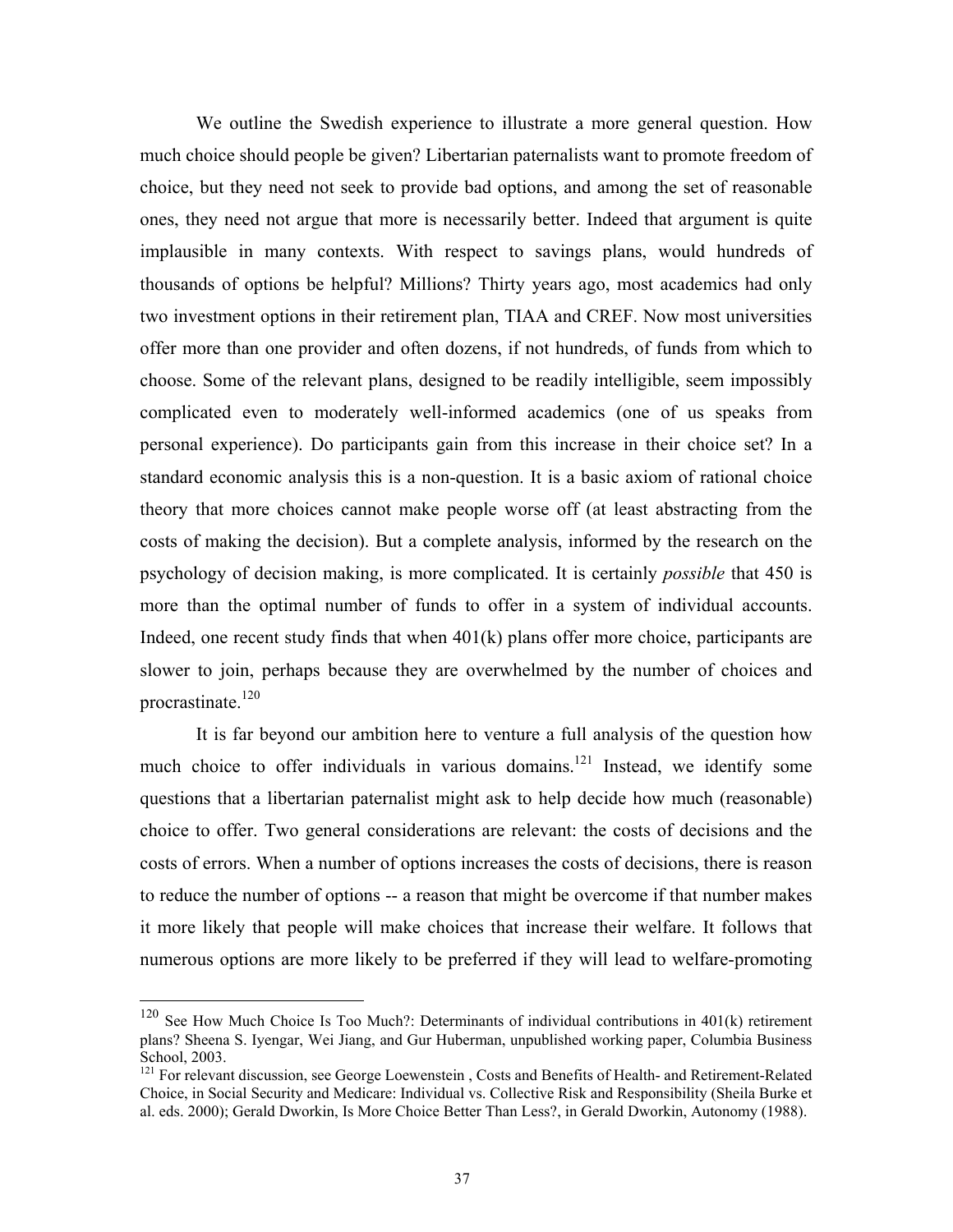We outline the Swedish experience to illustrate a more general question. How much choice should people be given? Libertarian paternalists want to promote freedom of choice, but they need not seek to provide bad options, and among the set of reasonable ones, they need not argue that more is necessarily better. Indeed that argument is quite implausible in many contexts. With respect to savings plans, would hundreds of thousands of options be helpful? Millions? Thirty years ago, most academics had only two investment options in their retirement plan, TIAA and CREF. Now most universities offer more than one provider and often dozens, if not hundreds, of funds from which to choose. Some of the relevant plans, designed to be readily intelligible, seem impossibly complicated even to moderately well-informed academics (one of us speaks from personal experience). Do participants gain from this increase in their choice set? In a standard economic analysis this is a non-question. It is a basic axiom of rational choice theory that more choices cannot make people worse off (at least abstracting from the costs of making the decision). But a complete analysis, informed by the research on the psychology of decision making, is more complicated. It is certainly *possible* that 450 is more than the optimal number of funds to offer in a system of individual accounts. Indeed, one recent study finds that when 401(k) plans offer more choice, participants are slower to join, perhaps because they are overwhelmed by the number of choices and procrastinate.[120]

It is far beyond our ambition here to venture a full analysis of the question how much choice to offer individuals in various domains.[121] Instead, we identify some questions that a libertarian paternalist might ask to help decide how much (reasonable) choice to offer. Two general considerations are relevant: the costs of decisions and the costs of errors. When a number of options increases the costs of decisions, there is reason to reduce the number of options -- a reason that might be overcome if that number makes it more likely that people will make choices that increase their welfare. It follows that numerous options are more likely to be preferred if they will lead to welfare-promoting

---

[120] See How Much Choice Is Too Much?: Determinants of individual contributions in 401(k) retirement plans? Sheena S. Iyengar, Wei Jiang, and Gur Huberman, unpublished working paper, Columbia Business School, 2003.

[121] For relevant discussion, see George Loewenstein , Costs and Benefits of Health- and Retirement-Related Choice, in Social Security and Medicare: Individual vs. Collective Risk and Responsibility (Sheila Burke et al. eds. 2000); Gerald Dworkin, Is More Choice Better Than Less?, in Gerald Dworkin, Autonomy (1988).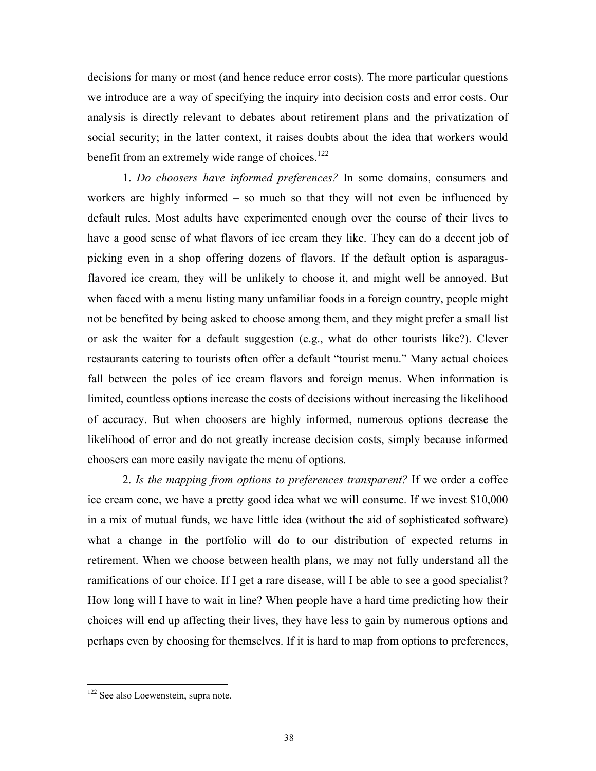decisions for many or most (and hence reduce error costs). The more particular questions we introduce are a way of specifying the inquiry into decision costs and error costs. Our analysis is directly relevant to debates about retirement plans and the privatization of social security; in the latter context, it raises doubts about the idea that workers would benefit from an extremely wide range of choices.[122]

1. *Do choosers have informed preferences?* In some domains, consumers and workers are highly informed – so much so that they will not even be influenced by default rules. Most adults have experimented enough over the course of their lives to have a good sense of what flavors of ice cream they like. They can do a decent job of picking even in a shop offering dozens of flavors. If the default option is asparagus-flavored ice cream, they will be unlikely to choose it, and might well be annoyed. But when faced with a menu listing many unfamiliar foods in a foreign country, people might not be benefited by being asked to choose among them, and they might prefer a small list or ask the waiter for a default suggestion (e.g., what do other tourists like?). Clever restaurants catering to tourists often offer a default "tourist menu." Many actual choices fall between the poles of ice cream flavors and foreign menus. When information is limited, countless options increase the costs of decisions without increasing the likelihood of accuracy. But when choosers are highly informed, numerous options decrease the likelihood of error and do not greatly increase decision costs, simply because informed choosers can more easily navigate the menu of options.

2. *Is the mapping from options to preferences transparent?* If we order a coffee ice cream cone, we have a pretty good idea what we will consume. If we invest $10,000 in a mix of mutual funds, we have little idea (without the aid of sophisticated software) what a change in the portfolio will do to our distribution of expected returns in retirement. When we choose between health plans, we may not fully understand all the ramifications of our choice. If I get a rare disease, will I be able to see a good specialist? How long will I have to wait in line? When people have a hard time predicting how their choices will end up affecting their lives, they have less to gain by numerous options and perhaps even by choosing for themselves. If it is hard to map from options to preferences,

---

[122] See also Loewenstein, supra note.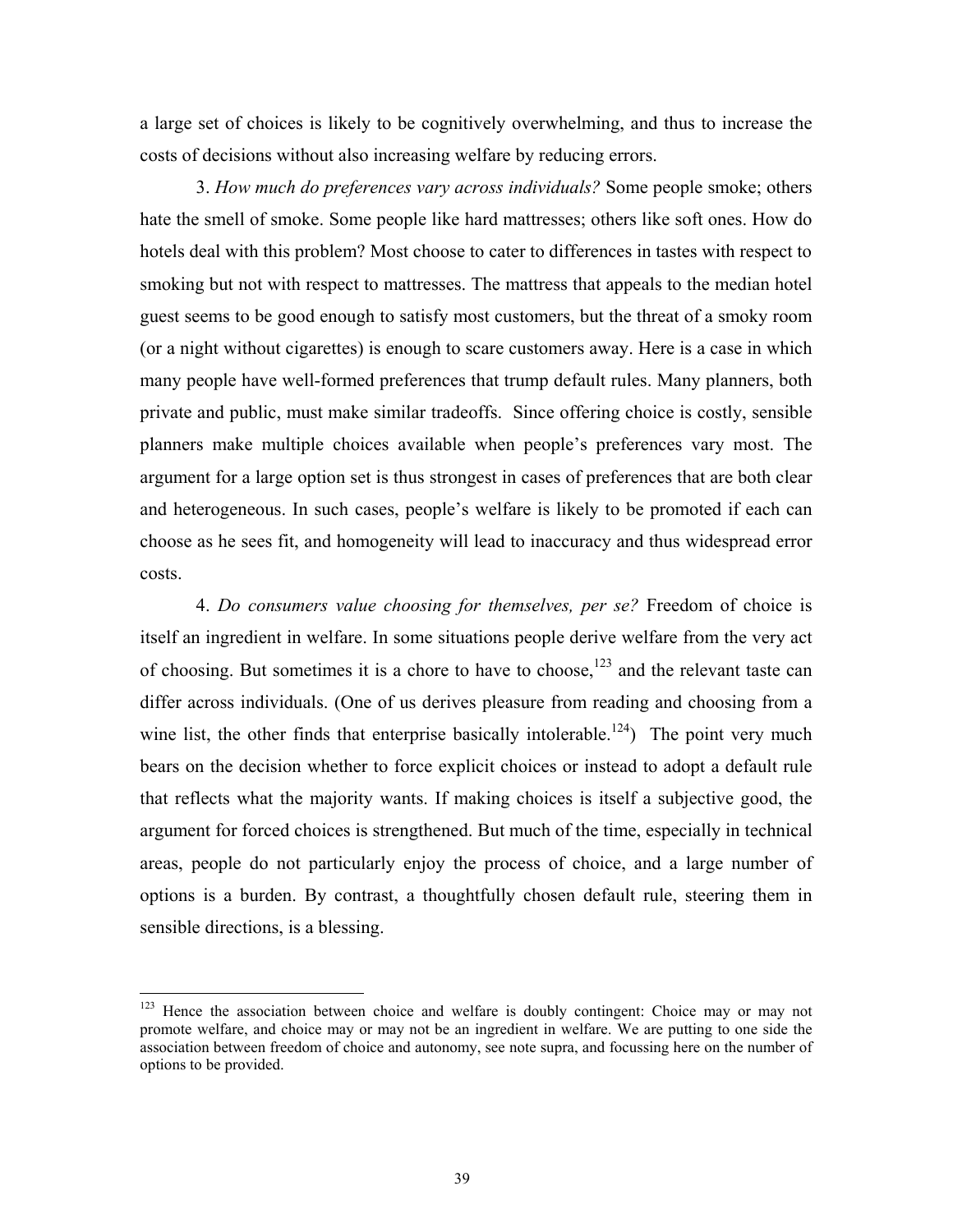a large set of choices is likely to be cognitively overwhelming, and thus to increase the costs of decisions without also increasing welfare by reducing errors.

3. *How much do preferences vary across individuals?* Some people smoke; others hate the smell of smoke. Some people like hard mattresses; others like soft ones. How do hotels deal with this problem? Most choose to cater to differences in tastes with respect to smoking but not with respect to mattresses. The mattress that appeals to the median hotel guest seems to be good enough to satisfy most customers, but the threat of a smoky room (or a night without cigarettes) is enough to scare customers away. Here is a case in which many people have well-formed preferences that trump default rules. Many planners, both private and public, must make similar tradeoffs. Since offering choice is costly, sensible planners make multiple choices available when people's preferences vary most. The argument for a large option set is thus strongest in cases of preferences that are both clear and heterogeneous. In such cases, people's welfare is likely to be promoted if each can choose as he sees fit, and homogeneity will lead to inaccuracy and thus widespread error costs.

4. *Do consumers value choosing for themselves, per se?* Freedom of choice is itself an ingredient in welfare. In some situations people derive welfare from the very act of choosing. But sometimes it is a chore to have to choose,[123] and the relevant taste can differ across individuals. (One of us derives pleasure from reading and choosing from a wine list, the other finds that enterprise basically intolerable.[124]) The point very much bears on the decision whether to force explicit choices or instead to adopt a default rule that reflects what the majority wants. If making choices is itself a subjective good, the argument for forced choices is strengthened. But much of the time, especially in technical areas, people do not particularly enjoy the process of choice, and a large number of options is a burden. By contrast, a thoughtfully chosen default rule, steering them in sensible directions, is a blessing.

[123] Hence the association between choice and welfare is doubly contingent: Choice may or may not promote welfare, and choice may or may not be an ingredient in welfare. We are putting to one side the association between freedom of choice and autonomy, see note supra, and focussing here on the number of options to be provided.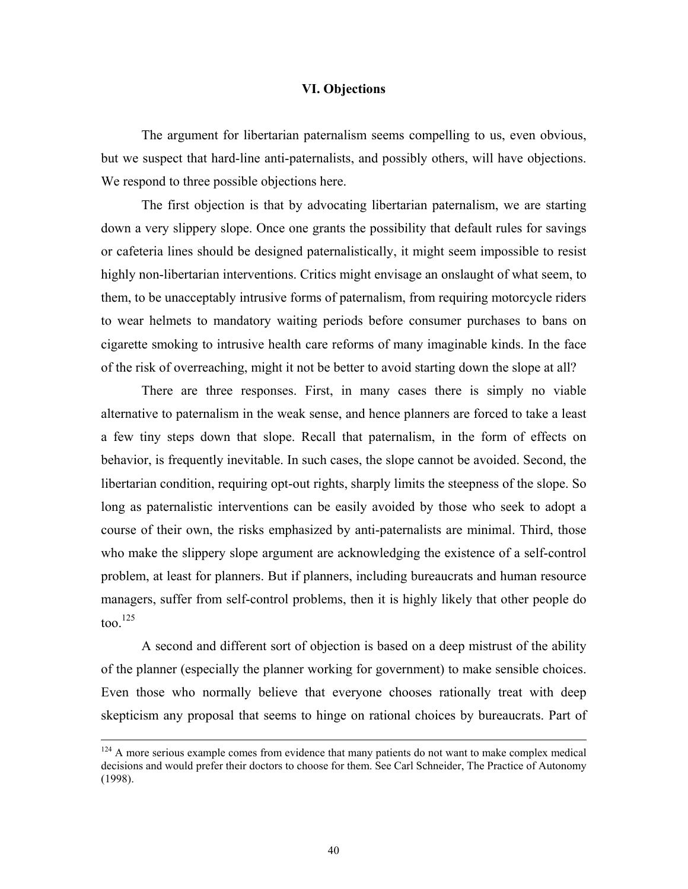## VI. Objections

The argument for libertarian paternalism seems compelling to us, even obvious, but we suspect that hard-line anti-paternalists, and possibly others, will have objections. We respond to three possible objections here.

The first objection is that by advocating libertarian paternalism, we are starting down a very slippery slope. Once one grants the possibility that default rules for savings or cafeteria lines should be designed paternalistically, it might seem impossible to resist highly non-libertarian interventions. Critics might envisage an onslaught of what seem, to them, to be unacceptably intrusive forms of paternalism, from requiring motorcycle riders to wear helmets to mandatory waiting periods before consumer purchases to bans on cigarette smoking to intrusive health care reforms of many imaginable kinds. In the face of the risk of overreaching, might it not be better to avoid starting down the slope at all?

There are three responses. First, in many cases there is simply no viable alternative to paternalism in the weak sense, and hence planners are forced to take a least a few tiny steps down that slope. Recall that paternalism, in the form of effects on behavior, is frequently inevitable. In such cases, the slope cannot be avoided. Second, the libertarian condition, requiring opt-out rights, sharply limits the steepness of the slope. So long as paternalistic interventions can be easily avoided by those who seek to adopt a course of their own, the risks emphasized by anti-paternalists are minimal. Third, those who make the slippery slope argument are acknowledging the existence of a self-control problem, at least for planners. But if planners, including bureaucrats and human resource managers, suffer from self-control problems, then it is highly likely that other people do too.[125]

A second and different sort of objection is based on a deep mistrust of the ability of the planner (especially the planner working for government) to make sensible choices. Even those who normally believe that everyone chooses rationally treat with deep skepticism any proposal that seems to hinge on rational choices by bureaucrats. Part of

---

[124] A more serious example comes from evidence that many patients do not want to make complex medical decisions and would prefer their doctors to choose for them. See Carl Schneider, The Practice of Autonomy (1998).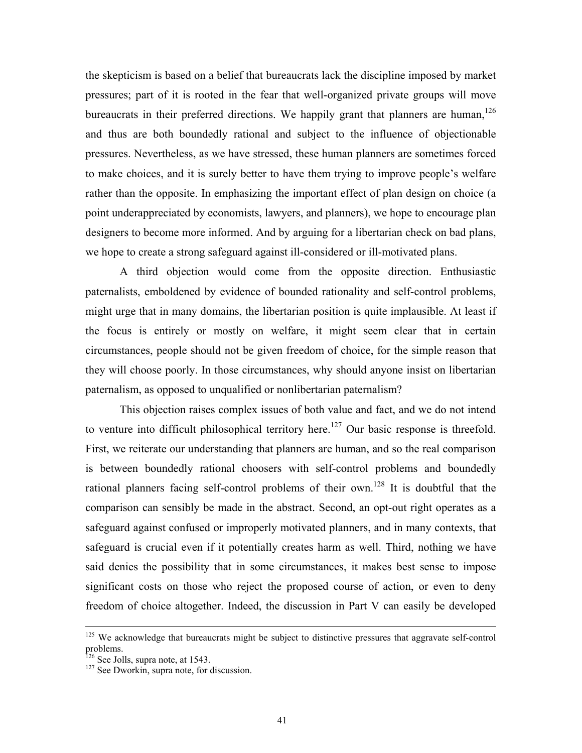the skepticism is based on a belief that bureaucrats lack the discipline imposed by market pressures; part of it is rooted in the fear that well-organized private groups will move bureaucrats in their preferred directions. We happily grant that planners are human,[126] and thus are both boundedly rational and subject to the influence of objectionable pressures. Nevertheless, as we have stressed, these human planners are sometimes forced to make choices, and it is surely better to have them trying to improve people's welfare rather than the opposite. In emphasizing the important effect of plan design on choice (a point underappreciated by economists, lawyers, and planners), we hope to encourage plan designers to become more informed. And by arguing for a libertarian check on bad plans, we hope to create a strong safeguard against ill-considered or ill-motivated plans.

A third objection would come from the opposite direction. Enthusiastic paternalists, emboldened by evidence of bounded rationality and self-control problems, might urge that in many domains, the libertarian position is quite implausible. At least if the focus is entirely or mostly on welfare, it might seem clear that in certain circumstances, people should not be given freedom of choice, for the simple reason that they will choose poorly. In those circumstances, why should anyone insist on libertarian paternalism, as opposed to unqualified or nonlibertarian paternalism?

This objection raises complex issues of both value and fact, and we do not intend to venture into difficult philosophical territory here.[127] Our basic response is threefold. First, we reiterate our understanding that planners are human, and so the real comparison is between boundedly rational choosers with self-control problems and boundedly rational planners facing self-control problems of their own.[128] It is doubtful that the comparison can sensibly be made in the abstract. Second, an opt-out right operates as a safeguard against confused or improperly motivated planners, and in many contexts, that safeguard is crucial even if it potentially creates harm as well. Third, nothing we have said denies the possibility that in some circumstances, it makes best sense to impose significant costs on those who reject the proposed course of action, or even to deny freedom of choice altogether. Indeed, the discussion in Part V can easily be developed

---

[125] We acknowledge that bureaucrats might be subject to distinctive pressures that aggravate self-control problems.

[126] See Jolls, supra note, at 1543.

[127] See Dworkin, supra note, for discussion.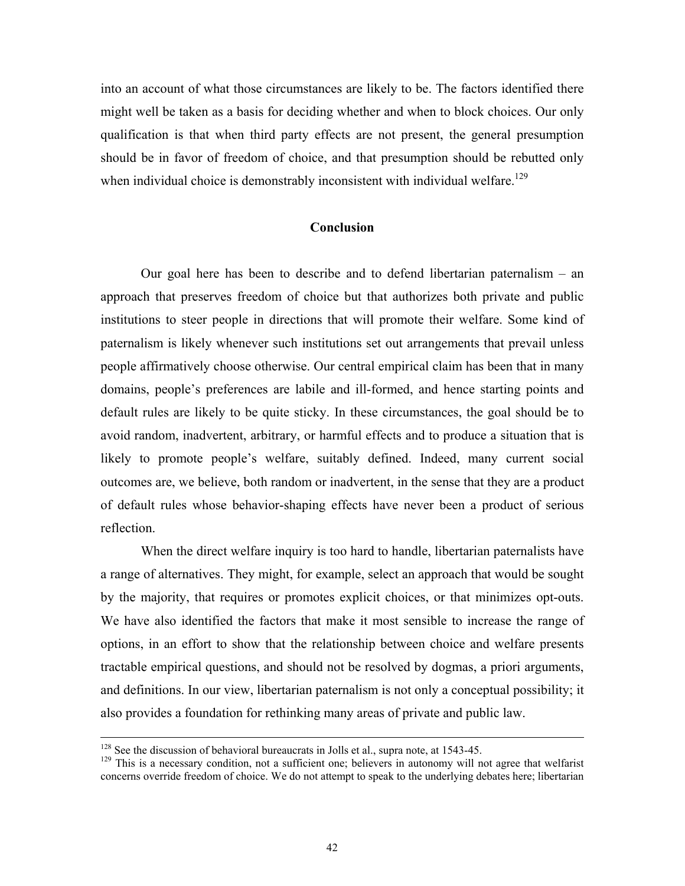into an account of what those circumstances are likely to be. The factors identified there might well be taken as a basis for deciding whether and when to block choices. Our only qualification is that when third party effects are not present, the general presumption should be in favor of freedom of choice, and that presumption should be rebutted only when individual choice is demonstrably inconsistent with individual welfare.[129]

## Conclusion

Our goal here has been to describe and to defend libertarian paternalism – an approach that preserves freedom of choice but that authorizes both private and public institutions to steer people in directions that will promote their welfare. Some kind of paternalism is likely whenever such institutions set out arrangements that prevail unless people affirmatively choose otherwise. Our central empirical claim has been that in many domains, people's preferences are labile and ill-formed, and hence starting points and default rules are likely to be quite sticky. In these circumstances, the goal should be to avoid random, inadvertent, arbitrary, or harmful effects and to produce a situation that is likely to promote people's welfare, suitably defined. Indeed, many current social outcomes are, we believe, both random or inadvertent, in the sense that they are a product of default rules whose behavior-shaping effects have never been a product of serious reflection.

When the direct welfare inquiry is too hard to handle, libertarian paternalists have a range of alternatives. They might, for example, select an approach that would be sought by the majority, that requires or promotes explicit choices, or that minimizes opt-outs. We have also identified the factors that make it most sensible to increase the range of options, in an effort to show that the relationship between choice and welfare presents tractable empirical questions, and should not be resolved by dogmas, a priori arguments, and definitions. In our view, libertarian paternalism is not only a conceptual possibility; it also provides a foundation for rethinking many areas of private and public law.

---

[128] See the discussion of behavioral bureaucrats in Jolls et al., supra note, at 1543-45.

[129] This is a necessary condition, not a sufficient one; believers in autonomy will not agree that welfarist concerns override freedom of choice. We do not attempt to speak to the underlying debates here; libertarian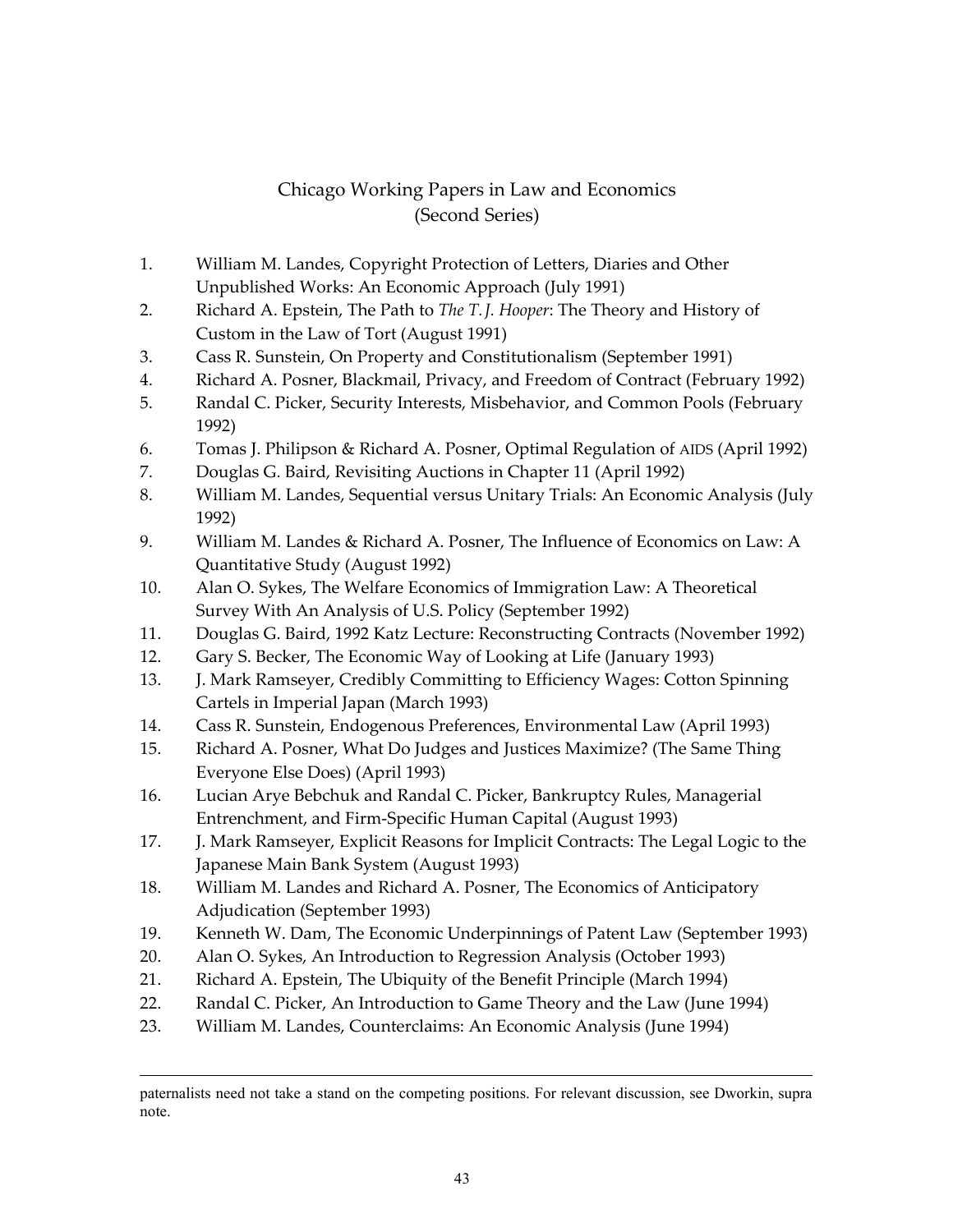# Chicago Working Papers in Law and Economics
## (Second Series)

1. William M. Landes, Copyright Protection of Letters, Diaries and Other Unpublished Works: An Economic Approach (July 1991)
2. Richard A. Epstein, The Path to *The T. J. Hooper*: The Theory and History of Custom in the Law of Tort (August 1991)
3. Cass R. Sunstein, On Property and Constitutionalism (September 1991)
4. Richard A. Posner, Blackmail, Privacy, and Freedom of Contract (February 1992)
5. Randal C. Picker, Security Interests, Misbehavior, and Common Pools (February 1992)
6. Tomas J. Philipson & Richard A. Posner, Optimal Regulation of AIDS (April 1992)
7. Douglas G. Baird, Revisiting Auctions in Chapter 11 (April 1992)
8. William M. Landes, Sequential versus Unitary Trials: An Economic Analysis (July 1992)
9. William M. Landes & Richard A. Posner, The Influence of Economics on Law: A Quantitative Study (August 1992)
10. Alan O. Sykes, The Welfare Economics of Immigration Law: A Theoretical Survey With An Analysis of U.S. Policy (September 1992)
11. Douglas G. Baird, 1992 Katz Lecture: Reconstructing Contracts (November 1992)
12. Gary S. Becker, The Economic Way of Looking at Life (January 1993)
13. J. Mark Ramseyer, Credibly Committing to Efficiency Wages: Cotton Spinning Cartels in Imperial Japan (March 1993)
14. Cass R. Sunstein, Endogenous Preferences, Environmental Law (April 1993)
15. Richard A. Posner, What Do Judges and Justices Maximize? (The Same Thing Everyone Else Does) (April 1993)
16. Lucian Arye Bebchuk and Randal C. Picker, Bankruptcy Rules, Managerial Entrenchment, and Firm-Specific Human Capital (August 1993)
17. J. Mark Ramseyer, Explicit Reasons for Implicit Contracts: The Legal Logic to the Japanese Main Bank System (August 1993)
18. William M. Landes and Richard A. Posner, The Economics of Anticipatory Adjudication (September 1993)
19. Kenneth W. Dam, The Economic Underpinnings of Patent Law (September 1993)
20. Alan O. Sykes, An Introduction to Regression Analysis (October 1993)
21. Richard A. Epstein, The Ubiquity of the Benefit Principle (March 1994)
22. Randal C. Picker, An Introduction to Game Theory and the Law (June 1994)
23. William M. Landes, Counterclaims: An Economic Analysis (June 1994)

---

paternalists need not take a stand on the competing positions. For relevant discussion, see Dworkin, supra note.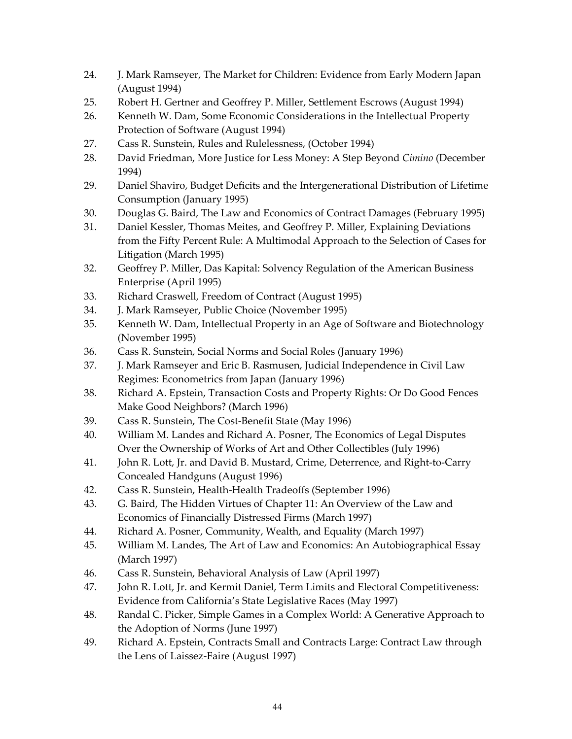24. J. Mark Ramseyer, The Market for Children: Evidence from Early Modern Japan (August 1994)
25. Robert H. Gertner and Geoffrey P. Miller, Settlement Escrows (August 1994)
26. Kenneth W. Dam, Some Economic Considerations in the Intellectual Property Protection of Software (August 1994)
27. Cass R. Sunstein, Rules and Rulelessness, (October 1994)
28. David Friedman, More Justice for Less Money: A Step Beyond *Cimino* (December 1994)
29. Daniel Shaviro, Budget Deficits and the Intergenerational Distribution of Lifetime Consumption (January 1995)
30. Douglas G. Baird, The Law and Economics of Contract Damages (February 1995)
31. Daniel Kessler, Thomas Meites, and Geoffrey P. Miller, Explaining Deviations from the Fifty Percent Rule: A Multimodal Approach to the Selection of Cases for Litigation (March 1995)
32. Geoffrey P. Miller, Das Kapital: Solvency Regulation of the American Business Enterprise (April 1995)
33. Richard Craswell, Freedom of Contract (August 1995)
34. J. Mark Ramseyer, Public Choice (November 1995)
35. Kenneth W. Dam, Intellectual Property in an Age of Software and Biotechnology (November 1995)
36. Cass R. Sunstein, Social Norms and Social Roles (January 1996)
37. J. Mark Ramseyer and Eric B. Rasmusen, Judicial Independence in Civil Law Regimes: Econometrics from Japan (January 1996)
38. Richard A. Epstein, Transaction Costs and Property Rights: Or Do Good Fences Make Good Neighbors? (March 1996)
39. Cass R. Sunstein, The Cost-Benefit State (May 1996)
40. William M. Landes and Richard A. Posner, The Economics of Legal Disputes Over the Ownership of Works of Art and Other Collectibles (July 1996)
41. John R. Lott, Jr. and David B. Mustard, Crime, Deterrence, and Right-to-Carry Concealed Handguns (August 1996)
42. Cass R. Sunstein, Health-Health Tradeoffs (September 1996)
43. G. Baird, The Hidden Virtues of Chapter 11: An Overview of the Law and Economics of Financially Distressed Firms (March 1997)
44. Richard A. Posner, Community, Wealth, and Equality (March 1997)
45. William M. Landes, The Art of Law and Economics: An Autobiographical Essay (March 1997)
46. Cass R. Sunstein, Behavioral Analysis of Law (April 1997)
47. John R. Lott, Jr. and Kermit Daniel, Term Limits and Electoral Competitiveness: Evidence from California's State Legislative Races (May 1997)
48. Randal C. Picker, Simple Games in a Complex World: A Generative Approach to the Adoption of Norms (June 1997)
49. Richard A. Epstein, Contracts Small and Contracts Large: Contract Law through the Lens of Laissez-Faire (August 1997)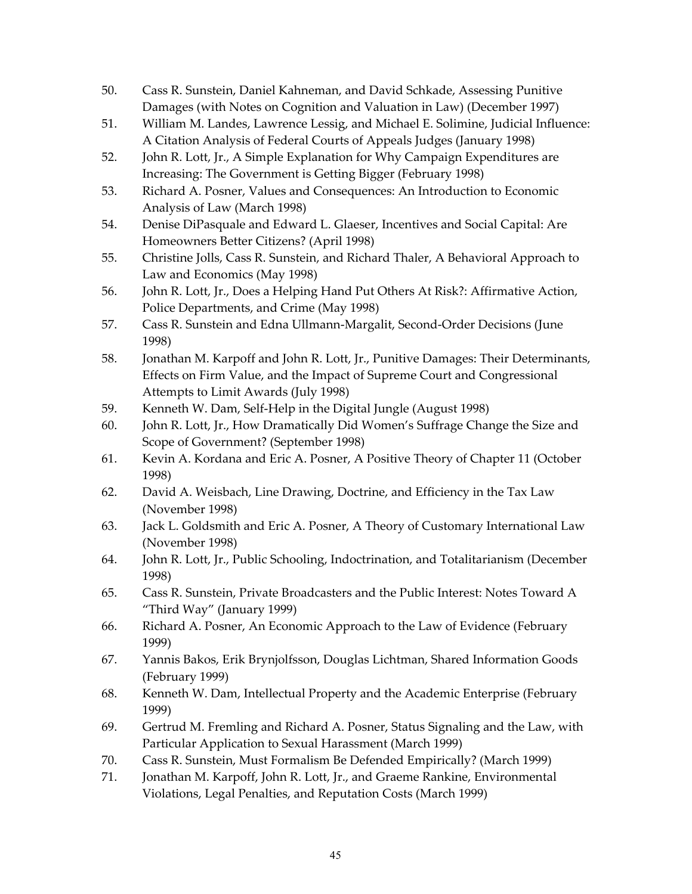50. Cass R. Sunstein, Daniel Kahneman, and David Schkade, Assessing Punitive Damages (with Notes on Cognition and Valuation in Law) (December 1997)
51. William M. Landes, Lawrence Lessig, and Michael E. Solimine, Judicial Influence: A Citation Analysis of Federal Courts of Appeals Judges (January 1998)
52. John R. Lott, Jr., A Simple Explanation for Why Campaign Expenditures are Increasing: The Government is Getting Bigger (February 1998)
53. Richard A. Posner, Values and Consequences: An Introduction to Economic Analysis of Law (March 1998)
54. Denise DiPasquale and Edward L. Glaeser, Incentives and Social Capital: Are Homeowners Better Citizens? (April 1998)
55. Christine Jolls, Cass R. Sunstein, and Richard Thaler, A Behavioral Approach to Law and Economics (May 1998)
56. John R. Lott, Jr., Does a Helping Hand Put Others At Risk?: Affirmative Action, Police Departments, and Crime (May 1998)
57. Cass R. Sunstein and Edna Ullmann-Margalit, Second-Order Decisions (June 1998)
58. Jonathan M. Karpoff and John R. Lott, Jr., Punitive Damages: Their Determinants, Effects on Firm Value, and the Impact of Supreme Court and Congressional Attempts to Limit Awards (July 1998)
59. Kenneth W. Dam, Self-Help in the Digital Jungle (August 1998)
60. John R. Lott, Jr., How Dramatically Did Women's Suffrage Change the Size and Scope of Government? (September 1998)
61. Kevin A. Kordana and Eric A. Posner, A Positive Theory of Chapter 11 (October 1998)
62. David A. Weisbach, Line Drawing, Doctrine, and Efficiency in the Tax Law (November 1998)
63. Jack L. Goldsmith and Eric A. Posner, A Theory of Customary International Law (November 1998)
64. John R. Lott, Jr., Public Schooling, Indoctrination, and Totalitarianism (December 1998)
65. Cass R. Sunstein, Private Broadcasters and the Public Interest: Notes Toward A "Third Way" (January 1999)
66. Richard A. Posner, An Economic Approach to the Law of Evidence (February 1999)
67. Yannis Bakos, Erik Brynjolfsson, Douglas Lichtman, Shared Information Goods (February 1999)
68. Kenneth W. Dam, Intellectual Property and the Academic Enterprise (February 1999)
69. Gertrud M. Fremling and Richard A. Posner, Status Signaling and the Law, with Particular Application to Sexual Harassment (March 1999)
70. Cass R. Sunstein, Must Formalism Be Defended Empirically? (March 1999)
71. Jonathan M. Karpoff, John R. Lott, Jr., and Graeme Rankine, Environmental Violations, Legal Penalties, and Reputation Costs (March 1999)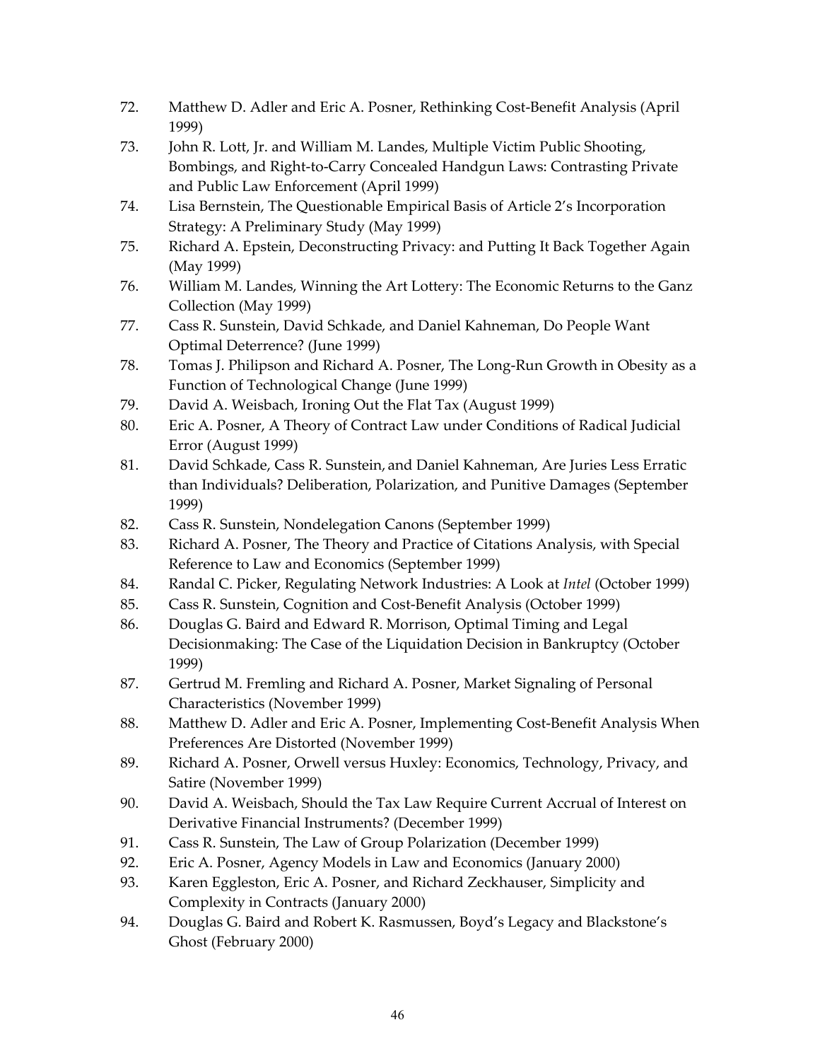72. Matthew D. Adler and Eric A. Posner, Rethinking Cost-Benefit Analysis (April 1999)
73. John R. Lott, Jr. and William M. Landes, Multiple Victim Public Shooting, Bombings, and Right-to-Carry Concealed Handgun Laws: Contrasting Private and Public Law Enforcement (April 1999)
74. Lisa Bernstein, The Questionable Empirical Basis of Article 2's Incorporation Strategy: A Preliminary Study (May 1999)
75. Richard A. Epstein, Deconstructing Privacy: and Putting It Back Together Again (May 1999)
76. William M. Landes, Winning the Art Lottery: The Economic Returns to the Ganz Collection (May 1999)
77. Cass R. Sunstein, David Schkade, and Daniel Kahneman, Do People Want Optimal Deterrence? (June 1999)
78. Tomas J. Philipson and Richard A. Posner, The Long-Run Growth in Obesity as a Function of Technological Change (June 1999)
79. David A. Weisbach, Ironing Out the Flat Tax (August 1999)
80. Eric A. Posner, A Theory of Contract Law under Conditions of Radical Judicial Error (August 1999)
81. David Schkade, Cass R. Sunstein, and Daniel Kahneman, Are Juries Less Erratic than Individuals? Deliberation, Polarization, and Punitive Damages (September 1999)
82. Cass R. Sunstein, Nondelegation Canons (September 1999)
83. Richard A. Posner, The Theory and Practice of Citations Analysis, with Special Reference to Law and Economics (September 1999)
84. Randal C. Picker, Regulating Network Industries: A Look at *Intel* (October 1999)
85. Cass R. Sunstein, Cognition and Cost-Benefit Analysis (October 1999)
86. Douglas G. Baird and Edward R. Morrison, Optimal Timing and Legal Decisionmaking: The Case of the Liquidation Decision in Bankruptcy (October 1999)
87. Gertrud M. Fremling and Richard A. Posner, Market Signaling of Personal Characteristics (November 1999)
88. Matthew D. Adler and Eric A. Posner, Implementing Cost-Benefit Analysis When Preferences Are Distorted (November 1999)
89. Richard A. Posner, Orwell versus Huxley: Economics, Technology, Privacy, and Satire (November 1999)
90. David A. Weisbach, Should the Tax Law Require Current Accrual of Interest on Derivative Financial Instruments? (December 1999)
91. Cass R. Sunstein, The Law of Group Polarization (December 1999)
92. Eric A. Posner, Agency Models in Law and Economics (January 2000)
93. Karen Eggleston, Eric A. Posner, and Richard Zeckhauser, Simplicity and Complexity in Contracts (January 2000)
94. Douglas G. Baird and Robert K. Rasmussen, Boyd's Legacy and Blackstone's Ghost (February 2000)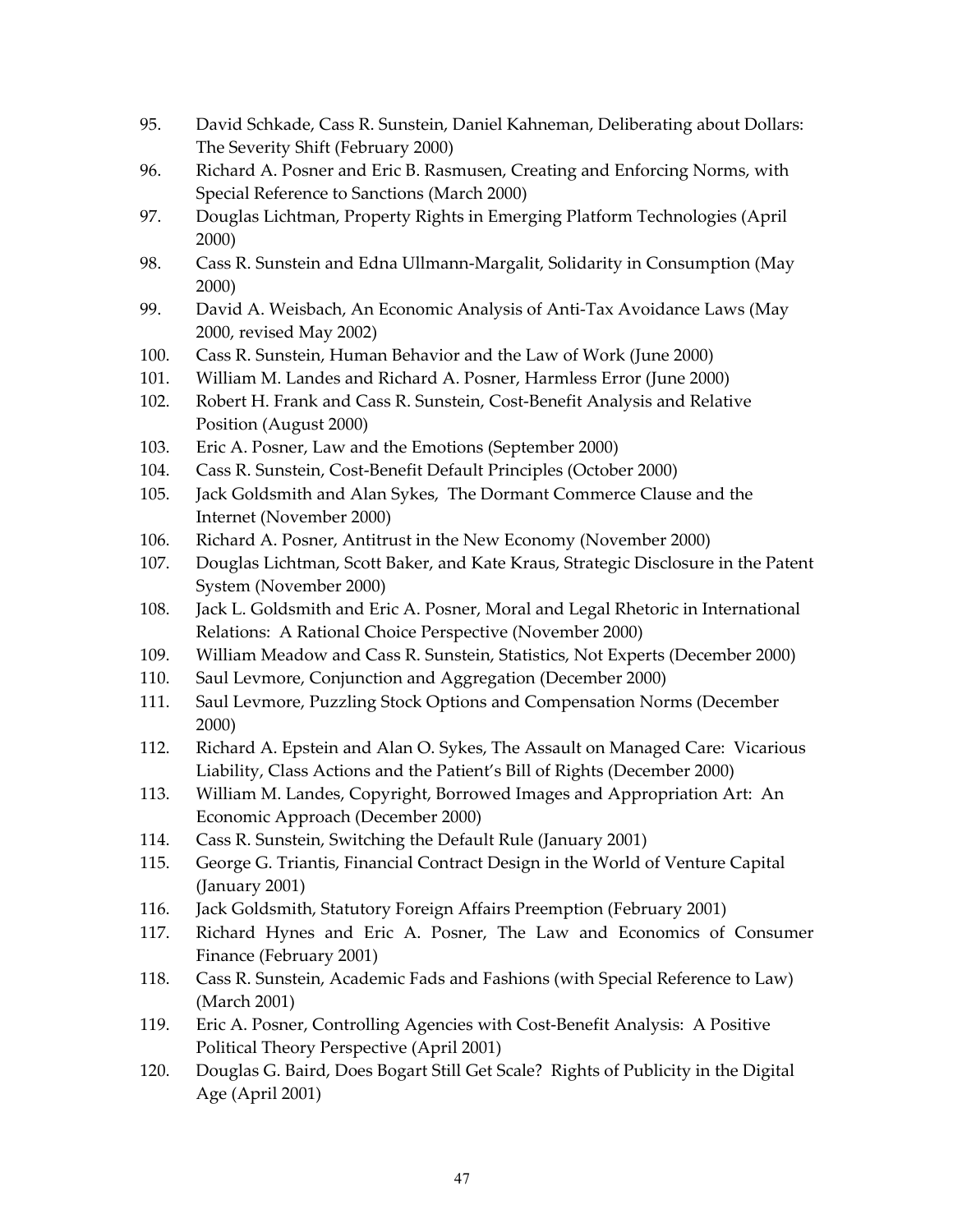95. David Schkade, Cass R. Sunstein, Daniel Kahneman, Deliberating about Dollars: The Severity Shift (February 2000)
96. Richard A. Posner and Eric B. Rasmusen, Creating and Enforcing Norms, with Special Reference to Sanctions (March 2000)
97. Douglas Lichtman, Property Rights in Emerging Platform Technologies (April 2000)
98. Cass R. Sunstein and Edna Ullmann-Margalit, Solidarity in Consumption (May 2000)
99. David A. Weisbach, An Economic Analysis of Anti-Tax Avoidance Laws (May 2000, revised May 2002)
100. Cass R. Sunstein, Human Behavior and the Law of Work (June 2000)
101. William M. Landes and Richard A. Posner, Harmless Error (June 2000)
102. Robert H. Frank and Cass R. Sunstein, Cost-Benefit Analysis and Relative Position (August 2000)
103. Eric A. Posner, Law and the Emotions (September 2000)
104. Cass R. Sunstein, Cost-Benefit Default Principles (October 2000)
105. Jack Goldsmith and Alan Sykes, The Dormant Commerce Clause and the Internet (November 2000)
106. Richard A. Posner, Antitrust in the New Economy (November 2000)
107. Douglas Lichtman, Scott Baker, and Kate Kraus, Strategic Disclosure in the Patent System (November 2000)
108. Jack L. Goldsmith and Eric A. Posner, Moral and Legal Rhetoric in International Relations: A Rational Choice Perspective (November 2000)
109. William Meadow and Cass R. Sunstein, Statistics, Not Experts (December 2000)
110. Saul Levmore, Conjunction and Aggregation (December 2000)
111. Saul Levmore, Puzzling Stock Options and Compensation Norms (December 2000)
112. Richard A. Epstein and Alan O. Sykes, The Assault on Managed Care: Vicarious Liability, Class Actions and the Patient's Bill of Rights (December 2000)
113. William M. Landes, Copyright, Borrowed Images and Appropriation Art: An Economic Approach (December 2000)
114. Cass R. Sunstein, Switching the Default Rule (January 2001)
115. George G. Triantis, Financial Contract Design in the World of Venture Capital (January 2001)
116. Jack Goldsmith, Statutory Foreign Affairs Preemption (February 2001)
117. Richard Hynes and Eric A. Posner, The Law and Economics of Consumer Finance (February 2001)
118. Cass R. Sunstein, Academic Fads and Fashions (with Special Reference to Law) (March 2001)
119. Eric A. Posner, Controlling Agencies with Cost-Benefit Analysis: A Positive Political Theory Perspective (April 2001)
120. Douglas G. Baird, Does Bogart Still Get Scale? Rights of Publicity in the Digital Age (April 2001)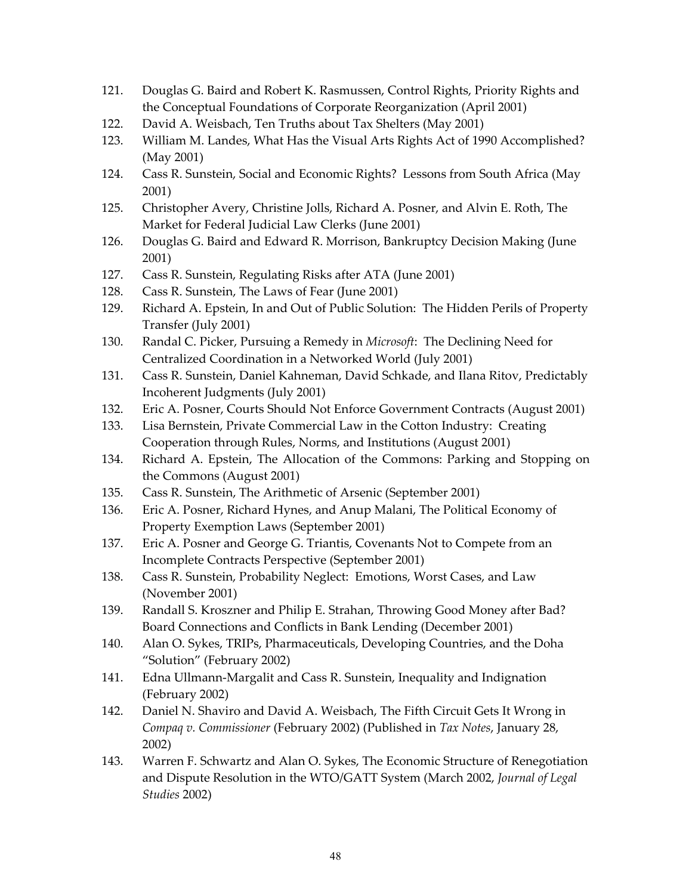121. Douglas G. Baird and Robert K. Rasmussen, Control Rights, Priority Rights and the Conceptual Foundations of Corporate Reorganization (April 2001)
122. David A. Weisbach, Ten Truths about Tax Shelters (May 2001)
123. William M. Landes, What Has the Visual Arts Rights Act of 1990 Accomplished? (May 2001)
124. Cass R. Sunstein, Social and Economic Rights? Lessons from South Africa (May 2001)
125. Christopher Avery, Christine Jolls, Richard A. Posner, and Alvin E. Roth, The Market for Federal Judicial Law Clerks (June 2001)
126. Douglas G. Baird and Edward R. Morrison, Bankruptcy Decision Making (June 2001)
127. Cass R. Sunstein, Regulating Risks after ATA (June 2001)
128. Cass R. Sunstein, The Laws of Fear (June 2001)
129. Richard A. Epstein, In and Out of Public Solution: The Hidden Perils of Property Transfer (July 2001)
130. Randal C. Picker, Pursuing a Remedy in *Microsoft*: The Declining Need for Centralized Coordination in a Networked World (July 2001)
131. Cass R. Sunstein, Daniel Kahneman, David Schkade, and Ilana Ritov, Predictably Incoherent Judgments (July 2001)
132. Eric A. Posner, Courts Should Not Enforce Government Contracts (August 2001)
133. Lisa Bernstein, Private Commercial Law in the Cotton Industry: Creating Cooperation through Rules, Norms, and Institutions (August 2001)
134. Richard A. Epstein, The Allocation of the Commons: Parking and Stopping on the Commons (August 2001)
135. Cass R. Sunstein, The Arithmetic of Arsenic (September 2001)
136. Eric A. Posner, Richard Hynes, and Anup Malani, The Political Economy of Property Exemption Laws (September 2001)
137. Eric A. Posner and George G. Triantis, Covenants Not to Compete from an Incomplete Contracts Perspective (September 2001)
138. Cass R. Sunstein, Probability Neglect: Emotions, Worst Cases, and Law (November 2001)
139. Randall S. Kroszner and Philip E. Strahan, Throwing Good Money after Bad? Board Connections and Conflicts in Bank Lending (December 2001)
140. Alan O. Sykes, TRIPs, Pharmaceuticals, Developing Countries, and the Doha "Solution" (February 2002)
141. Edna Ullmann-Margalit and Cass R. Sunstein, Inequality and Indignation (February 2002)
142. Daniel N. Shaviro and David A. Weisbach, The Fifth Circuit Gets It Wrong in *Compaq v. Commissioner* (February 2002) (Published in *Tax Notes*, January 28, 2002)
143. Warren F. Schwartz and Alan O. Sykes, The Economic Structure of Renegotiation and Dispute Resolution in the WTO/GATT System (March 2002, *Journal of Legal Studies* 2002)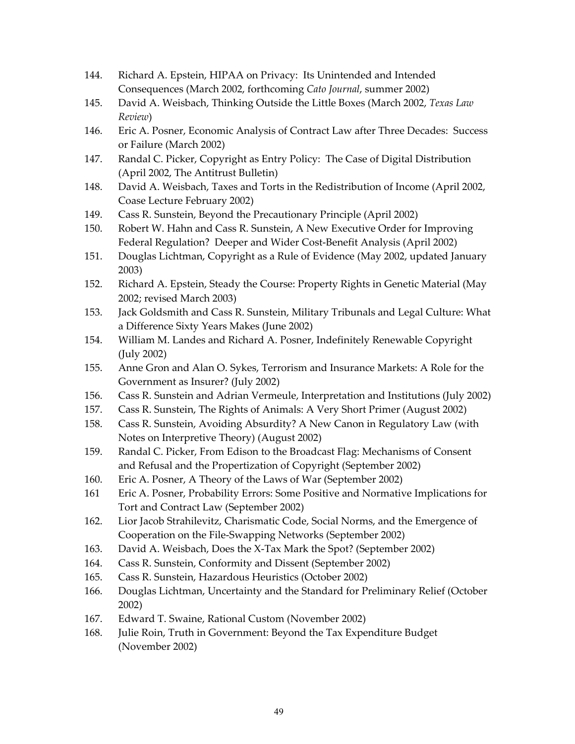144. Richard A. Epstein, HIPAA on Privacy: Its Unintended and Intended Consequences (March 2002, forthcoming *Cato Journal*, summer 2002)
145. David A. Weisbach, Thinking Outside the Little Boxes (March 2002, *Texas Law Review*)
146. Eric A. Posner, Economic Analysis of Contract Law after Three Decades: Success or Failure (March 2002)
147. Randal C. Picker, Copyright as Entry Policy: The Case of Digital Distribution (April 2002, The Antitrust Bulletin)
148. David A. Weisbach, Taxes and Torts in the Redistribution of Income (April 2002, Coase Lecture February 2002)
149. Cass R. Sunstein, Beyond the Precautionary Principle (April 2002)
150. Robert W. Hahn and Cass R. Sunstein, A New Executive Order for Improving Federal Regulation? Deeper and Wider Cost-Benefit Analysis (April 2002)
151. Douglas Lichtman, Copyright as a Rule of Evidence (May 2002, updated January 2003)
152. Richard A. Epstein, Steady the Course: Property Rights in Genetic Material (May 2002; revised March 2003)
153. Jack Goldsmith and Cass R. Sunstein, Military Tribunals and Legal Culture: What a Difference Sixty Years Makes (June 2002)
154. William M. Landes and Richard A. Posner, Indefinitely Renewable Copyright (July 2002)
155. Anne Gron and Alan O. Sykes, Terrorism and Insurance Markets: A Role for the Government as Insurer? (July 2002)
156. Cass R. Sunstein and Adrian Vermeule, Interpretation and Institutions (July 2002)
157. Cass R. Sunstein, The Rights of Animals: A Very Short Primer (August 2002)
158. Cass R. Sunstein, Avoiding Absurdity? A New Canon in Regulatory Law (with Notes on Interpretive Theory) (August 2002)
159. Randal C. Picker, From Edison to the Broadcast Flag: Mechanisms of Consent and Refusal and the Propertization of Copyright (September 2002)
160. Eric A. Posner, A Theory of the Laws of War (September 2002)
161 Eric A. Posner, Probability Errors: Some Positive and Normative Implications for Tort and Contract Law (September 2002)
162. Lior Jacob Strahilevitz, Charismatic Code, Social Norms, and the Emergence of Cooperation on the File-Swapping Networks (September 2002)
163. David A. Weisbach, Does the X-Tax Mark the Spot? (September 2002)
164. Cass R. Sunstein, Conformity and Dissent (September 2002)
165. Cass R. Sunstein, Hazardous Heuristics (October 2002)
166. Douglas Lichtman, Uncertainty and the Standard for Preliminary Relief (October 2002)
167. Edward T. Swaine, Rational Custom (November 2002)
168. Julie Roin, Truth in Government: Beyond the Tax Expenditure Budget (November 2002)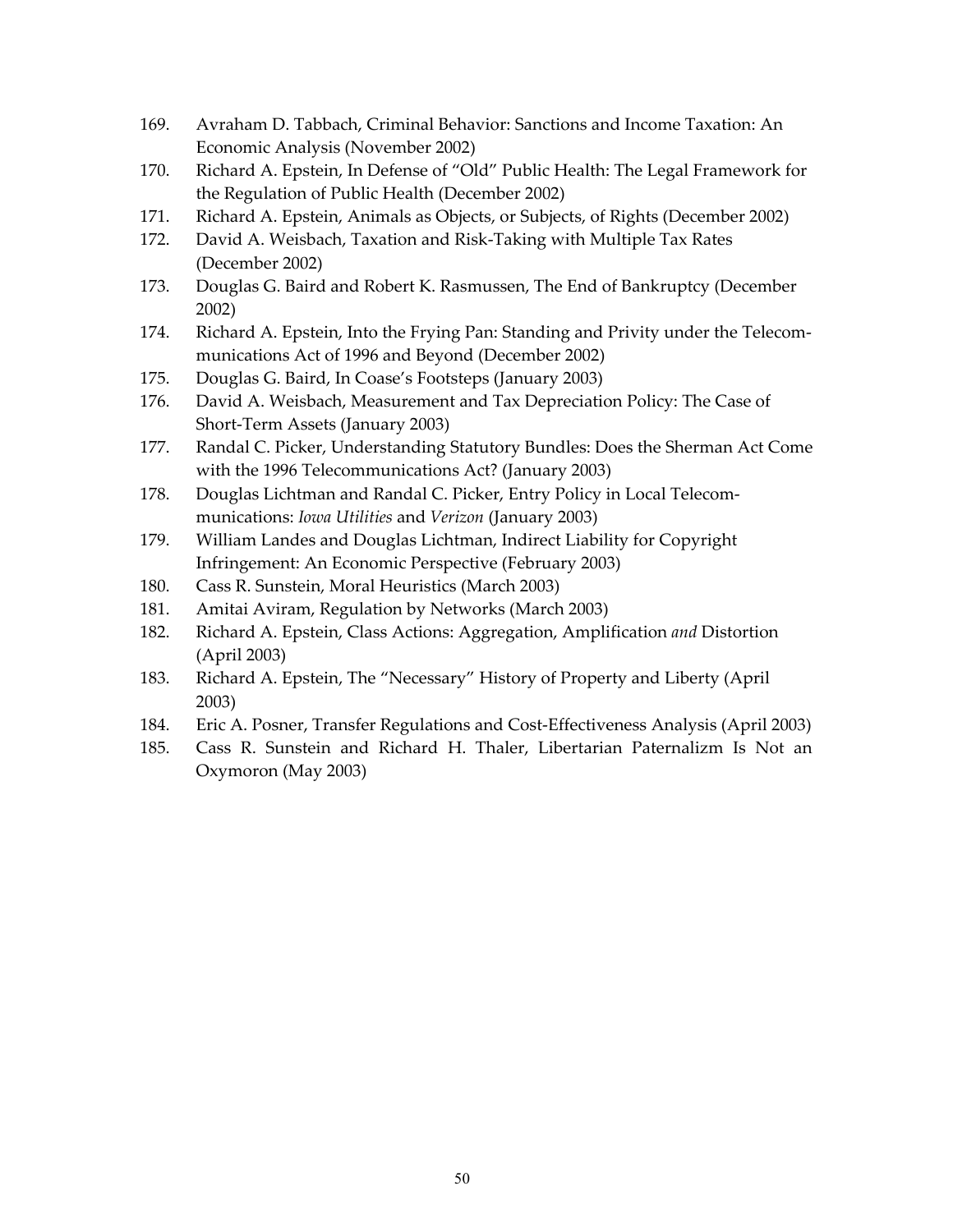169. Avraham D. Tabbach, Criminal Behavior: Sanctions and Income Taxation: An Economic Analysis (November 2002)
170. Richard A. Epstein, In Defense of "Old" Public Health: The Legal Framework for the Regulation of Public Health (December 2002)
171. Richard A. Epstein, Animals as Objects, or Subjects, of Rights (December 2002)
172. David A. Weisbach, Taxation and Risk-Taking with Multiple Tax Rates (December 2002)
173. Douglas G. Baird and Robert K. Rasmussen, The End of Bankruptcy (December 2002)
174. Richard A. Epstein, Into the Frying Pan: Standing and Privity under the Telecommunications Act of 1996 and Beyond (December 2002)
175. Douglas G. Baird, In Coase's Footsteps (January 2003)
176. David A. Weisbach, Measurement and Tax Depreciation Policy: The Case of Short-Term Assets (January 2003)
177. Randal C. Picker, Understanding Statutory Bundles: Does the Sherman Act Come with the 1996 Telecommunications Act? (January 2003)
178. Douglas Lichtman and Randal C. Picker, Entry Policy in Local Telecommunications: *Iowa Utilities* and *Verizon* (January 2003)
179. William Landes and Douglas Lichtman, Indirect Liability for Copyright Infringement: An Economic Perspective (February 2003)
180. Cass R. Sunstein, Moral Heuristics (March 2003)
181. Amitai Aviram, Regulation by Networks (March 2003)
182. Richard A. Epstein, Class Actions: Aggregation, Amplification *and* Distortion (April 2003)
183. Richard A. Epstein, The "Necessary" History of Property and Liberty (April 2003)
184. Eric A. Posner, Transfer Regulations and Cost-Effectiveness Analysis (April 2003)
185. Cass R. Sunstein and Richard H. Thaler, Libertarian Paternalizm Is Not an Oxymoron (May 2003)